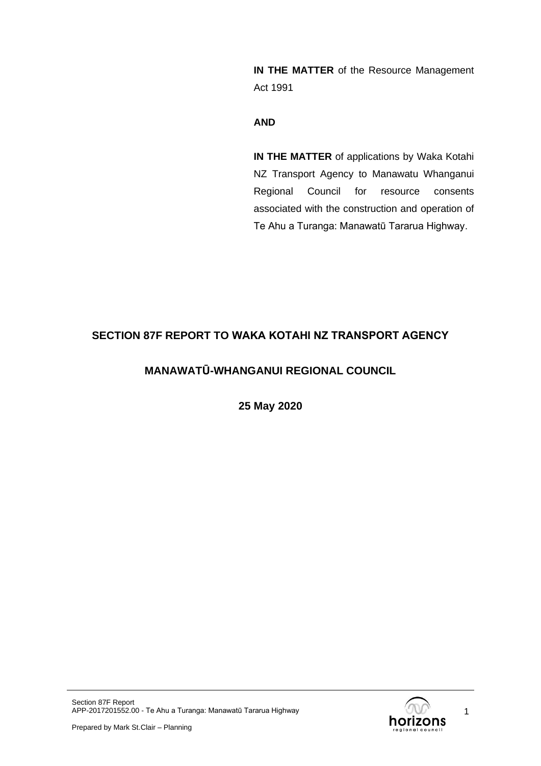**IN THE MATTER** of the Resource Management Act 1991

**AND**

**IN THE MATTER** of applications by Waka Kotahi NZ Transport Agency to Manawatu Whanganui Regional Council for resource consents associated with the construction and operation of Te Ahu a Turanga: Manawatū Tararua Highway.

## SECTION 87F REPORT TO WAKA KOTAHI NZ TRANSPORT AGENCY

## MANAWATŪ-WHANGANUI REGIONAL COUNCIL

**25 May 2020**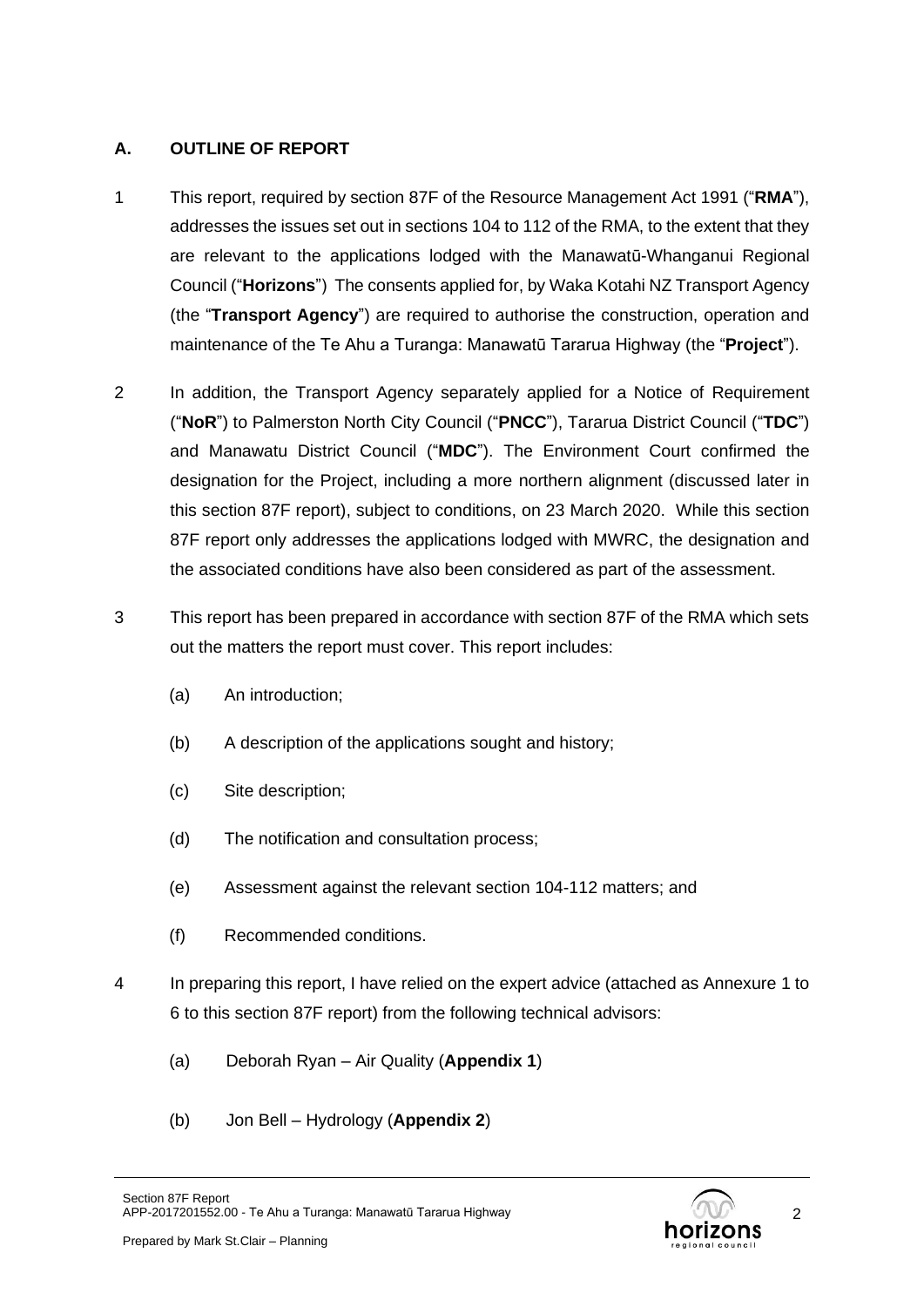## A. OUTLINE OF REPORT

1 This report, required by section 87F of the Resource Management Act 1991 ("**RMA**"), addresses the issues set out in sections 104 to 112 of the RMA, to the extent that they are relevant to the applications lodged with the Manawatū-Whanganui Regional Council ("**Horizons**") The consents applied for, by Waka Kotahi NZ Transport Agency (the "**Transport Agency**") are required to authorise the construction, operation and maintenance of the Te Ahu a Turanga: Manawatū Tararua Highway (the "**Project**").

2 In addition, the Transport Agency separately applied for a Notice of Requirement ("**NoR**") to Palmerston North City Council ("**PNCC**"), Tararua District Council ("**TDC**") and Manawatu District Council ("**MDC**"). The Environment Court confirmed the designation for the Project, including a more northern alignment (discussed later in this section 87F report), subject to conditions, on 23 March 2020. While this section 87F report only addresses the applications lodged with MWRC, the designation and the associated conditions have also been considered as part of the assessment.

3 This report has been prepared in accordance with section 87F of the RMA which sets out the matters the report must cover. This report includes:

(a) An introduction;

(b) A description of the applications sought and history;

(c) Site description;

(d) The notification and consultation process;

(e) Assessment against the relevant section 104-112 matters; and

(f) Recommended conditions.

4 In preparing this report, I have relied on the expert advice (attached as Annexure 1 to 6 to this section 87F report) from the following technical advisors:

(a) Deborah Ryan – Air Quality (**Appendix 1**)

(b) Jon Bell – Hydrology (**Appendix 2**)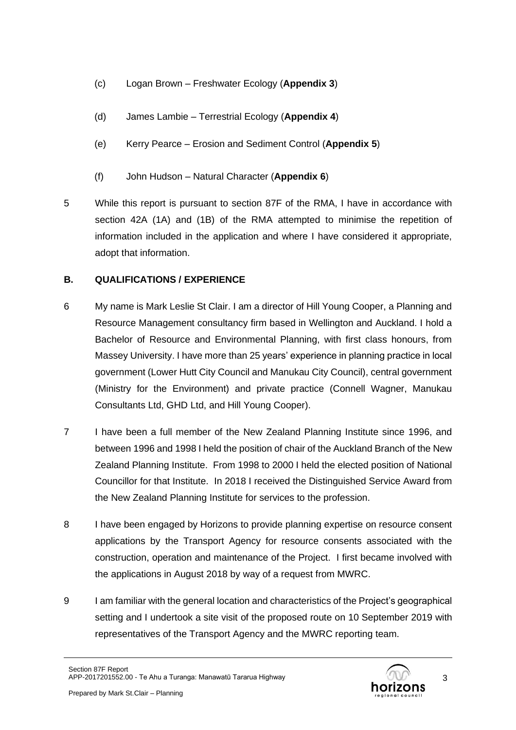(c) Logan Brown – Freshwater Ecology (**Appendix 3**)

(d) James Lambie – Terrestrial Ecology (**Appendix 4**)

(e) Kerry Pearce – Erosion and Sediment Control (**Appendix 5**)

(f) John Hudson – Natural Character (**Appendix 6**)

5 While this report is pursuant to section 87F of the RMA, I have in accordance with section 42A (1A) and (1B) of the RMA attempted to minimise the repetition of information included in the application and where I have considered it appropriate, adopt that information.

## B. QUALIFICATIONS / EXPERIENCE

6 My name is Mark Leslie St Clair. I am a director of Hill Young Cooper, a Planning and Resource Management consultancy firm based in Wellington and Auckland. I hold a Bachelor of Resource and Environmental Planning, with first class honours, from Massey University. I have more than 25 years' experience in planning practice in local government (Lower Hutt City Council and Manukau City Council), central government (Ministry for the Environment) and private practice (Connell Wagner, Manukau Consultants Ltd, GHD Ltd, and Hill Young Cooper).

7 I have been a full member of the New Zealand Planning Institute since 1996, and between 1996 and 1998 I held the position of chair of the Auckland Branch of the New Zealand Planning Institute. From 1998 to 2000 I held the elected position of National Councillor for that Institute. In 2018 I received the Distinguished Service Award from the New Zealand Planning Institute for services to the profession.

8 I have been engaged by Horizons to provide planning expertise on resource consent applications by the Transport Agency for resource consents associated with the construction, operation and maintenance of the Project. I first became involved with the applications in August 2018 by way of a request from MWRC.

9 I am familiar with the general location and characteristics of the Project's geographical setting and I undertook a site visit of the proposed route on 10 September 2019 with representatives of the Transport Agency and the MWRC reporting team.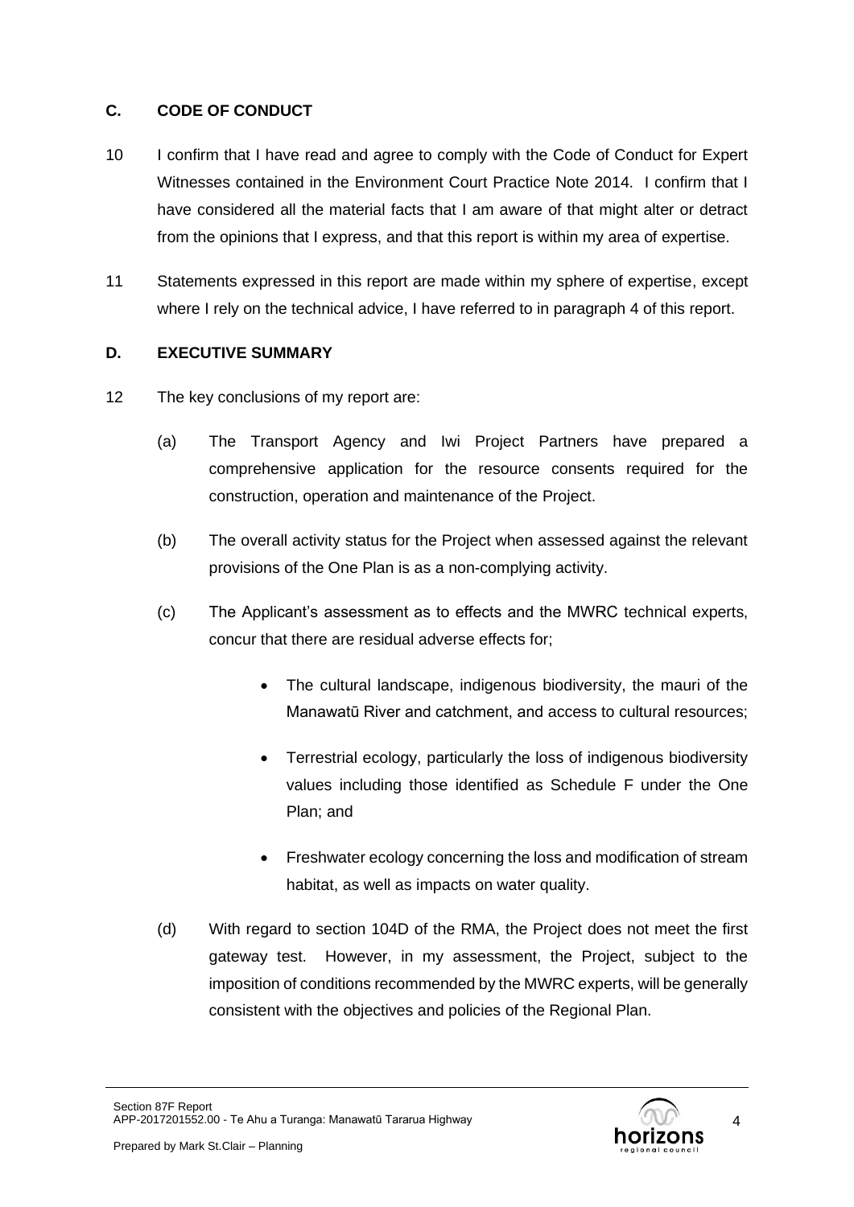## C. CODE OF CONDUCT

10 I confirm that I have read and agree to comply with the Code of Conduct for Expert Witnesses contained in the Environment Court Practice Note 2014. I confirm that I have considered all the material facts that I am aware of that might alter or detract from the opinions that I express, and that this report is within my area of expertise.

11 Statements expressed in this report are made within my sphere of expertise, except where I rely on the technical advice, I have referred to in paragraph 4 of this report.

## D. EXECUTIVE SUMMARY

12 The key conclusions of my report are:

(a) The Transport Agency and Iwi Project Partners have prepared a comprehensive application for the resource consents required for the construction, operation and maintenance of the Project.

(b) The overall activity status for the Project when assessed against the relevant provisions of the One Plan is as a non-complying activity.

(c) The Applicant's assessment as to effects and the MWRC technical experts, concur that there are residual adverse effects for;

- The cultural landscape, indigenous biodiversity, the mauri of the Manawatū River and catchment, and access to cultural resources;
- Terrestrial ecology, particularly the loss of indigenous biodiversity values including those identified as Schedule F under the One Plan; and
- Freshwater ecology concerning the loss and modification of stream habitat, as well as impacts on water quality.

(d) With regard to section 104D of the RMA, the Project does not meet the first gateway test. However, in my assessment, the Project, subject to the imposition of conditions recommended by the MWRC experts, will be generally consistent with the objectives and policies of the Regional Plan.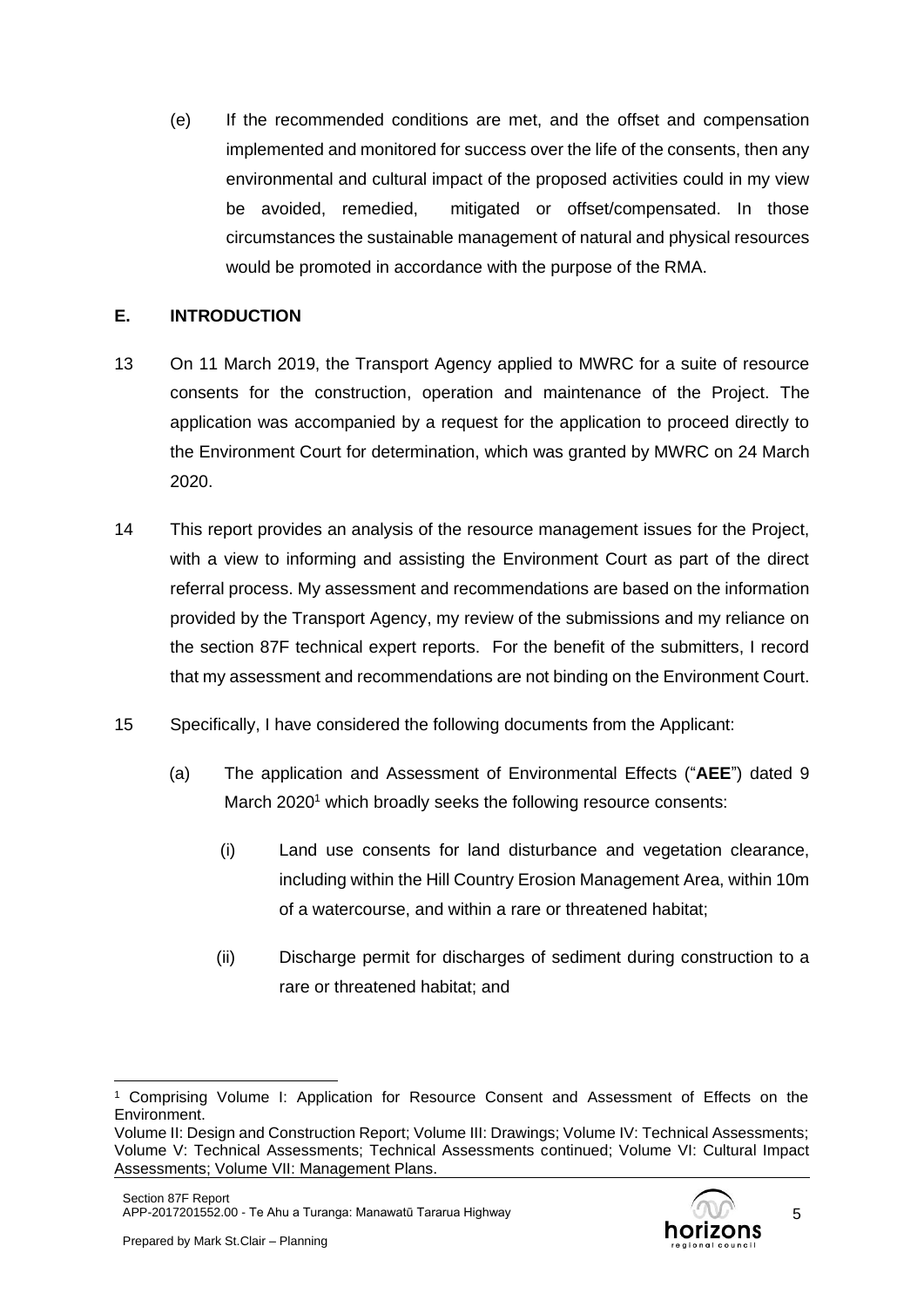(e) If the recommended conditions are met, and the offset and compensation implemented and monitored for success over the life of the consents, then any environmental and cultural impact of the proposed activities could in my view be avoided, remedied, mitigated or offset/compensated. In those circumstances the sustainable management of natural and physical resources would be promoted in accordance with the purpose of the RMA.

## E. INTRODUCTION

13 On 11 March 2019, the Transport Agency applied to MWRC for a suite of resource consents for the construction, operation and maintenance of the Project. The application was accompanied by a request for the application to proceed directly to the Environment Court for determination, which was granted by MWRC on 24 March 2020.

14 This report provides an analysis of the resource management issues for the Project, with a view to informing and assisting the Environment Court as part of the direct referral process. My assessment and recommendations are based on the information provided by the Transport Agency, my review of the submissions and my reliance on the section 87F technical expert reports. For the benefit of the submitters, I record that my assessment and recommendations are not binding on the Environment Court.

15 Specifically, I have considered the following documents from the Applicant:

(a) The application and Assessment of Environmental Effects ("**AEE**") dated 9 March 2020[1] which broadly seeks the following resource consents:

(i) Land use consents for land disturbance and vegetation clearance, including within the Hill Country Erosion Management Area, within 10m of a watercourse, and within a rare or threatened habitat;

(ii) Discharge permit for discharges of sediment during construction to a rare or threatened habitat; and

[1] Comprising Volume I: Application for Resource Consent and Assessment of Effects on the Environment.
Volume II: Design and Construction Report; Volume III: Drawings; Volume IV: Technical Assessments; Volume V: Technical Assessments; Technical Assessments continued; Volume VI: Cultural Impact Assessments; Volume VII: Management Plans.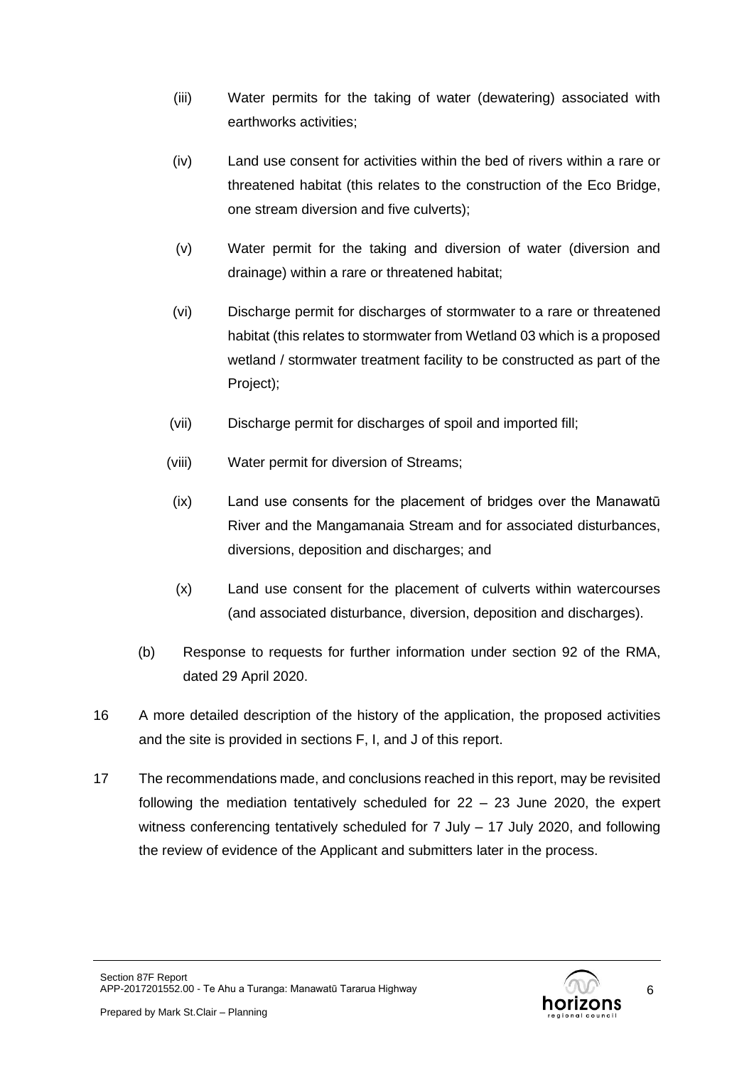(iii) Water permits for the taking of water (dewatering) associated with earthworks activities;

(iv) Land use consent for activities within the bed of rivers within a rare or threatened habitat (this relates to the construction of the Eco Bridge, one stream diversion and five culverts);

(v) Water permit for the taking and diversion of water (diversion and drainage) within a rare or threatened habitat;

(vi) Discharge permit for discharges of stormwater to a rare or threatened habitat (this relates to stormwater from Wetland 03 which is a proposed wetland / stormwater treatment facility to be constructed as part of the Project);

(vii) Discharge permit for discharges of spoil and imported fill;

(viii) Water permit for diversion of Streams;

(ix) Land use consents for the placement of bridges over the Manawatū River and the Mangamanaia Stream and for associated disturbances, diversions, deposition and discharges; and

(x) Land use consent for the placement of culverts within watercourses (and associated disturbance, diversion, deposition and discharges).

(b) Response to requests for further information under section 92 of the RMA, dated 29 April 2020.

16 A more detailed description of the history of the application, the proposed activities and the site is provided in sections F, I, and J of this report.

17 The recommendations made, and conclusions reached in this report, may be revisited following the mediation tentatively scheduled for 22 – 23 June 2020, the expert witness conferencing tentatively scheduled for 7 July – 17 July 2020, and following the review of evidence of the Applicant and submitters later in the process.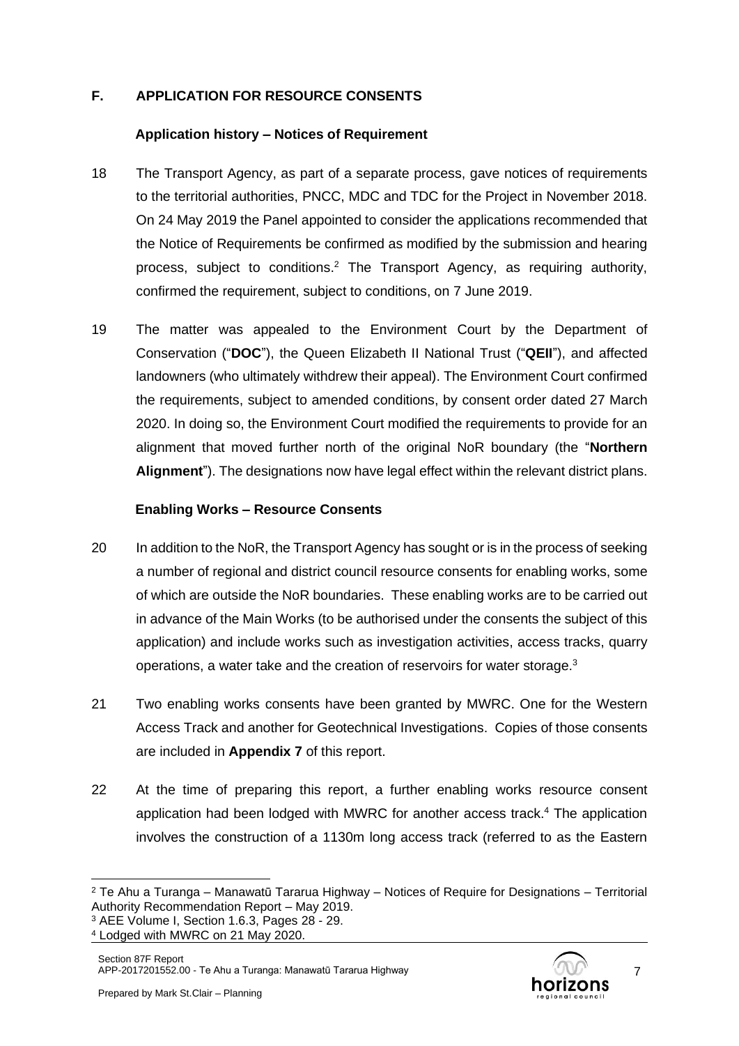## F. APPLICATION FOR RESOURCE CONSENTS

### Application history – Notices of Requirement

18 The Transport Agency, as part of a separate process, gave notices of requirements to the territorial authorities, PNCC, MDC and TDC for the Project in November 2018. On 24 May 2019 the Panel appointed to consider the applications recommended that the Notice of Requirements be confirmed as modified by the submission and hearing process, subject to conditions.[2] The Transport Agency, as requiring authority, confirmed the requirement, subject to conditions, on 7 June 2019.

19 The matter was appealed to the Environment Court by the Department of Conservation ("**DOC**"), the Queen Elizabeth II National Trust ("**QEII**"), and affected landowners (who ultimately withdrew their appeal). The Environment Court confirmed the requirements, subject to amended conditions, by consent order dated 27 March 2020. In doing so, the Environment Court modified the requirements to provide for an alignment that moved further north of the original NoR boundary (the "**Northern Alignment**"). The designations now have legal effect within the relevant district plans.

### Enabling Works – Resource Consents

20 In addition to the NoR, the Transport Agency has sought or is in the process of seeking a number of regional and district council resource consents for enabling works, some of which are outside the NoR boundaries. These enabling works are to be carried out in advance of the Main Works (to be authorised under the consents the subject of this application) and include works such as investigation activities, access tracks, quarry operations, a water take and the creation of reservoirs for water storage.[3]

21 Two enabling works consents have been granted by MWRC. One for the Western Access Track and another for Geotechnical Investigations. Copies of those consents are included in **Appendix 7** of this report.

22 At the time of preparing this report, a further enabling works resource consent application had been lodged with MWRC for another access track.[4] The application involves the construction of a 1130m long access track (referred to as the Eastern

---

[2] Te Ahu a Turanga – Manawatū Tararua Highway – Notices of Require for Designations – Territorial Authority Recommendation Report – May 2019.

[3] AEE Volume I, Section 1.6.3, Pages 28 - 29.

[4] Lodged with MWRC on 21 May 2020.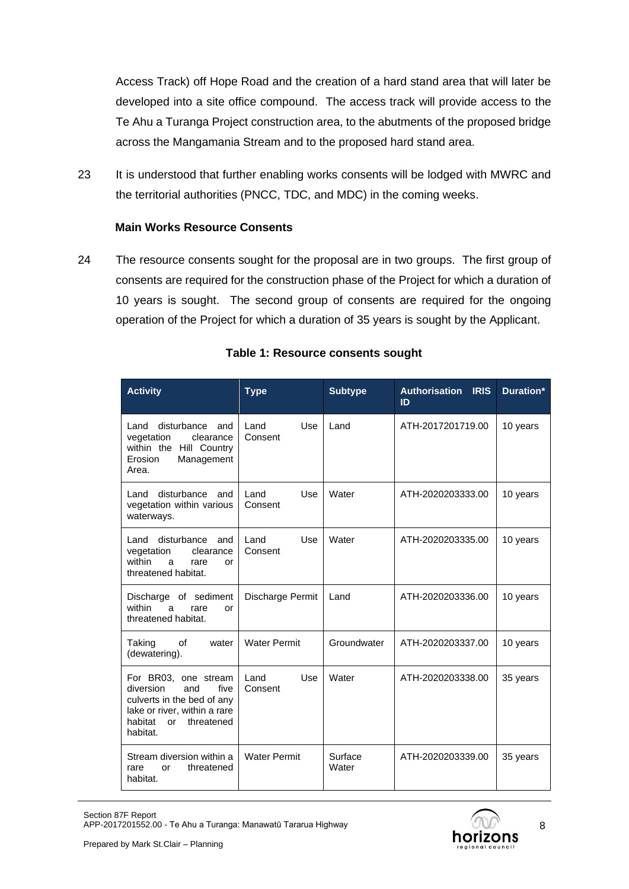Access Track) off Hope Road and the creation of a hard stand area that will later be developed into a site office compound. The access track will provide access to the Te Ahu a Turanga Project construction area, to the abutments of the proposed bridge across the Mangamania Stream and to the proposed hard stand area.

23 It is understood that further enabling works consents will be lodged with MWRC and the territorial authorities (PNCC, TDC, and MDC) in the coming weeks.

**Main Works Resource Consents**

24 The resource consents sought for the proposal are in two groups. The first group of consents are required for the construction phase of the Project for which a duration of 10 years is sought. The second group of consents are required for the ongoing operation of the Project for which a duration of 35 years is sought by the Applicant.

**Table 1: Resource consents sought**

| Activity | Type | Subtype | Authorisation IRIS ID | Duration* |
|---|---|---|---|---|
| Land disturbance and vegetation clearance within the Hill Country Erosion Management Area. | Land Use Consent | Land | ATH-2017201719.00 | 10 years |
| Land disturbance and vegetation within various waterways. | Land Use Consent | Water | ATH-2020203333.00 | 10 years |
| Land disturbance and vegetation clearance within a rare or threatened habitat. | Land Use Consent | Water | ATH-2020203335.00 | 10 years |
| Discharge of sediment within a rare or threatened habitat. | Discharge Permit | Land | ATH-2020203336.00 | 10 years |
| Taking of water (dewatering). | Water Permit | Groundwater | ATH-2020203337.00 | 10 years |
| For BR03, one stream diversion and five culverts in the bed of any lake or river, within a rare habitat or threatened habitat. | Land Use Consent | Water | ATH-2020203338.00 | 35 years |
| Stream diversion within a rare or threatened habitat. | Water Permit | Surface Water | ATH-2020203339.00 | 35 years |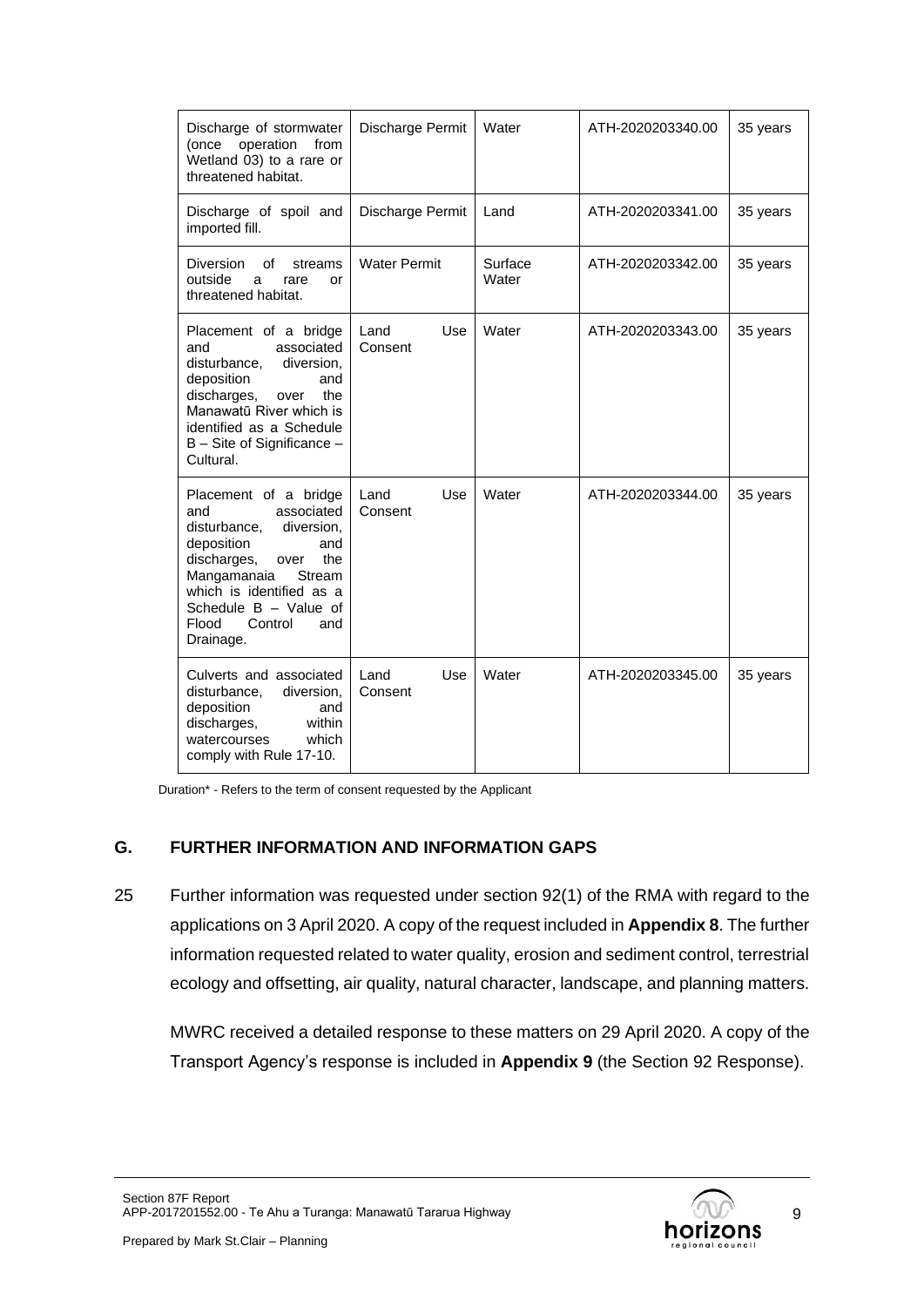| | | | | |
|---|---|---|---|---|
| Discharge of stormwater (once operation from Wetland 03) to a rare or threatened habitat. | Discharge Permit | Water | ATH-2020203340.00 | 35 years |
| Discharge of spoil and imported fill. | Discharge Permit | Land | ATH-2020203341.00 | 35 years |
| Diversion of streams outside a rare or threatened habitat. | Water Permit | Surface Water | ATH-2020203342.00 | 35 years |
| Placement of a bridge and associated disturbance, diversion, deposition and discharges, over the Manawatū River which is identified as a Schedule B – Site of Significance – Cultural. | Land Use Consent | Water | ATH-2020203343.00 | 35 years |
| Placement of a bridge and associated disturbance, diversion, deposition and discharges, over the Mangamanaia Stream which is identified as a Schedule B – Value of Flood Control and Drainage. | Land Use Consent | Water | ATH-2020203344.00 | 35 years |
| Culverts and associated disturbance, diversion, deposition and discharges, within watercourses which comply with Rule 17-10. | Land Use Consent | Water | ATH-2020203345.00 | 35 years |

Duration* - Refers to the term of consent requested by the Applicant

## G. FURTHER INFORMATION AND INFORMATION GAPS

25 Further information was requested under section 92(1) of the RMA with regard to the applications on 3 April 2020. A copy of the request included in **Appendix 8**. The further information requested related to water quality, erosion and sediment control, terrestrial ecology and offsetting, air quality, natural character, landscape, and planning matters.

MWRC received a detailed response to these matters on 29 April 2020. A copy of the Transport Agency's response is included in **Appendix 9** (the Section 92 Response).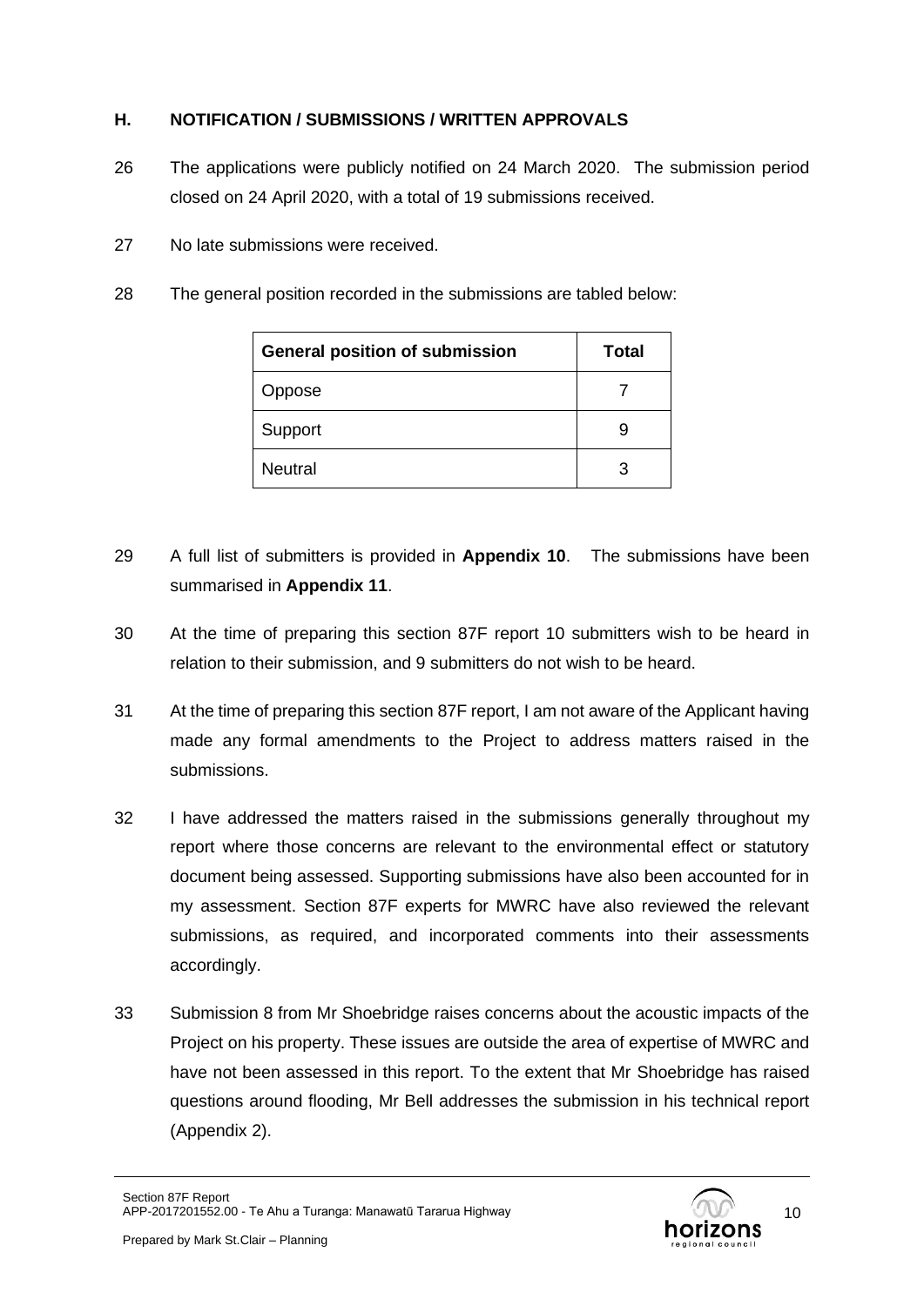## H. NOTIFICATION / SUBMISSIONS / WRITTEN APPROVALS

26 The applications were publicly notified on 24 March 2020. The submission period closed on 24 April 2020, with a total of 19 submissions received.

27 No late submissions were received.

28 The general position recorded in the submissions are tabled below:

| General position of submission | Total |
|---|---|
| Oppose | 7 |
| Support | 9 |
| Neutral | 3 |

29 A full list of submitters is provided in **Appendix 10**. The submissions have been summarised in **Appendix 11**.

30 At the time of preparing this section 87F report 10 submitters wish to be heard in relation to their submission, and 9 submitters do not wish to be heard.

31 At the time of preparing this section 87F report, I am not aware of the Applicant having made any formal amendments to the Project to address matters raised in the submissions.

32 I have addressed the matters raised in the submissions generally throughout my report where those concerns are relevant to the environmental effect or statutory document being assessed. Supporting submissions have also been accounted for in my assessment. Section 87F experts for MWRC have also reviewed the relevant submissions, as required, and incorporated comments into their assessments accordingly.

33 Submission 8 from Mr Shoebridge raises concerns about the acoustic impacts of the Project on his property. These issues are outside the area of expertise of MWRC and have not been assessed in this report. To the extent that Mr Shoebridge has raised questions around flooding, Mr Bell addresses the submission in his technical report (Appendix 2).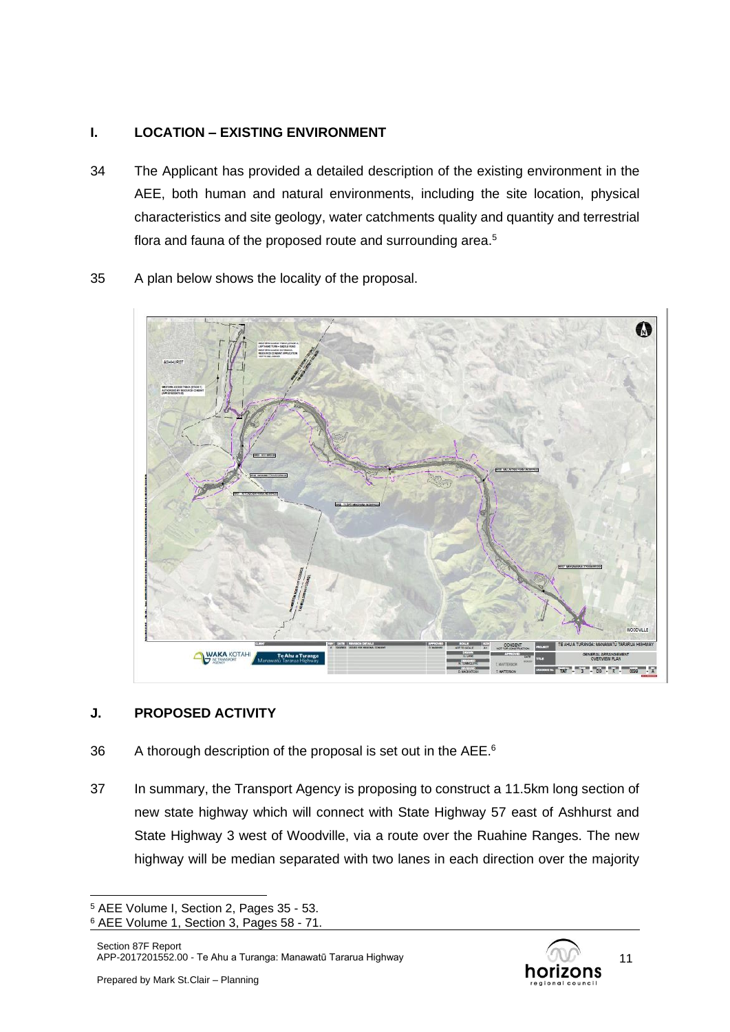## I. LOCATION – EXISTING ENVIRONMENT

34 The Applicant has provided a detailed description of the existing environment in the AEE, both human and natural environments, including the site location, physical characteristics and site geology, water catchments quality and quantity and terrestrial flora and fauna of the proposed route and surrounding area.[5]

35 A plan below shows the locality of the proposal.

## J. PROPOSED ACTIVITY

36 A thorough description of the proposal is set out in the AEE.[6]

37 In summary, the Transport Agency is proposing to construct a 11.5km long section of new state highway which will connect with State Highway 57 east of Ashhurst and State Highway 3 west of Woodville, via a route over the Ruahine Ranges. The new highway will be median separated with two lanes in each direction over the majority

---

[5] AEE Volume I, Section 2, Pages 35 - 53.

[6] AEE Volume 1, Section 3, Pages 58 - 71.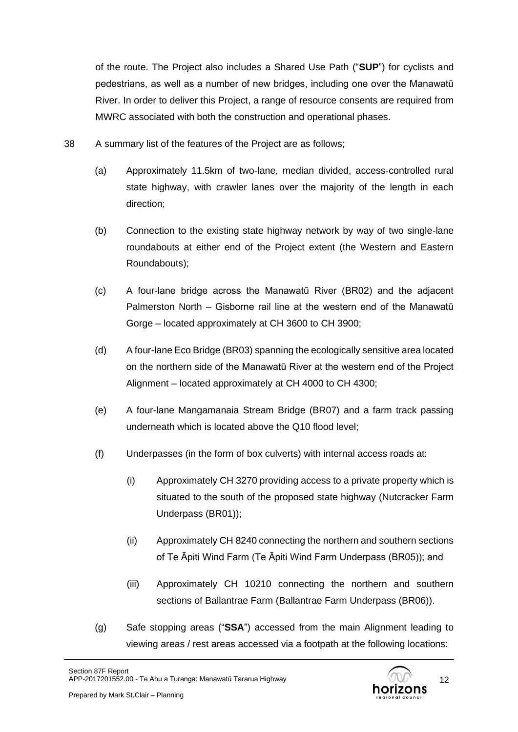of the route. The Project also includes a Shared Use Path ("**SUP**") for cyclists and pedestrians, as well as a number of new bridges, including one over the Manawatū River. In order to deliver this Project, a range of resource consents are required from MWRC associated with both the construction and operational phases.

38 A summary list of the features of the Project are as follows;

(a) Approximately 11.5km of two-lane, median divided, access-controlled rural state highway, with crawler lanes over the majority of the length in each direction;

(b) Connection to the existing state highway network by way of two single-lane roundabouts at either end of the Project extent (the Western and Eastern Roundabouts);

(c) A four-lane bridge across the Manawatū River (BR02) and the adjacent Palmerston North – Gisborne rail line at the western end of the Manawatū Gorge – located approximately at CH 3600 to CH 3900;

(d) A four-lane Eco Bridge (BR03) spanning the ecologically sensitive area located on the northern side of the Manawatū River at the western end of the Project Alignment – located approximately at CH 4000 to CH 4300;

(e) A four-lane Mangamanaia Stream Bridge (BR07) and a farm track passing underneath which is located above the Q10 flood level;

(f) Underpasses (in the form of box culverts) with internal access roads at:

(i) Approximately CH 3270 providing access to a private property which is situated to the south of the proposed state highway (Nutcracker Farm Underpass (BR01));

(ii) Approximately CH 8240 connecting the northern and southern sections of Te Āpiti Wind Farm (Te Āpiti Wind Farm Underpass (BR05)); and

(iii) Approximately CH 10210 connecting the northern and southern sections of Ballantrae Farm (Ballantrae Farm Underpass (BR06)).

(g) Safe stopping areas ("**SSA**") accessed from the main Alignment leading to viewing areas / rest areas accessed via a footpath at the following locations: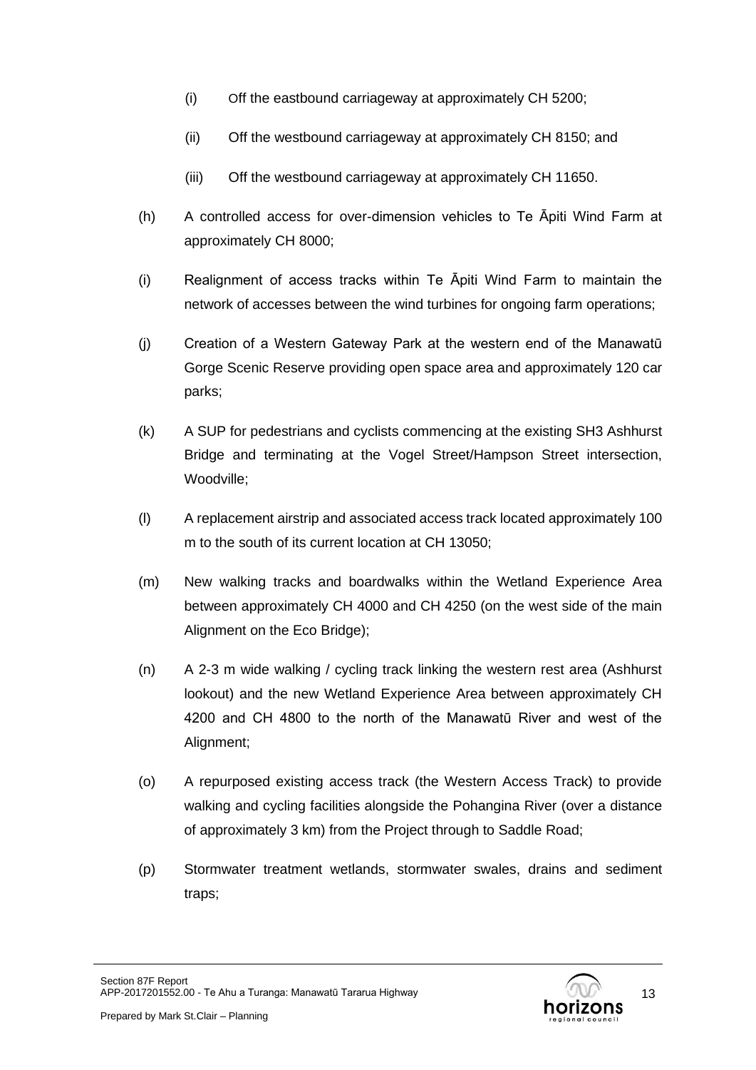(i) Off the eastbound carriageway at approximately CH 5200;

(ii) Off the westbound carriageway at approximately CH 8150; and

(iii) Off the westbound carriageway at approximately CH 11650.

(h) A controlled access for over-dimension vehicles to Te Āpiti Wind Farm at approximately CH 8000;

(i) Realignment of access tracks within Te Āpiti Wind Farm to maintain the network of accesses between the wind turbines for ongoing farm operations;

(j) Creation of a Western Gateway Park at the western end of the Manawatū Gorge Scenic Reserve providing open space area and approximately 120 car parks;

(k) A SUP for pedestrians and cyclists commencing at the existing SH3 Ashhurst Bridge and terminating at the Vogel Street/Hampson Street intersection, Woodville;

(l) A replacement airstrip and associated access track located approximately 100 m to the south of its current location at CH 13050;

(m) New walking tracks and boardwalks within the Wetland Experience Area between approximately CH 4000 and CH 4250 (on the west side of the main Alignment on the Eco Bridge);

(n) A 2-3 m wide walking / cycling track linking the western rest area (Ashhurst lookout) and the new Wetland Experience Area between approximately CH 4200 and CH 4800 to the north of the Manawatū River and west of the Alignment;

(o) A repurposed existing access track (the Western Access Track) to provide walking and cycling facilities alongside the Pohangina River (over a distance of approximately 3 km) from the Project through to Saddle Road;

(p) Stormwater treatment wetlands, stormwater swales, drains and sediment traps;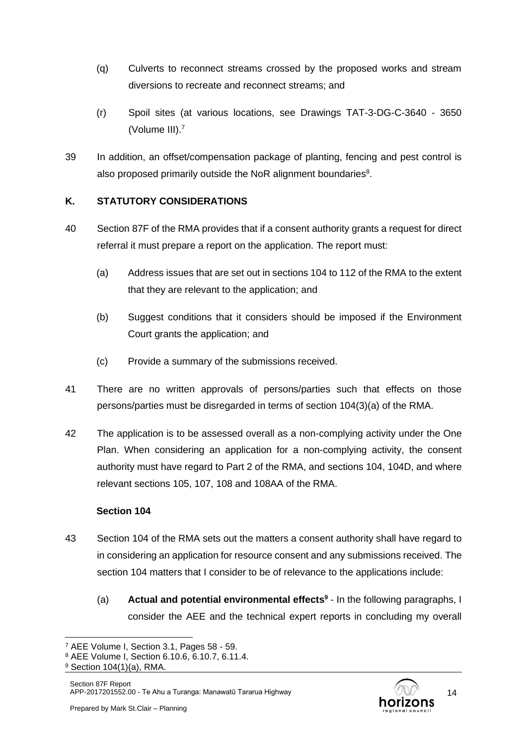(q) Culverts to reconnect streams crossed by the proposed works and stream diversions to recreate and reconnect streams; and

(r) Spoil sites (at various locations, see Drawings TAT-3-DG-C-3640 - 3650 (Volume III).[7]

39 In addition, an offset/compensation package of planting, fencing and pest control is also proposed primarily outside the NoR alignment boundaries[8].

## K. STATUTORY CONSIDERATIONS

40 Section 87F of the RMA provides that if a consent authority grants a request for direct referral it must prepare a report on the application. The report must:

(a) Address issues that are set out in sections 104 to 112 of the RMA to the extent that they are relevant to the application; and

(b) Suggest conditions that it considers should be imposed if the Environment Court grants the application; and

(c) Provide a summary of the submissions received.

41 There are no written approvals of persons/parties such that effects on those persons/parties must be disregarded in terms of section 104(3)(a) of the RMA.

42 The application is to be assessed overall as a non-complying activity under the One Plan. When considering an application for a non-complying activity, the consent authority must have regard to Part 2 of the RMA, and sections 104, 104D, and where relevant sections 105, 107, 108 and 108AA of the RMA.

### Section 104

43 Section 104 of the RMA sets out the matters a consent authority shall have regard to in considering an application for resource consent and any submissions received. The section 104 matters that I consider to be of relevance to the applications include:

(a) **Actual and potential environmental effects[9]** - In the following paragraphs, I consider the AEE and the technical expert reports in concluding my overall

---

[7] AEE Volume I, Section 3.1, Pages 58 - 59.

[8] AEE Volume I, Section 6.10.6, 6.10.7, 6.11.4.

[9] Section 104(1)(a), RMA.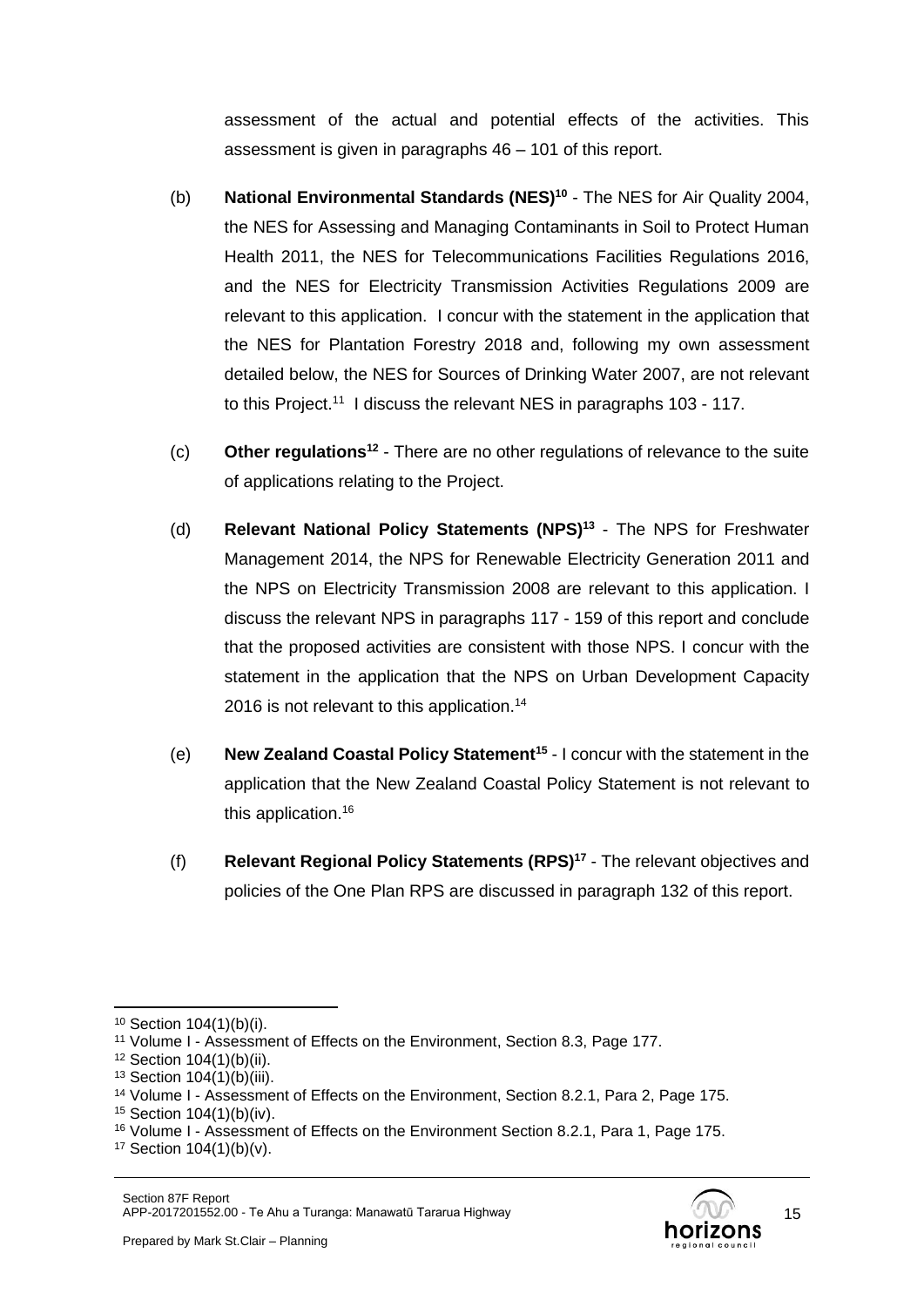assessment of the actual and potential effects of the activities. This assessment is given in paragraphs 46 – 101 of this report.

(b) **National Environmental Standards (NES)[10]** - The NES for Air Quality 2004, the NES for Assessing and Managing Contaminants in Soil to Protect Human Health 2011, the NES for Telecommunications Facilities Regulations 2016, and the NES for Electricity Transmission Activities Regulations 2009 are relevant to this application. I concur with the statement in the application that the NES for Plantation Forestry 2018 and, following my own assessment detailed below, the NES for Sources of Drinking Water 2007, are not relevant to this Project.[11] I discuss the relevant NES in paragraphs 103 - 117.

(c) **Other regulations[12]** - There are no other regulations of relevance to the suite of applications relating to the Project.

(d) **Relevant National Policy Statements (NPS)[13]** - The NPS for Freshwater Management 2014, the NPS for Renewable Electricity Generation 2011 and the NPS on Electricity Transmission 2008 are relevant to this application. I discuss the relevant NPS in paragraphs 117 - 159 of this report and conclude that the proposed activities are consistent with those NPS. I concur with the statement in the application that the NPS on Urban Development Capacity 2016 is not relevant to this application.[14]

(e) **New Zealand Coastal Policy Statement[15]** - I concur with the statement in the application that the New Zealand Coastal Policy Statement is not relevant to this application.[16]

(f) **Relevant Regional Policy Statements (RPS)[17]** - The relevant objectives and policies of the One Plan RPS are discussed in paragraph 132 of this report.

---

[10] Section 104(1)(b)(i).
[11] Volume I - Assessment of Effects on the Environment, Section 8.3, Page 177.
[12] Section 104(1)(b)(ii).
[13] Section 104(1)(b)(iii).
[14] Volume I - Assessment of Effects on the Environment, Section 8.2.1, Para 2, Page 175.
[15] Section 104(1)(b)(iv).
[16] Volume I - Assessment of Effects on the Environment Section 8.2.1, Para 1, Page 175.
[17] Section 104(1)(b)(v).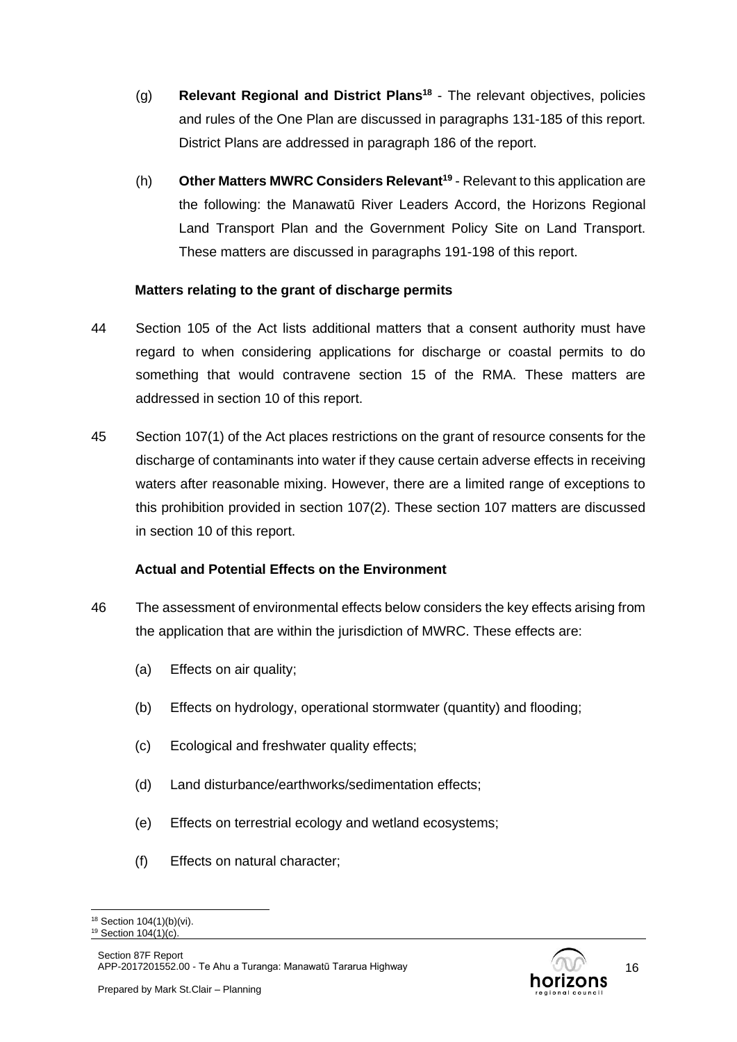(g) **Relevant Regional and District Plans**[18] - The relevant objectives, policies and rules of the One Plan are discussed in paragraphs 131-185 of this report. District Plans are addressed in paragraph 186 of the report.

(h) **Other Matters MWRC Considers Relevant**[19] - Relevant to this application are the following: the Manawatū River Leaders Accord, the Horizons Regional Land Transport Plan and the Government Policy Site on Land Transport. These matters are discussed in paragraphs 191-198 of this report.

**Matters relating to the grant of discharge permits**

44 Section 105 of the Act lists additional matters that a consent authority must have regard to when considering applications for discharge or coastal permits to do something that would contravene section 15 of the RMA. These matters are addressed in section 10 of this report.

45 Section 107(1) of the Act places restrictions on the grant of resource consents for the discharge of contaminants into water if they cause certain adverse effects in receiving waters after reasonable mixing. However, there are a limited range of exceptions to this prohibition provided in section 107(2). These section 107 matters are discussed in section 10 of this report.

**Actual and Potential Effects on the Environment**

46 The assessment of environmental effects below considers the key effects arising from the application that are within the jurisdiction of MWRC. These effects are:

(a) Effects on air quality;

(b) Effects on hydrology, operational stormwater (quantity) and flooding;

(c) Ecological and freshwater quality effects;

(d) Land disturbance/earthworks/sedimentation effects;

(e) Effects on terrestrial ecology and wetland ecosystems;

(f) Effects on natural character;

---

[18] Section 104(1)(b)(vi).

[19] Section 104(1)(c).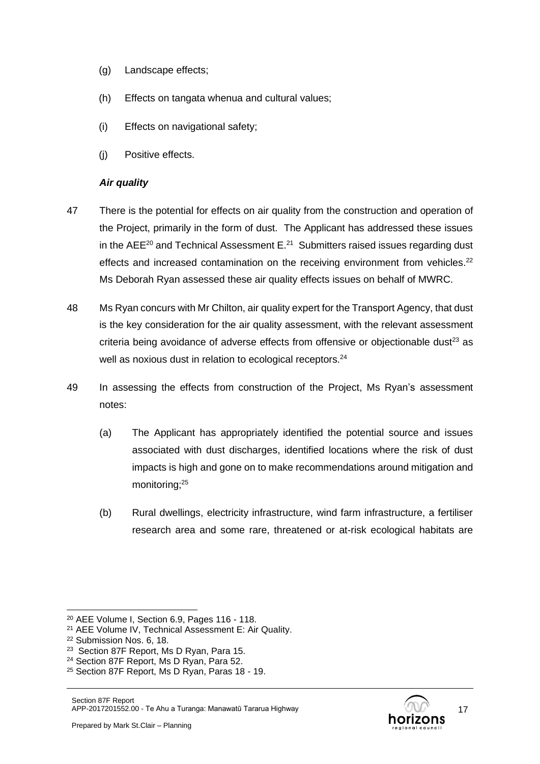(g) Landscape effects;

(h) Effects on tangata whenua and cultural values;

(i) Effects on navigational safety;

(j) Positive effects.

***Air quality***

47 There is the potential for effects on air quality from the construction and operation of the Project, primarily in the form of dust. The Applicant has addressed these issues in the AEE[20] and Technical Assessment E.[21] Submitters raised issues regarding dust effects and increased contamination on the receiving environment from vehicles.[22] Ms Deborah Ryan assessed these air quality effects issues on behalf of MWRC.

48 Ms Ryan concurs with Mr Chilton, air quality expert for the Transport Agency, that dust is the key consideration for the air quality assessment, with the relevant assessment criteria being avoidance of adverse effects from offensive or objectionable dust[23] as well as noxious dust in relation to ecological receptors.[24]

49 In assessing the effects from construction of the Project, Ms Ryan's assessment notes:

(a) The Applicant has appropriately identified the potential source and issues associated with dust discharges, identified locations where the risk of dust impacts is high and gone on to make recommendations around mitigation and monitoring;[25]

(b) Rural dwellings, electricity infrastructure, wind farm infrastructure, a fertiliser research area and some rare, threatened or at-risk ecological habitats are

---

[20] AEE Volume I, Section 6.9, Pages 116 - 118.

[21] AEE Volume IV, Technical Assessment E: Air Quality.

[22] Submission Nos. 6, 18.

[23] Section 87F Report, Ms D Ryan, Para 15.

[24] Section 87F Report, Ms D Ryan, Para 52.

[25] Section 87F Report, Ms D Ryan, Paras 18 - 19.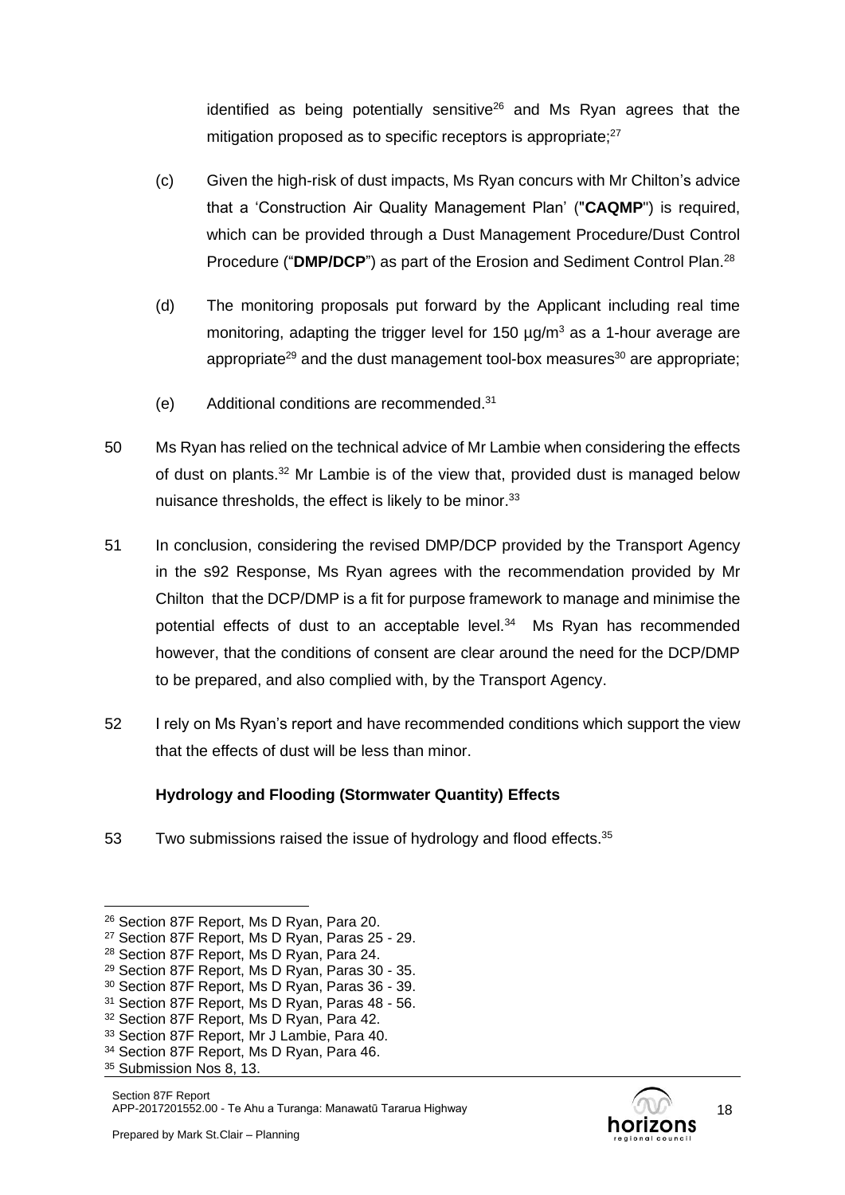identified as being potentially sensitive[26] and Ms Ryan agrees that the mitigation proposed as to specific receptors is appropriate;[27]

(c) Given the high-risk of dust impacts, Ms Ryan concurs with Mr Chilton's advice that a 'Construction Air Quality Management Plan' ("**CAQMP**") is required, which can be provided through a Dust Management Procedure/Dust Control Procedure ("**DMP/DCP**") as part of the Erosion and Sediment Control Plan.[28]

(d) The monitoring proposals put forward by the Applicant including real time monitoring, adapting the trigger level for 150 $\mu g/m^3$ as a 1-hour average are appropriate[29] and the dust management tool-box measures[30] are appropriate;

(e) Additional conditions are recommended.[31]

50 Ms Ryan has relied on the technical advice of Mr Lambie when considering the effects of dust on plants.[32] Mr Lambie is of the view that, provided dust is managed below nuisance thresholds, the effect is likely to be minor.[33]

51 In conclusion, considering the revised DMP/DCP provided by the Transport Agency in the s92 Response, Ms Ryan agrees with the recommendation provided by Mr Chilton that the DCP/DMP is a fit for purpose framework to manage and minimise the potential effects of dust to an acceptable level.[34] Ms Ryan has recommended however, that the conditions of consent are clear around the need for the DCP/DMP to be prepared, and also complied with, by the Transport Agency.

52 I rely on Ms Ryan's report and have recommended conditions which support the view that the effects of dust will be less than minor.

### Hydrology and Flooding (Stormwater Quantity) Effects

53 Two submissions raised the issue of hydrology and flood effects.[35]

---

[26] Section 87F Report, Ms D Ryan, Para 20.
[27] Section 87F Report, Ms D Ryan, Paras 25 - 29.
[28] Section 87F Report, Ms D Ryan, Para 24.
[29] Section 87F Report, Ms D Ryan, Paras 30 - 35.
[30] Section 87F Report, Ms D Ryan, Paras 36 - 39.
[31] Section 87F Report, Ms D Ryan, Paras 48 - 56.
[32] Section 87F Report, Ms D Ryan, Para 42.
[33] Section 87F Report, Mr J Lambie, Para 40.
[34] Section 87F Report, Ms D Ryan, Para 46.
[35] Submission Nos 8, 13.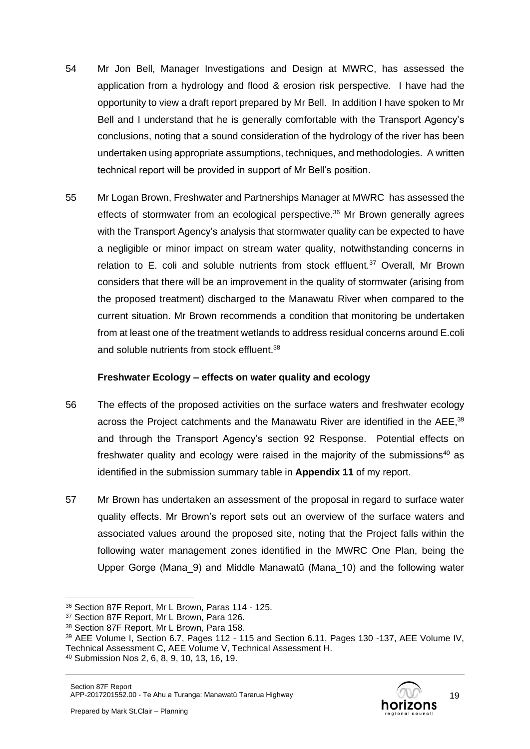54 Mr Jon Bell, Manager Investigations and Design at MWRC, has assessed the application from a hydrology and flood & erosion risk perspective. I have had the opportunity to view a draft report prepared by Mr Bell. In addition I have spoken to Mr Bell and I understand that he is generally comfortable with the Transport Agency's conclusions, noting that a sound consideration of the hydrology of the river has been undertaken using appropriate assumptions, techniques, and methodologies. A written technical report will be provided in support of Mr Bell's position.

55 Mr Logan Brown, Freshwater and Partnerships Manager at MWRC has assessed the effects of stormwater from an ecological perspective.[36] Mr Brown generally agrees with the Transport Agency's analysis that stormwater quality can be expected to have a negligible or minor impact on stream water quality, notwithstanding concerns in relation to E. coli and soluble nutrients from stock effluent.[37] Overall, Mr Brown considers that there will be an improvement in the quality of stormwater (arising from the proposed treatment) discharged to the Manawatu River when compared to the current situation. Mr Brown recommends a condition that monitoring be undertaken from at least one of the treatment wetlands to address residual concerns around E.coli and soluble nutrients from stock effluent.[38]

### Freshwater Ecology – effects on water quality and ecology

56 The effects of the proposed activities on the surface waters and freshwater ecology across the Project catchments and the Manawatu River are identified in the AEE,[39] and through the Transport Agency's section 92 Response. Potential effects on freshwater quality and ecology were raised in the majority of the submissions[40] as identified in the submission summary table in **Appendix 11** of my report.

57 Mr Brown has undertaken an assessment of the proposal in regard to surface water quality effects. Mr Brown's report sets out an overview of the surface waters and associated values around the proposed site, noting that the Project falls within the following water management zones identified in the MWRC One Plan, being the Upper Gorge (Mana_9) and Middle Manawatū (Mana_10) and the following water

---

[36] Section 87F Report, Mr L Brown, Paras 114 - 125.

[37] Section 87F Report, Mr L Brown, Para 126.

[38] Section 87F Report, Mr L Brown, Para 158.

[39] AEE Volume I, Section 6.7, Pages 112 - 115 and Section 6.11, Pages 130 -137, AEE Volume IV, Technical Assessment C, AEE Volume V, Technical Assessment H.

[40] Submission Nos 2, 6, 8, 9, 10, 13, 16, 19.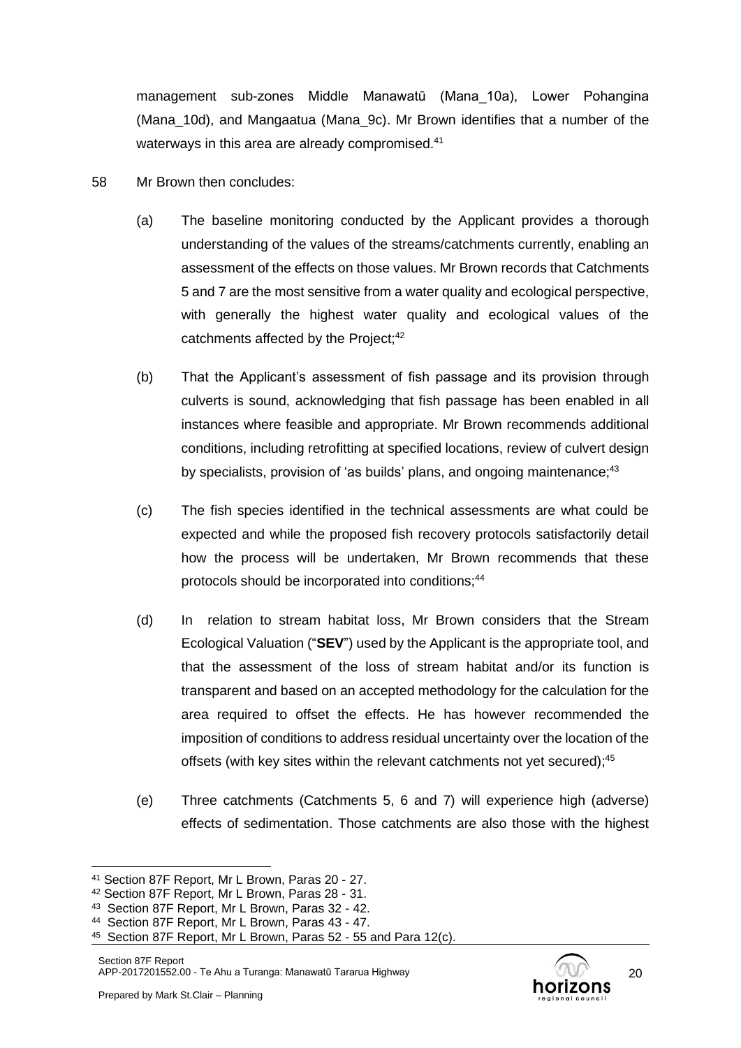management sub-zones Middle Manawatū (Mana_10a), Lower Pohangina (Mana_10d), and Mangaatua (Mana_9c). Mr Brown identifies that a number of the waterways in this area are already compromised.[41]

58 Mr Brown then concludes:

(a) The baseline monitoring conducted by the Applicant provides a thorough understanding of the values of the streams/catchments currently, enabling an assessment of the effects on those values. Mr Brown records that Catchments 5 and 7 are the most sensitive from a water quality and ecological perspective, with generally the highest water quality and ecological values of the catchments affected by the Project;[42]

(b) That the Applicant's assessment of fish passage and its provision through culverts is sound, acknowledging that fish passage has been enabled in all instances where feasible and appropriate. Mr Brown recommends additional conditions, including retrofitting at specified locations, review of culvert design by specialists, provision of 'as builds' plans, and ongoing maintenance;[43]

(c) The fish species identified in the technical assessments are what could be expected and while the proposed fish recovery protocols satisfactorily detail how the process will be undertaken, Mr Brown recommends that these protocols should be incorporated into conditions;[44]

(d) In relation to stream habitat loss, Mr Brown considers that the Stream Ecological Valuation ("**SEV**") used by the Applicant is the appropriate tool, and that the assessment of the loss of stream habitat and/or its function is transparent and based on an accepted methodology for the calculation for the area required to offset the effects. He has however recommended the imposition of conditions to address residual uncertainty over the location of the offsets (with key sites within the relevant catchments not yet secured);[45]

(e) Three catchments (Catchments 5, 6 and 7) will experience high (adverse) effects of sedimentation. Those catchments are also those with the highest

---

[41] Section 87F Report, Mr L Brown, Paras 20 - 27.

[42] Section 87F Report, Mr L Brown, Paras 28 - 31.

[43] Section 87F Report, Mr L Brown, Paras 32 - 42.

[44] Section 87F Report, Mr L Brown, Paras 43 - 47.

[45] Section 87F Report, Mr L Brown, Paras 52 - 55 and Para 12(c).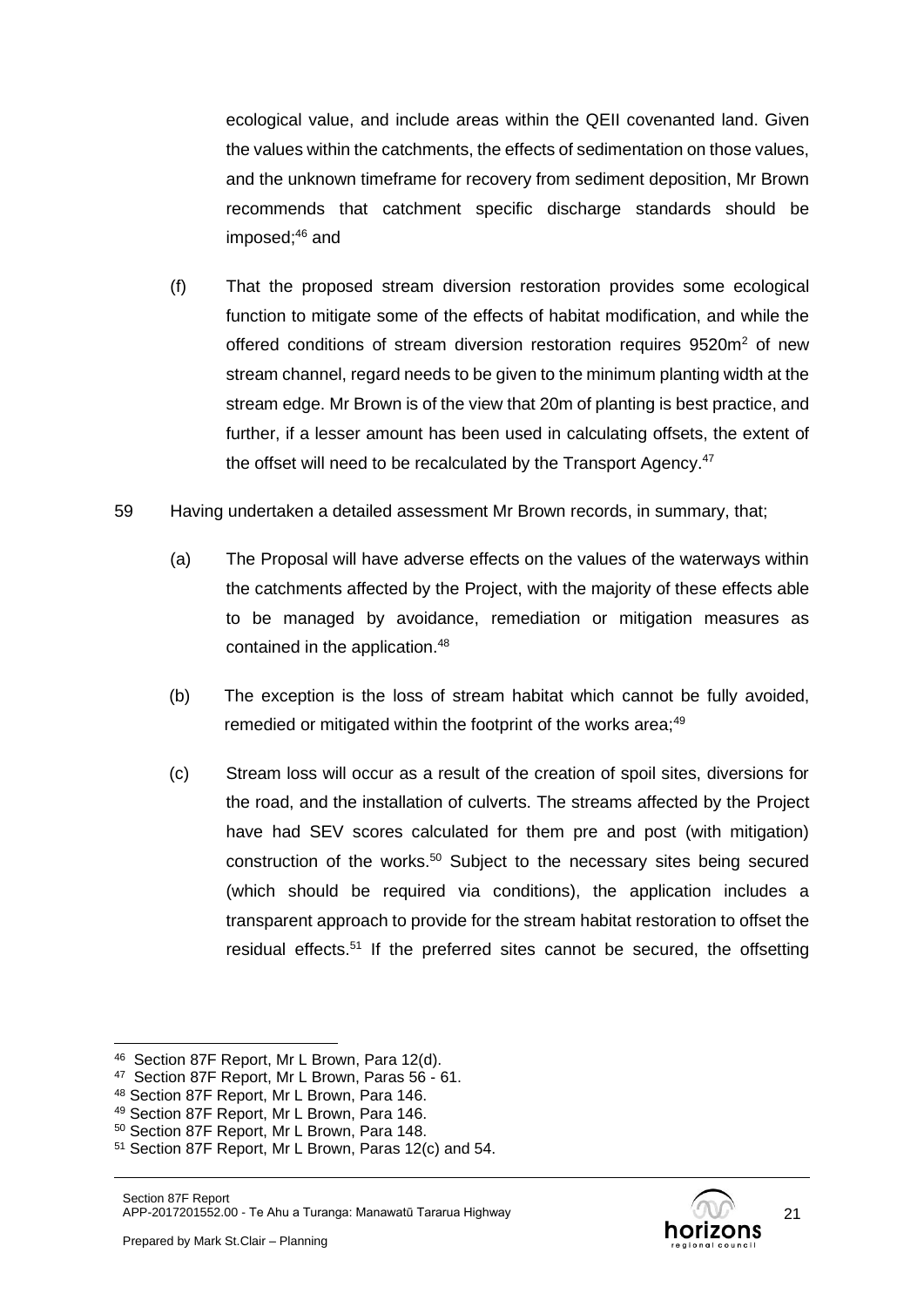ecological value, and include areas within the QEII covenanted land. Given the values within the catchments, the effects of sedimentation on those values, and the unknown timeframe for recovery from sediment deposition, Mr Brown recommends that catchment specific discharge standards should be imposed;[46] and

(f) That the proposed stream diversion restoration provides some ecological function to mitigate some of the effects of habitat modification, and while the offered conditions of stream diversion restoration requires 9520m$^2$ of new stream channel, regard needs to be given to the minimum planting width at the stream edge. Mr Brown is of the view that 20m of planting is best practice, and further, if a lesser amount has been used in calculating offsets, the extent of the offset will need to be recalculated by the Transport Agency.[47]

59 Having undertaken a detailed assessment Mr Brown records, in summary, that;

(a) The Proposal will have adverse effects on the values of the waterways within the catchments affected by the Project, with the majority of these effects able to be managed by avoidance, remediation or mitigation measures as contained in the application.[48]

(b) The exception is the loss of stream habitat which cannot be fully avoided, remedied or mitigated within the footprint of the works area;[49]

(c) Stream loss will occur as a result of the creation of spoil sites, diversions for the road, and the installation of culverts. The streams affected by the Project have had SEV scores calculated for them pre and post (with mitigation) construction of the works.[50] Subject to the necessary sites being secured (which should be required via conditions), the application includes a transparent approach to provide for the stream habitat restoration to offset the residual effects.[51] If the preferred sites cannot be secured, the offsetting

---

[46] Section 87F Report, Mr L Brown, Para 12(d).

[47] Section 87F Report, Mr L Brown, Paras 56 - 61.

[48] Section 87F Report, Mr L Brown, Para 146.

[49] Section 87F Report, Mr L Brown, Para 146.

[50] Section 87F Report, Mr L Brown, Para 148.

[51] Section 87F Report, Mr L Brown, Paras 12(c) and 54.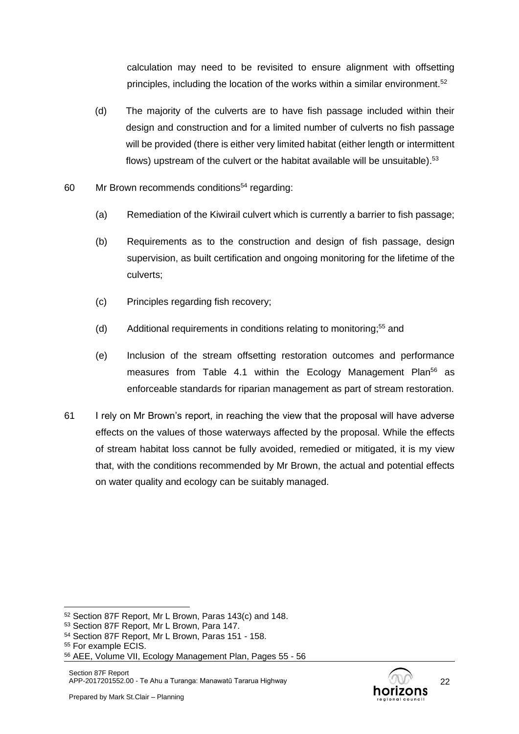calculation may need to be revisited to ensure alignment with offsetting principles, including the location of the works within a similar environment.[52]

(d) The majority of the culverts are to have fish passage included within their design and construction and for a limited number of culverts no fish passage will be provided (there is either very limited habitat (either length or intermittent flows) upstream of the culvert or the habitat available will be unsuitable).[53]

60 Mr Brown recommends conditions[54] regarding:

(a) Remediation of the Kiwirail culvert which is currently a barrier to fish passage;

(b) Requirements as to the construction and design of fish passage, design supervision, as built certification and ongoing monitoring for the lifetime of the culverts;

(c) Principles regarding fish recovery;

(d) Additional requirements in conditions relating to monitoring;[55] and

(e) Inclusion of the stream offsetting restoration outcomes and performance measures from Table 4.1 within the Ecology Management Plan[56] as enforceable standards for riparian management as part of stream restoration.

61 I rely on Mr Brown's report, in reaching the view that the proposal will have adverse effects on the values of those waterways affected by the proposal. While the effects of stream habitat loss cannot be fully avoided, remedied or mitigated, it is my view that, with the conditions recommended by Mr Brown, the actual and potential effects on water quality and ecology can be suitably managed.

---

[52] Section 87F Report, Mr L Brown, Paras 143(c) and 148.

[53] Section 87F Report, Mr L Brown, Para 147.

[54] Section 87F Report, Mr L Brown, Paras 151 - 158.

[55] For example ECIS.

[56] AEE, Volume VII, Ecology Management Plan, Pages 55 - 56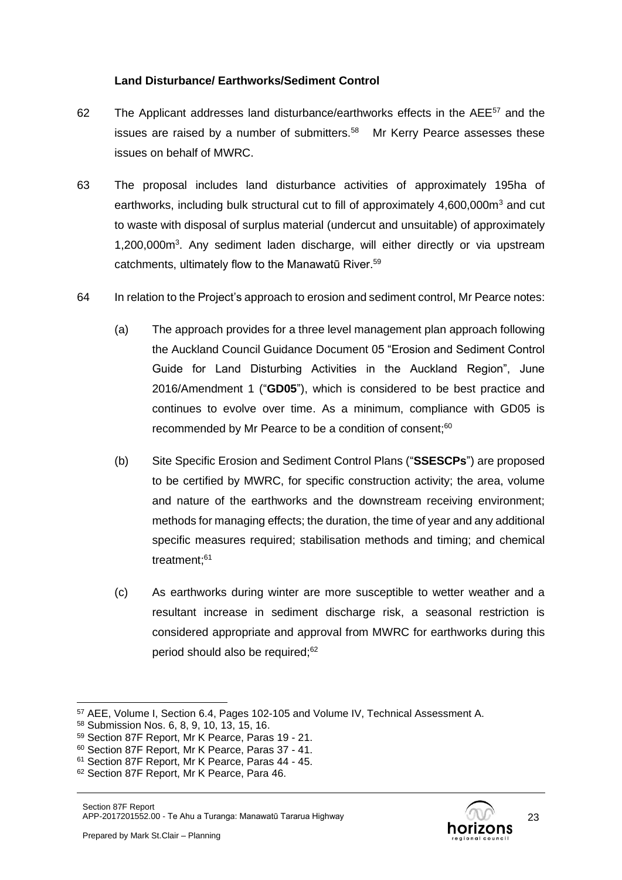### Land Disturbance/ Earthworks/Sediment Control

62 The Applicant addresses land disturbance/earthworks effects in the AEE[57] and the issues are raised by a number of submitters.[58] Mr Kerry Pearce assesses these issues on behalf of MWRC.

63 The proposal includes land disturbance activities of approximately 195ha of earthworks, including bulk structural cut to fill of approximately 4,600,000m$^3$ and cut to waste with disposal of surplus material (undercut and unsuitable) of approximately 1,200,000m$^3$. Any sediment laden discharge, will either directly or via upstream catchments, ultimately flow to the Manawatū River.[59]

64 In relation to the Project's approach to erosion and sediment control, Mr Pearce notes:

(a) The approach provides for a three level management plan approach following the Auckland Council Guidance Document 05 "Erosion and Sediment Control Guide for Land Disturbing Activities in the Auckland Region", June 2016/Amendment 1 ("**GD05**"), which is considered to be best practice and continues to evolve over time. As a minimum, compliance with GD05 is recommended by Mr Pearce to be a condition of consent;[60]

(b) Site Specific Erosion and Sediment Control Plans ("**SSESCPs**") are proposed to be certified by MWRC, for specific construction activity; the area, volume and nature of the earthworks and the downstream receiving environment; methods for managing effects; the duration, the time of year and any additional specific measures required; stabilisation methods and timing; and chemical treatment;[61]

(c) As earthworks during winter are more susceptible to wetter weather and a resultant increase in sediment discharge risk, a seasonal restriction is considered appropriate and approval from MWRC for earthworks during this period should also be required;[62]

---

[57] AEE, Volume I, Section 6.4, Pages 102-105 and Volume IV, Technical Assessment A.

[58] Submission Nos. 6, 8, 9, 10, 13, 15, 16.

[59] Section 87F Report, Mr K Pearce, Paras 19 - 21.

[60] Section 87F Report, Mr K Pearce, Paras 37 - 41.

[61] Section 87F Report, Mr K Pearce, Paras 44 - 45.

[62] Section 87F Report, Mr K Pearce, Para 46.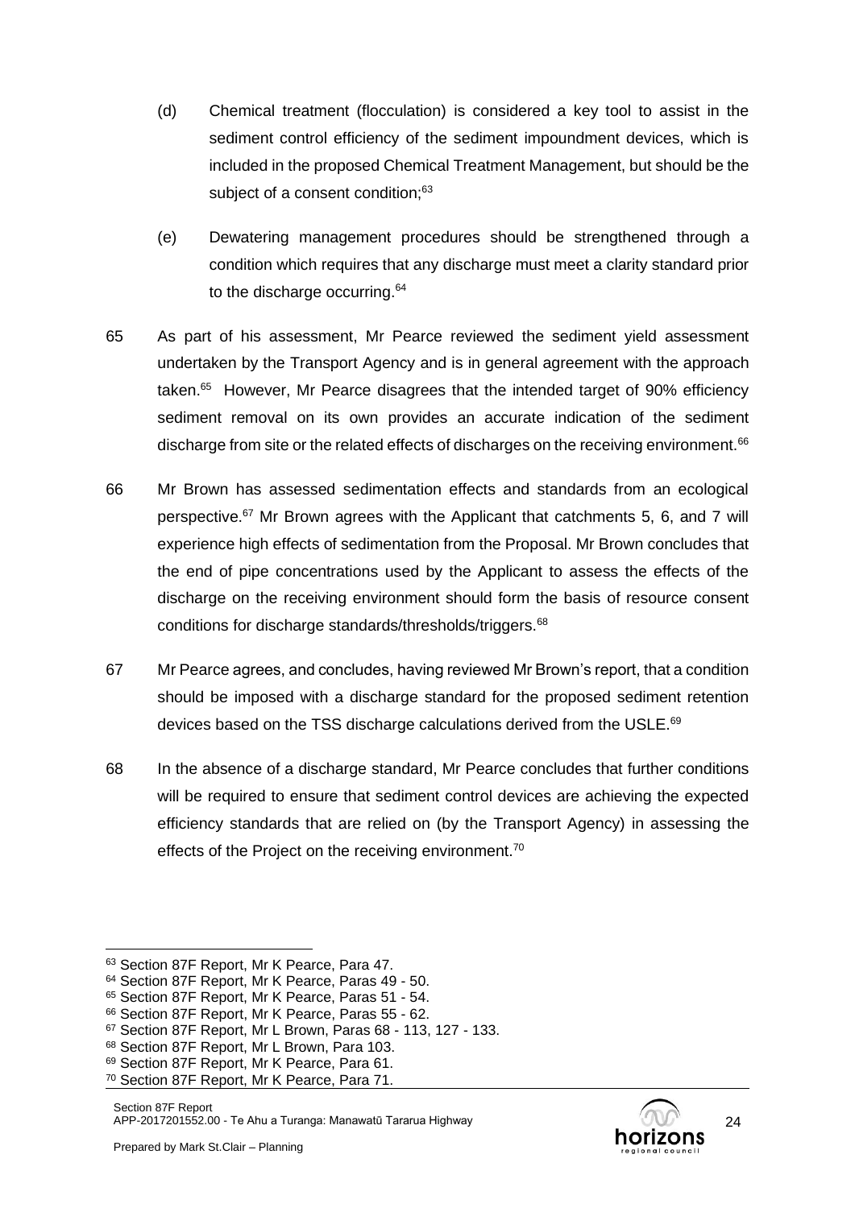(d) Chemical treatment (flocculation) is considered a key tool to assist in the sediment control efficiency of the sediment impoundment devices, which is included in the proposed Chemical Treatment Management, but should be the subject of a consent condition;[63]

(e) Dewatering management procedures should be strengthened through a condition which requires that any discharge must meet a clarity standard prior to the discharge occurring.[64]

65 As part of his assessment, Mr Pearce reviewed the sediment yield assessment undertaken by the Transport Agency and is in general agreement with the approach taken.[65] However, Mr Pearce disagrees that the intended target of 90% efficiency sediment removal on its own provides an accurate indication of the sediment discharge from site or the related effects of discharges on the receiving environment.[66]

66 Mr Brown has assessed sedimentation effects and standards from an ecological perspective.[67] Mr Brown agrees with the Applicant that catchments 5, 6, and 7 will experience high effects of sedimentation from the Proposal. Mr Brown concludes that the end of pipe concentrations used by the Applicant to assess the effects of the discharge on the receiving environment should form the basis of resource consent conditions for discharge standards/thresholds/triggers.[68]

67 Mr Pearce agrees, and concludes, having reviewed Mr Brown's report, that a condition should be imposed with a discharge standard for the proposed sediment retention devices based on the TSS discharge calculations derived from the USLE.[69]

68 In the absence of a discharge standard, Mr Pearce concludes that further conditions will be required to ensure that sediment control devices are achieving the expected efficiency standards that are relied on (by the Transport Agency) in assessing the effects of the Project on the receiving environment.[70]

---

[63] Section 87F Report, Mr K Pearce, Para 47.
[64] Section 87F Report, Mr K Pearce, Paras 49 - 50.
[65] Section 87F Report, Mr K Pearce, Paras 51 - 54.
[66] Section 87F Report, Mr K Pearce, Paras 55 - 62.
[67] Section 87F Report, Mr L Brown, Paras 68 - 113, 127 - 133.
[68] Section 87F Report, Mr L Brown, Para 103.
[69] Section 87F Report, Mr K Pearce, Para 61.
[70] Section 87F Report, Mr K Pearce, Para 71.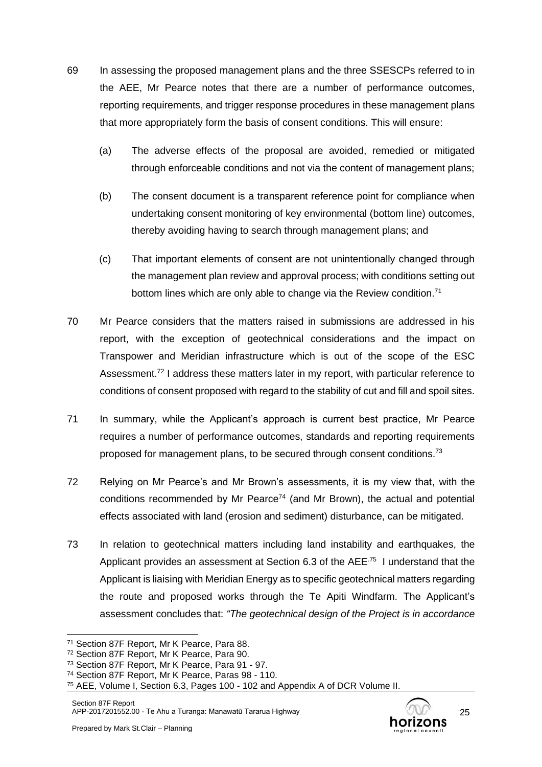69 In assessing the proposed management plans and the three SSESCPs referred to in the AEE, Mr Pearce notes that there are a number of performance outcomes, reporting requirements, and trigger response procedures in these management plans that more appropriately form the basis of consent conditions. This will ensure:

   (a) The adverse effects of the proposal are avoided, remedied or mitigated through enforceable conditions and not via the content of management plans;

   (b) The consent document is a transparent reference point for compliance when undertaking consent monitoring of key environmental (bottom line) outcomes, thereby avoiding having to search through management plans; and

   (c) That important elements of consent are not unintentionally changed through the management plan review and approval process; with conditions setting out bottom lines which are only able to change via the Review condition.[71]

70 Mr Pearce considers that the matters raised in submissions are addressed in his report, with the exception of geotechnical considerations and the impact on Transpower and Meridian infrastructure which is out of the scope of the ESC Assessment.[72] I address these matters later in my report, with particular reference to conditions of consent proposed with regard to the stability of cut and fill and spoil sites.

71 In summary, while the Applicant's approach is current best practice, Mr Pearce requires a number of performance outcomes, standards and reporting requirements proposed for management plans, to be secured through consent conditions.[73]

72 Relying on Mr Pearce's and Mr Brown's assessments, it is my view that, with the conditions recommended by Mr Pearce[74] (and Mr Brown), the actual and potential effects associated with land (erosion and sediment) disturbance, can be mitigated.

73 In relation to geotechnical matters including land instability and earthquakes, the Applicant provides an assessment at Section 6.3 of the AEE.[75] I understand that the Applicant is liaising with Meridian Energy as to specific geotechnical matters regarding the route and proposed works through the Te Apiti Windfarm. The Applicant's assessment concludes that: *"The geotechnical design of the Project is in accordance*

---

[71] Section 87F Report, Mr K Pearce, Para 88.

[72] Section 87F Report, Mr K Pearce, Para 90.

[73] Section 87F Report, Mr K Pearce, Para 91 - 97.

[74] Section 87F Report, Mr K Pearce, Paras 98 - 110.

[75] AEE, Volume I, Section 6.3, Pages 100 - 102 and Appendix A of DCR Volume II.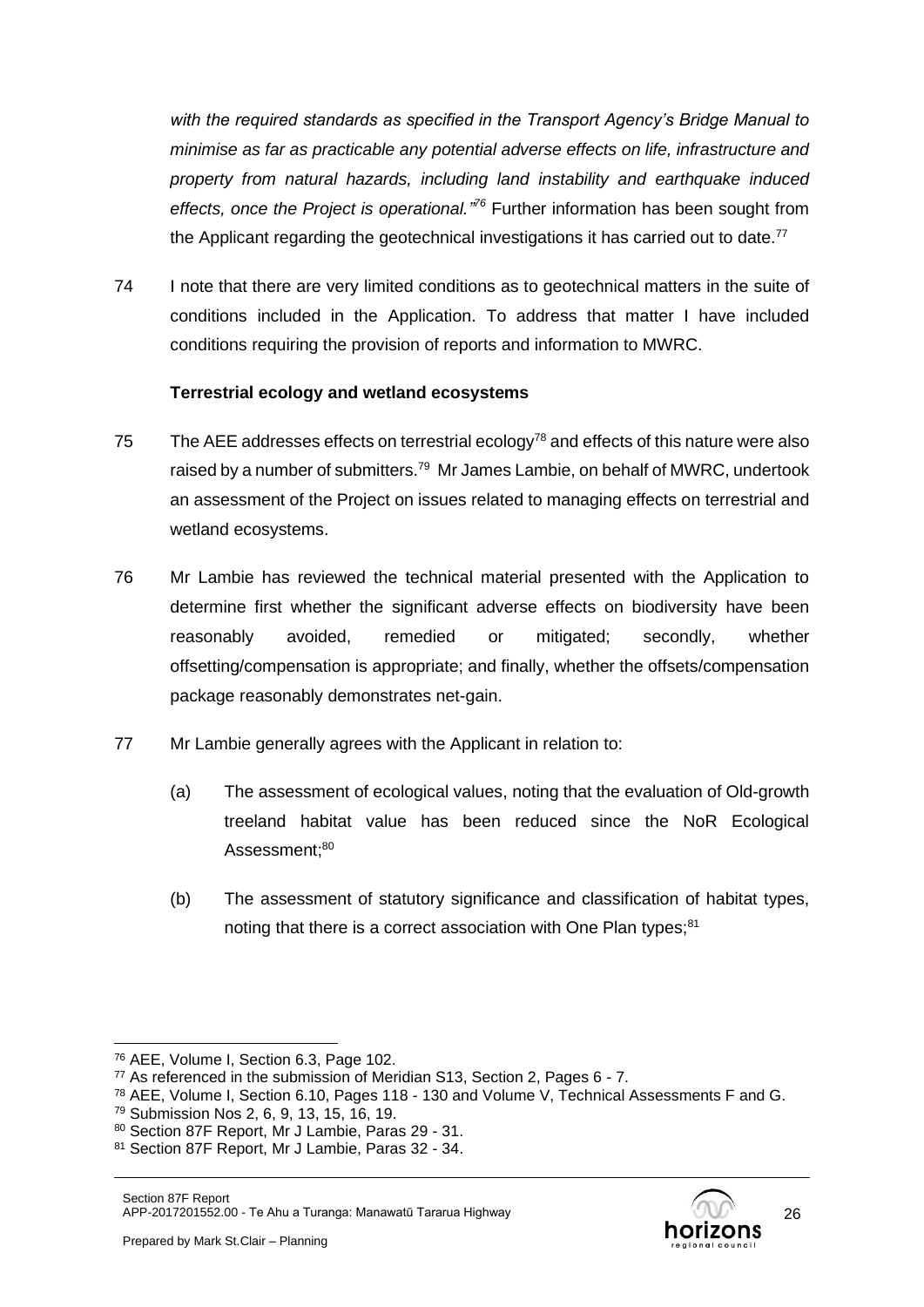*with the required standards as specified in the Transport Agency's Bridge Manual to minimise as far as practicable any potential adverse effects on life, infrastructure and property from natural hazards, including land instability and earthquake induced effects, once the Project is operational."*[76] Further information has been sought from the Applicant regarding the geotechnical investigations it has carried out to date.[77]

74 I note that there are very limited conditions as to geotechnical matters in the suite of conditions included in the Application. To address that matter I have included conditions requiring the provision of reports and information to MWRC.

**Terrestrial ecology and wetland ecosystems**

75 The AEE addresses effects on terrestrial ecology[78] and effects of this nature were also raised by a number of submitters.[79] Mr James Lambie, on behalf of MWRC, undertook an assessment of the Project on issues related to managing effects on terrestrial and wetland ecosystems.

76 Mr Lambie has reviewed the technical material presented with the Application to determine first whether the significant adverse effects on biodiversity have been reasonably avoided, remedied or mitigated; secondly, whether offsetting/compensation is appropriate; and finally, whether the offsets/compensation package reasonably demonstrates net-gain.

77 Mr Lambie generally agrees with the Applicant in relation to:

(a) The assessment of ecological values, noting that the evaluation of Old-growth treeland habitat value has been reduced since the NoR Ecological Assessment;[80]

(b) The assessment of statutory significance and classification of habitat types, noting that there is a correct association with One Plan types;[81]

---

[76] AEE, Volume I, Section 6.3, Page 102.
[77] As referenced in the submission of Meridian S13, Section 2, Pages 6 - 7.
[78] AEE, Volume I, Section 6.10, Pages 118 - 130 and Volume V, Technical Assessments F and G.
[79] Submission Nos 2, 6, 9, 13, 15, 16, 19.
[80] Section 87F Report, Mr J Lambie, Paras 29 - 31.
[81] Section 87F Report, Mr J Lambie, Paras 32 - 34.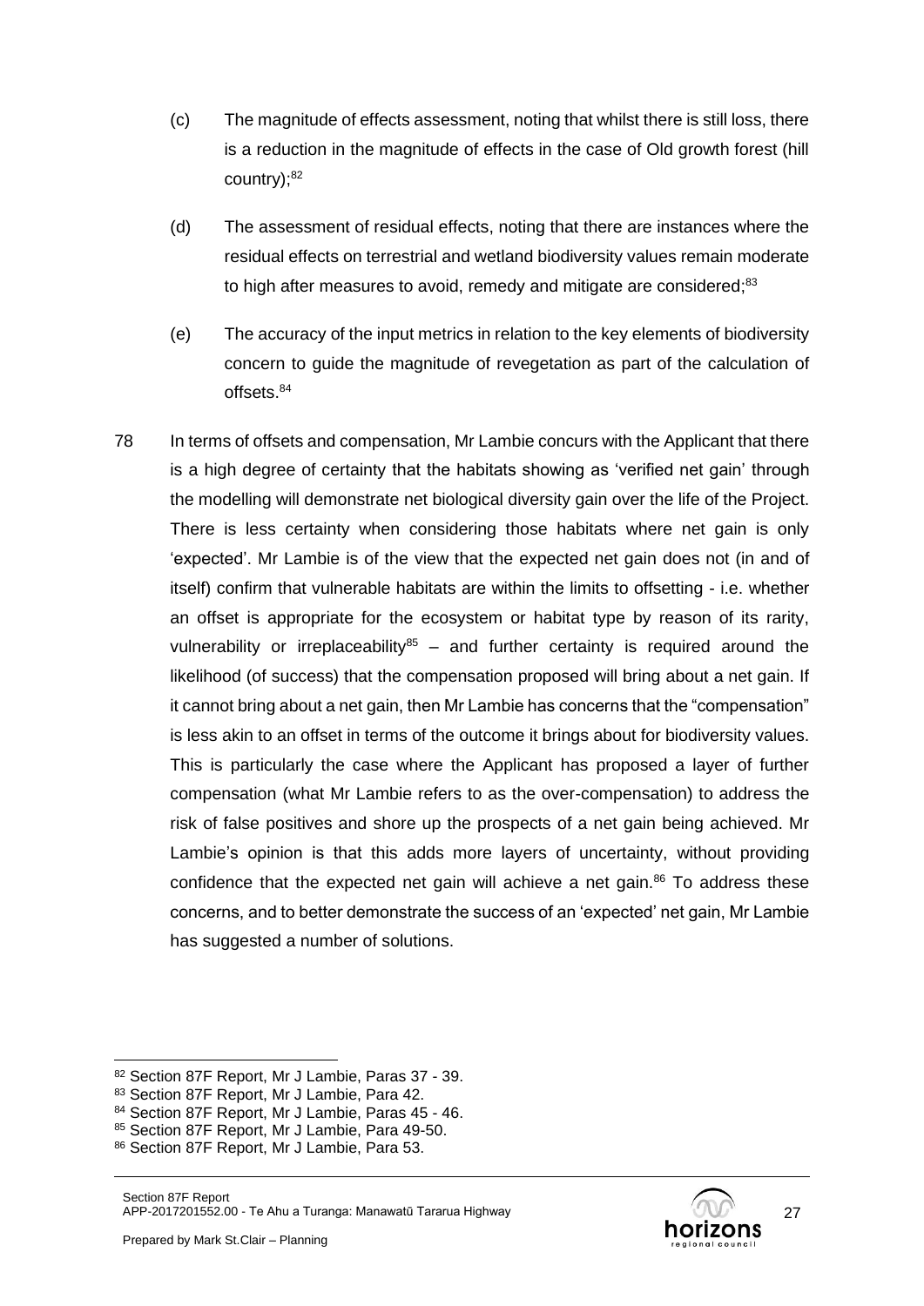(c) The magnitude of effects assessment, noting that whilst there is still loss, there is a reduction in the magnitude of effects in the case of Old growth forest (hill country);[82]

(d) The assessment of residual effects, noting that there are instances where the residual effects on terrestrial and wetland biodiversity values remain moderate to high after measures to avoid, remedy and mitigate are considered;[83]

(e) The accuracy of the input metrics in relation to the key elements of biodiversity concern to guide the magnitude of revegetation as part of the calculation of offsets.[84]

78 In terms of offsets and compensation, Mr Lambie concurs with the Applicant that there is a high degree of certainty that the habitats showing as 'verified net gain' through the modelling will demonstrate net biological diversity gain over the life of the Project. There is less certainty when considering those habitats where net gain is only 'expected'. Mr Lambie is of the view that the expected net gain does not (in and of itself) confirm that vulnerable habitats are within the limits to offsetting - i.e. whether an offset is appropriate for the ecosystem or habitat type by reason of its rarity, vulnerability or irreplaceability[85] – and further certainty is required around the likelihood (of success) that the compensation proposed will bring about a net gain. If it cannot bring about a net gain, then Mr Lambie has concerns that the "compensation" is less akin to an offset in terms of the outcome it brings about for biodiversity values. This is particularly the case where the Applicant has proposed a layer of further compensation (what Mr Lambie refers to as the over-compensation) to address the risk of false positives and shore up the prospects of a net gain being achieved. Mr Lambie's opinion is that this adds more layers of uncertainty, without providing confidence that the expected net gain will achieve a net gain.[86] To address these concerns, and to better demonstrate the success of an 'expected' net gain, Mr Lambie has suggested a number of solutions.

---

[82] Section 87F Report, Mr J Lambie, Paras 37 - 39.

[83] Section 87F Report, Mr J Lambie, Para 42.

[84] Section 87F Report, Mr J Lambie, Paras 45 - 46.

[85] Section 87F Report, Mr J Lambie, Para 49-50.

[86] Section 87F Report, Mr J Lambie, Para 53.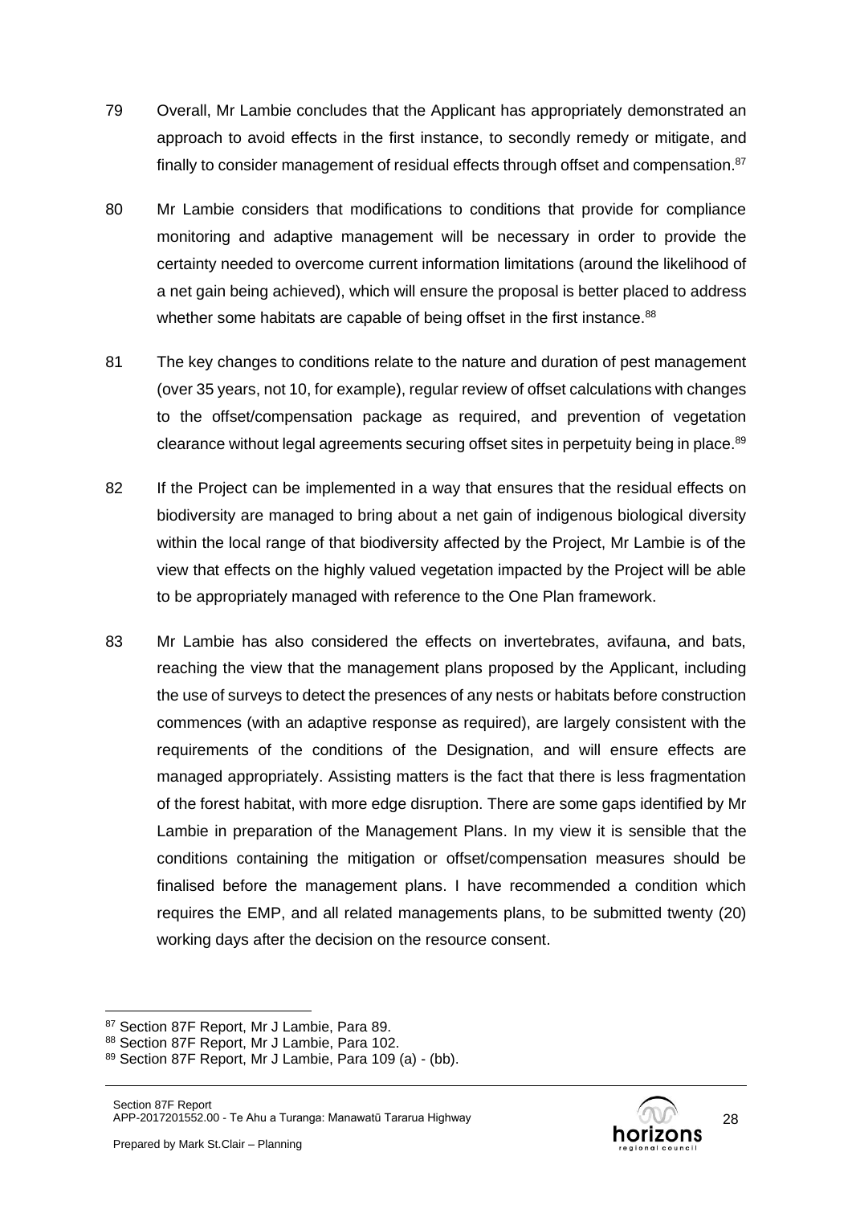79 Overall, Mr Lambie concludes that the Applicant has appropriately demonstrated an approach to avoid effects in the first instance, to secondly remedy or mitigate, and finally to consider management of residual effects through offset and compensation.[87]

80 Mr Lambie considers that modifications to conditions that provide for compliance monitoring and adaptive management will be necessary in order to provide the certainty needed to overcome current information limitations (around the likelihood of a net gain being achieved), which will ensure the proposal is better placed to address whether some habitats are capable of being offset in the first instance.[88]

81 The key changes to conditions relate to the nature and duration of pest management (over 35 years, not 10, for example), regular review of offset calculations with changes to the offset/compensation package as required, and prevention of vegetation clearance without legal agreements securing offset sites in perpetuity being in place.[89]

82 If the Project can be implemented in a way that ensures that the residual effects on biodiversity are managed to bring about a net gain of indigenous biological diversity within the local range of that biodiversity affected by the Project, Mr Lambie is of the view that effects on the highly valued vegetation impacted by the Project will be able to be appropriately managed with reference to the One Plan framework.

83 Mr Lambie has also considered the effects on invertebrates, avifauna, and bats, reaching the view that the management plans proposed by the Applicant, including the use of surveys to detect the presences of any nests or habitats before construction commences (with an adaptive response as required), are largely consistent with the requirements of the conditions of the Designation, and will ensure effects are managed appropriately. Assisting matters is the fact that there is less fragmentation of the forest habitat, with more edge disruption. There are some gaps identified by Mr Lambie in preparation of the Management Plans. In my view it is sensible that the conditions containing the mitigation or offset/compensation measures should be finalised before the management plans. I have recommended a condition which requires the EMP, and all related managements plans, to be submitted twenty (20) working days after the decision on the resource consent.

---

[87] Section 87F Report, Mr J Lambie, Para 89.

[88] Section 87F Report, Mr J Lambie, Para 102.

[89] Section 87F Report, Mr J Lambie, Para 109 (a) - (bb).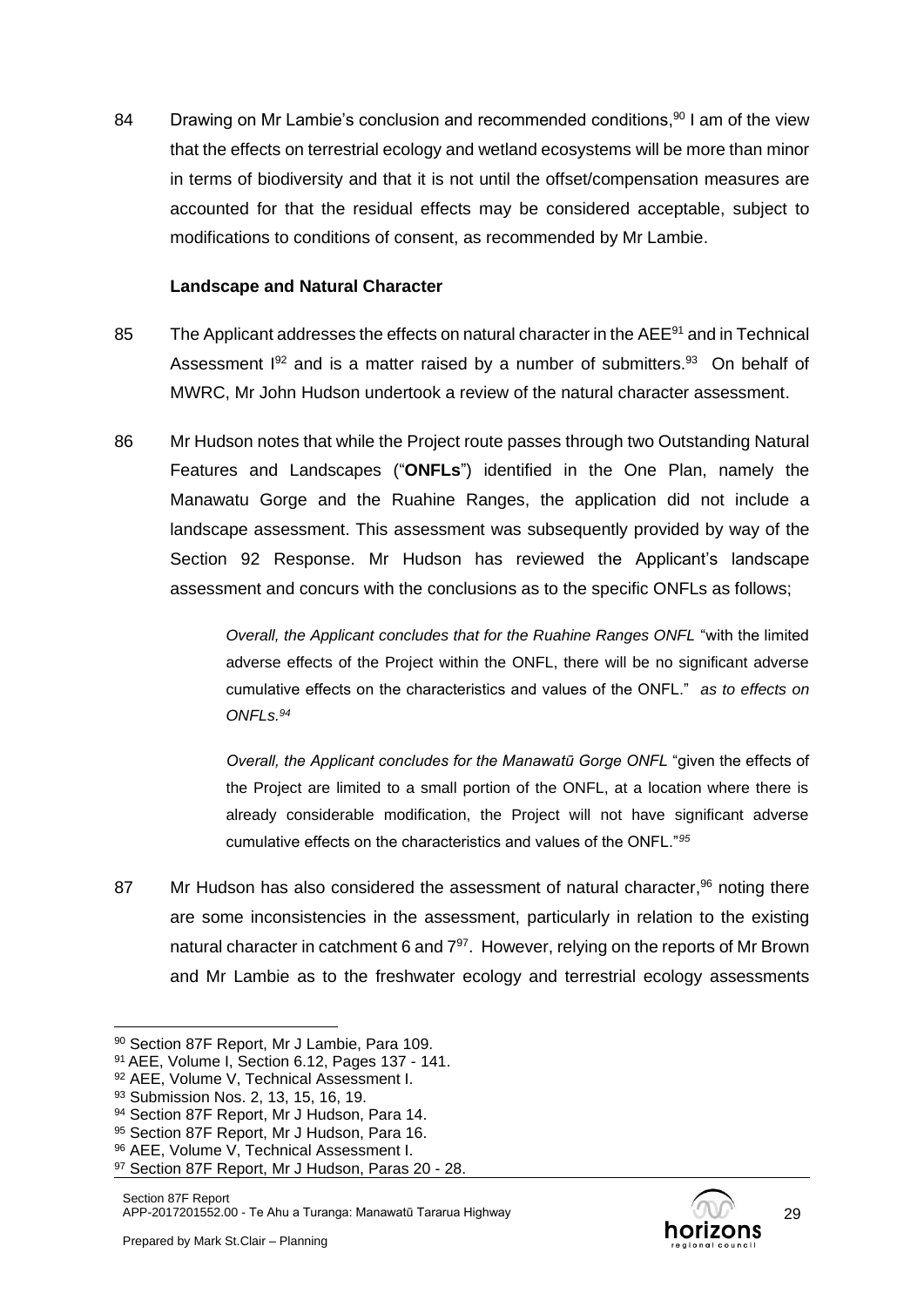84 Drawing on Mr Lambie's conclusion and recommended conditions,[90] I am of the view that the effects on terrestrial ecology and wetland ecosystems will be more than minor in terms of biodiversity and that it is not until the offset/compensation measures are accounted for that the residual effects may be considered acceptable, subject to modifications to conditions of consent, as recommended by Mr Lambie.

**Landscape and Natural Character**

85 The Applicant addresses the effects on natural character in the AEE[91] and in Technical Assessment I[92] and is a matter raised by a number of submitters.[93] On behalf of MWRC, Mr John Hudson undertook a review of the natural character assessment.

86 Mr Hudson notes that while the Project route passes through two Outstanding Natural Features and Landscapes ("**ONFLs**") identified in the One Plan, namely the Manawatu Gorge and the Ruahine Ranges, the application did not include a landscape assessment. This assessment was subsequently provided by way of the Section 92 Response. Mr Hudson has reviewed the Applicant's landscape assessment and concurs with the conclusions as to the specific ONFLs as follows;

> *Overall, the Applicant concludes that for the Ruahine Ranges ONFL* "with the limited adverse effects of the Project within the ONFL, there will be no significant adverse cumulative effects on the characteristics and values of the ONFL." *as to effects on ONFLs.*[94]
>
> *Overall, the Applicant concludes for the Manawatū Gorge ONFL* "given the effects of the Project are limited to a small portion of the ONFL, at a location where there is already considerable modification, the Project will not have significant adverse cumulative effects on the characteristics and values of the ONFL."[95]

87 Mr Hudson has also considered the assessment of natural character,[96] noting there are some inconsistencies in the assessment, particularly in relation to the existing natural character in catchment 6 and 7[97]. However, relying on the reports of Mr Brown and Mr Lambie as to the freshwater ecology and terrestrial ecology assessments

---

[90] Section 87F Report, Mr J Lambie, Para 109.
[91] AEE, Volume I, Section 6.12, Pages 137 - 141.
[92] AEE, Volume V, Technical Assessment I.
[93] Submission Nos. 2, 13, 15, 16, 19.
[94] Section 87F Report, Mr J Hudson, Para 14.
[95] Section 87F Report, Mr J Hudson, Para 16.
[96] AEE, Volume V, Technical Assessment I.
[97] Section 87F Report, Mr J Hudson, Paras 20 - 28.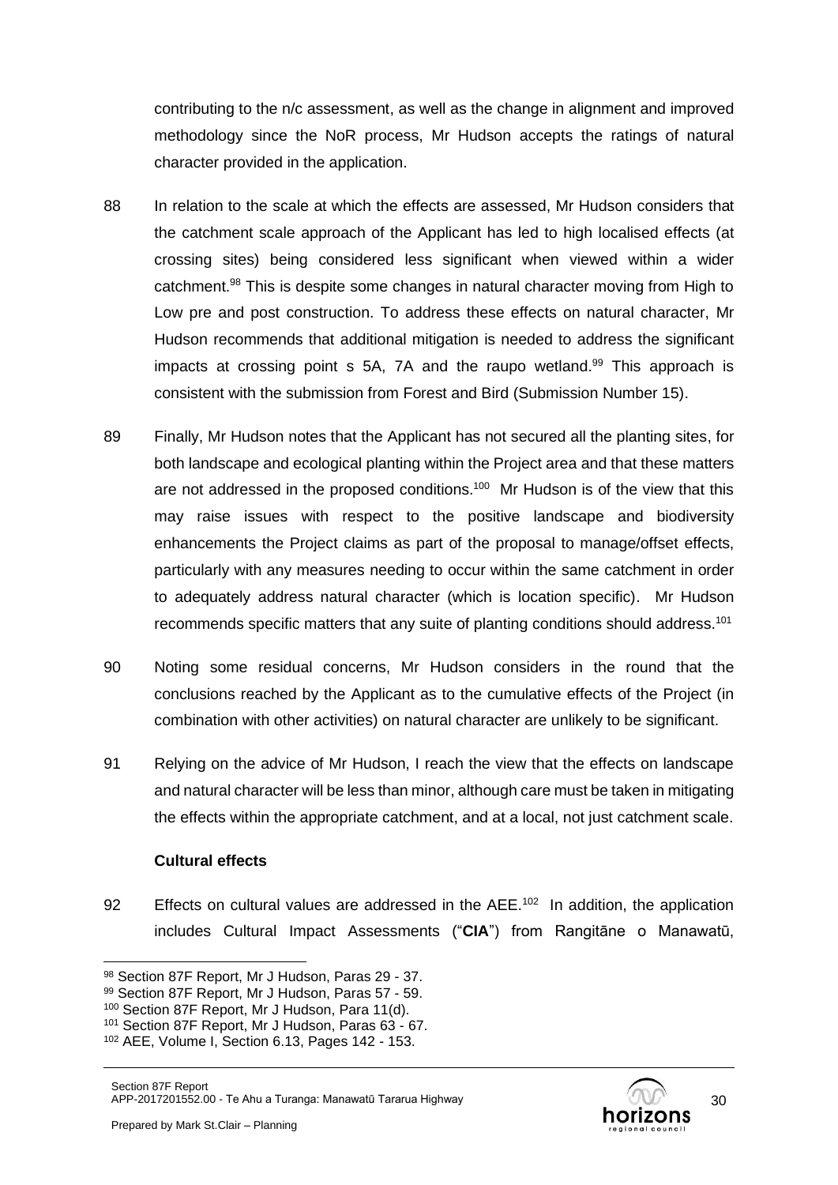contributing to the n/c assessment, as well as the change in alignment and improved methodology since the NoR process, Mr Hudson accepts the ratings of natural character provided in the application.

88 In relation to the scale at which the effects are assessed, Mr Hudson considers that the catchment scale approach of the Applicant has led to high localised effects (at crossing sites) being considered less significant when viewed within a wider catchment.[98] This is despite some changes in natural character moving from High to Low pre and post construction. To address these effects on natural character, Mr Hudson recommends that additional mitigation is needed to address the significant impacts at crossing point s 5A, 7A and the raupo wetland.[99] This approach is consistent with the submission from Forest and Bird (Submission Number 15).

89 Finally, Mr Hudson notes that the Applicant has not secured all the planting sites, for both landscape and ecological planting within the Project area and that these matters are not addressed in the proposed conditions.[100] Mr Hudson is of the view that this may raise issues with respect to the positive landscape and biodiversity enhancements the Project claims as part of the proposal to manage/offset effects, particularly with any measures needing to occur within the same catchment in order to adequately address natural character (which is location specific). Mr Hudson recommends specific matters that any suite of planting conditions should address.[101]

90 Noting some residual concerns, Mr Hudson considers in the round that the conclusions reached by the Applicant as to the cumulative effects of the Project (in combination with other activities) on natural character are unlikely to be significant.

91 Relying on the advice of Mr Hudson, I reach the view that the effects on landscape and natural character will be less than minor, although care must be taken in mitigating the effects within the appropriate catchment, and at a local, not just catchment scale.

### Cultural effects

92 Effects on cultural values are addressed in the AEE.[102] In addition, the application includes Cultural Impact Assessments ("**CIA**") from Rangitāne o Manawatū,

---

[98] Section 87F Report, Mr J Hudson, Paras 29 - 37.
[99] Section 87F Report, Mr J Hudson, Paras 57 - 59.
[100] Section 87F Report, Mr J Hudson, Para 11(d).
[101] Section 87F Report, Mr J Hudson, Paras 63 - 67.
[102] AEE, Volume I, Section 6.13, Pages 142 - 153.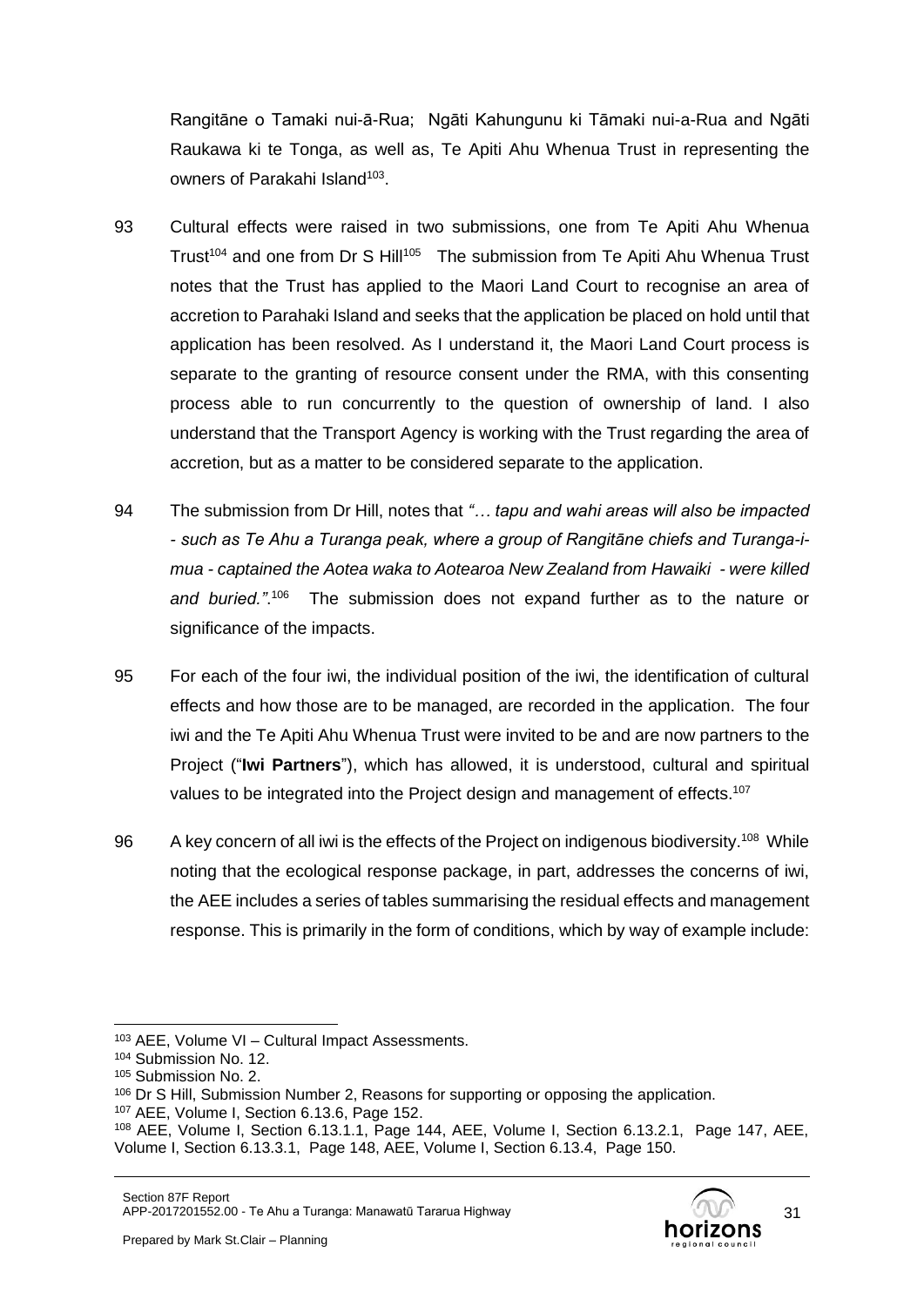Rangitāne o Tamaki nui-ā-Rua; Ngāti Kahungunu ki Tāmaki nui-a-Rua and Ngāti Raukawa ki te Tonga, as well as, Te Apiti Ahu Whenua Trust in representing the owners of Parakahi Island[103].

93 Cultural effects were raised in two submissions, one from Te Apiti Ahu Whenua Trust[104] and one from Dr S Hill[105] The submission from Te Apiti Ahu Whenua Trust notes that the Trust has applied to the Maori Land Court to recognise an area of accretion to Parahaki Island and seeks that the application be placed on hold until that application has been resolved. As I understand it, the Maori Land Court process is separate to the granting of resource consent under the RMA, with this consenting process able to run concurrently to the question of ownership of land. I also understand that the Transport Agency is working with the Trust regarding the area of accretion, but as a matter to be considered separate to the application.

94 The submission from Dr Hill, notes that *"… tapu and wahi areas will also be impacted - such as Te Ahu a Turanga peak, where a group of Rangitāne chiefs and Turanga-i-mua - captained the Aotea waka to Aotearoa New Zealand from Hawaiki - were killed and buried."*.[106] The submission does not expand further as to the nature or significance of the impacts.

95 For each of the four iwi, the individual position of the iwi, the identification of cultural effects and how those are to be managed, are recorded in the application. The four iwi and the Te Apiti Ahu Whenua Trust were invited to be and are now partners to the Project ("**Iwi Partners**"), which has allowed, it is understood, cultural and spiritual values to be integrated into the Project design and management of effects.[107]

96 A key concern of all iwi is the effects of the Project on indigenous biodiversity.[108] While noting that the ecological response package, in part, addresses the concerns of iwi, the AEE includes a series of tables summarising the residual effects and management response. This is primarily in the form of conditions, which by way of example include:

---

[103] AEE, Volume VI – Cultural Impact Assessments.

[104] Submission No. 12.

[105] Submission No. 2.

[106] Dr S Hill, Submission Number 2, Reasons for supporting or opposing the application.

[107] AEE, Volume I, Section 6.13.6, Page 152.

[108] AEE, Volume I, Section 6.13.1.1, Page 144, AEE, Volume I, Section 6.13.2.1, Page 147, AEE, Volume I, Section 6.13.3.1, Page 148, AEE, Volume I, Section 6.13.4, Page 150.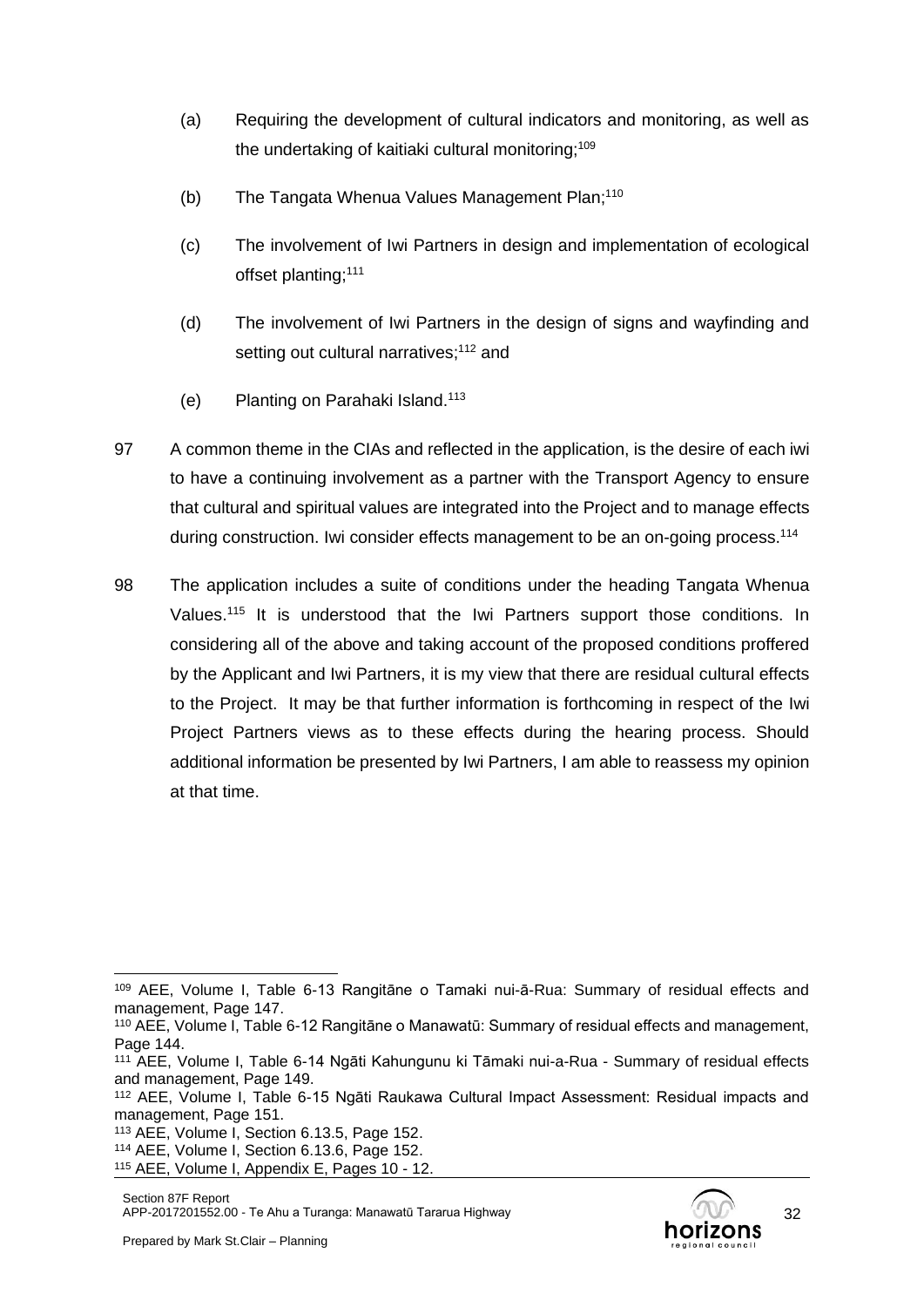(a) Requiring the development of cultural indicators and monitoring, as well as the undertaking of kaitiaki cultural monitoring;[109]

(b) The Tangata Whenua Values Management Plan;[110]

(c) The involvement of Iwi Partners in design and implementation of ecological offset planting;[111]

(d) The involvement of Iwi Partners in the design of signs and wayfinding and setting out cultural narratives;[112] and

(e) Planting on Parahaki Island.[113]

97 A common theme in the CIAs and reflected in the application, is the desire of each iwi to have a continuing involvement as a partner with the Transport Agency to ensure that cultural and spiritual values are integrated into the Project and to manage effects during construction. Iwi consider effects management to be an on-going process.[114]

98 The application includes a suite of conditions under the heading Tangata Whenua Values.[115] It is understood that the Iwi Partners support those conditions. In considering all of the above and taking account of the proposed conditions proffered by the Applicant and Iwi Partners, it is my view that there are residual cultural effects to the Project. It may be that further information is forthcoming in respect of the Iwi Project Partners views as to these effects during the hearing process. Should additional information be presented by Iwi Partners, I am able to reassess my opinion at that time.

---

[109] AEE, Volume I, Table 6-13 Rangitāne o Tamaki nui-ā-Rua: Summary of residual effects and management, Page 147.

[110] AEE, Volume I, Table 6-12 Rangitāne o Manawatū: Summary of residual effects and management, Page 144.

[111] AEE, Volume I, Table 6-14 Ngāti Kahungunu ki Tāmaki nui-a-Rua - Summary of residual effects and management, Page 149.

[112] AEE, Volume I, Table 6-15 Ngāti Raukawa Cultural Impact Assessment: Residual impacts and management, Page 151.

[113] AEE, Volume I, Section 6.13.5, Page 152.

[114] AEE, Volume I, Section 6.13.6, Page 152.

[115] AEE, Volume I, Appendix E, Pages 10 - 12.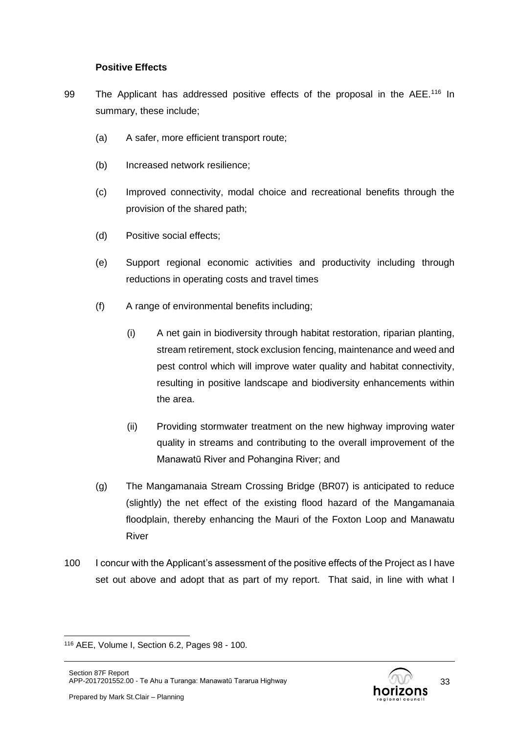**Positive Effects**

99 The Applicant has addressed positive effects of the proposal in the AEE.[116] In summary, these include;

(a) A safer, more efficient transport route;

(b) Increased network resilience;

(c) Improved connectivity, modal choice and recreational benefits through the provision of the shared path;

(d) Positive social effects;

(e) Support regional economic activities and productivity including through reductions in operating costs and travel times

(f) A range of environmental benefits including;

(i) A net gain in biodiversity through habitat restoration, riparian planting, stream retirement, stock exclusion fencing, maintenance and weed and pest control which will improve water quality and habitat connectivity, resulting in positive landscape and biodiversity enhancements within the area.

(ii) Providing stormwater treatment on the new highway improving water quality in streams and contributing to the overall improvement of the Manawatū River and Pohangina River; and

(g) The Mangamanaia Stream Crossing Bridge (BR07) is anticipated to reduce (slightly) the net effect of the existing flood hazard of the Mangamanaia floodplain, thereby enhancing the Mauri of the Foxton Loop and Manawatu River

100 I concur with the Applicant's assessment of the positive effects of the Project as I have set out above and adopt that as part of my report. That said, in line with what I

[116] AEE, Volume I, Section 6.2, Pages 98 - 100.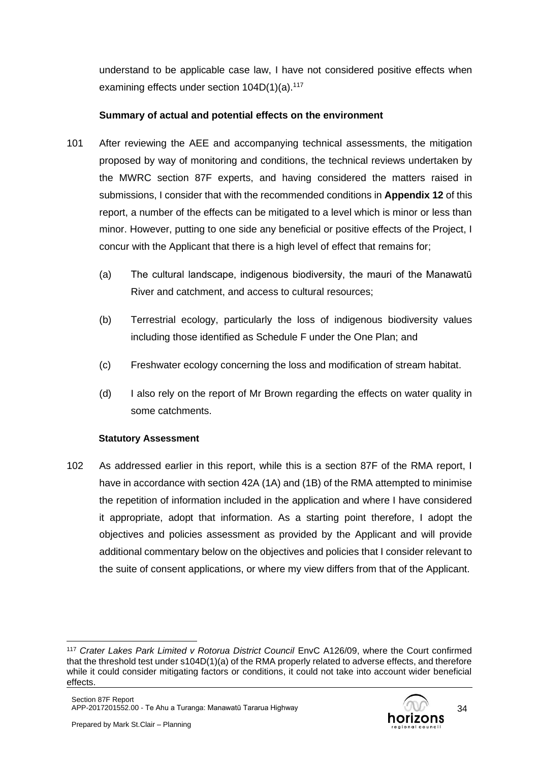understand to be applicable case law, I have not considered positive effects when examining effects under section 104D(1)(a).[117]

**Summary of actual and potential effects on the environment**

101 After reviewing the AEE and accompanying technical assessments, the mitigation proposed by way of monitoring and conditions, the technical reviews undertaken by the MWRC section 87F experts, and having considered the matters raised in submissions, I consider that with the recommended conditions in **Appendix 12** of this report, a number of the effects can be mitigated to a level which is minor or less than minor. However, putting to one side any beneficial or positive effects of the Project, I concur with the Applicant that there is a high level of effect that remains for;

(a) The cultural landscape, indigenous biodiversity, the mauri of the Manawatū River and catchment, and access to cultural resources;

(b) Terrestrial ecology, particularly the loss of indigenous biodiversity values including those identified as Schedule F under the One Plan; and

(c) Freshwater ecology concerning the loss and modification of stream habitat.

(d) I also rely on the report of Mr Brown regarding the effects on water quality in some catchments.

**Statutory Assessment**

102 As addressed earlier in this report, while this is a section 87F of the RMA report, I have in accordance with section 42A (1A) and (1B) of the RMA attempted to minimise the repetition of information included in the application and where I have considered it appropriate, adopt that information. As a starting point therefore, I adopt the objectives and policies assessment as provided by the Applicant and will provide additional commentary below on the objectives and policies that I consider relevant to the suite of consent applications, or where my view differs from that of the Applicant.

---

[117] *Crater Lakes Park Limited v Rotorua District Council* EnvC A126/09, where the Court confirmed that the threshold test under s104D(1)(a) of the RMA properly related to adverse effects, and therefore while it could consider mitigating factors or conditions, it could not take into account wider beneficial effects.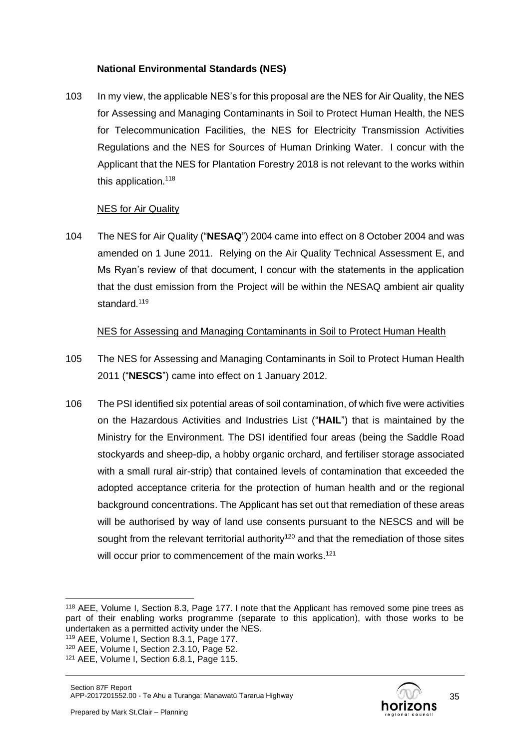### National Environmental Standards (NES)

103 In my view, the applicable NES's for this proposal are the NES for Air Quality, the NES for Assessing and Managing Contaminants in Soil to Protect Human Health, the NES for Telecommunication Facilities, the NES for Electricity Transmission Activities Regulations and the NES for Sources of Human Drinking Water. I concur with the Applicant that the NES for Plantation Forestry 2018 is not relevant to the works within this application.[118]

NES for Air Quality

104 The NES for Air Quality ("**NESAQ**") 2004 came into effect on 8 October 2004 and was amended on 1 June 2011. Relying on the Air Quality Technical Assessment E, and Ms Ryan's review of that document, I concur with the statements in the application that the dust emission from the Project will be within the NESAQ ambient air quality standard.[119]

NES for Assessing and Managing Contaminants in Soil to Protect Human Health

105 The NES for Assessing and Managing Contaminants in Soil to Protect Human Health 2011 ("**NESCS**") came into effect on 1 January 2012.

106 The PSI identified six potential areas of soil contamination, of which five were activities on the Hazardous Activities and Industries List ("**HAIL**") that is maintained by the Ministry for the Environment. The DSI identified four areas (being the Saddle Road stockyards and sheep-dip, a hobby organic orchard, and fertiliser storage associated with a small rural air-strip) that contained levels of contamination that exceeded the adopted acceptance criteria for the protection of human health and or the regional background concentrations. The Applicant has set out that remediation of these areas will be authorised by way of land use consents pursuant to the NESCS and will be sought from the relevant territorial authority[120] and that the remediation of those sites will occur prior to commencement of the main works.[121]

---

[118] AEE, Volume I, Section 8.3, Page 177. I note that the Applicant has removed some pine trees as part of their enabling works programme (separate to this application), with those works to be undertaken as a permitted activity under the NES.

[119] AEE, Volume I, Section 8.3.1, Page 177.

[120] AEE, Volume I, Section 2.3.10, Page 52.

[121] AEE, Volume I, Section 6.8.1, Page 115.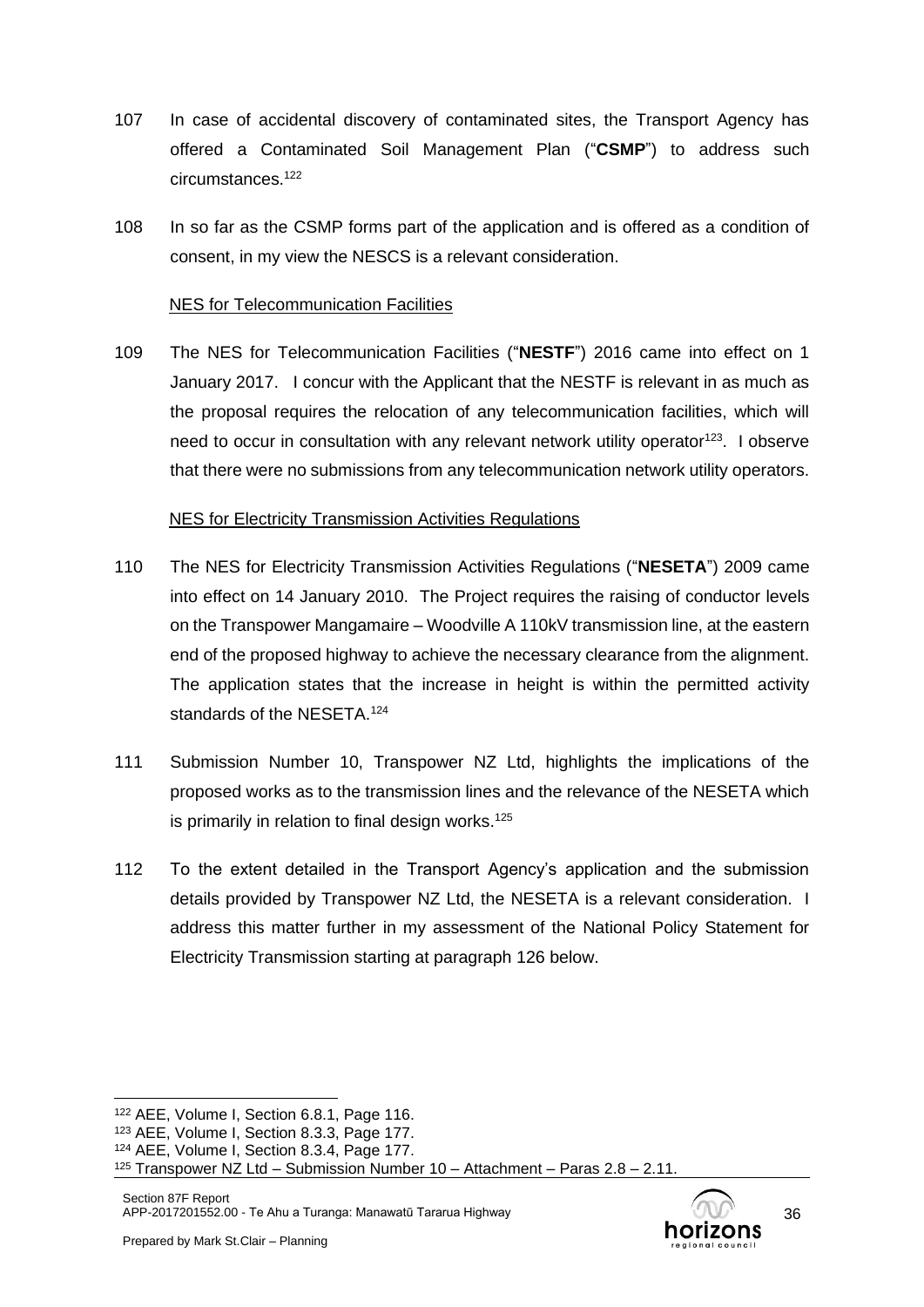107 In case of accidental discovery of contaminated sites, the Transport Agency has offered a Contaminated Soil Management Plan ("**CSMP**") to address such circumstances.[122]

108 In so far as the CSMP forms part of the application and is offered as a condition of consent, in my view the NESCS is a relevant consideration.

<u>NES for Telecommunication Facilities</u>

109 The NES for Telecommunication Facilities ("**NESTF**") 2016 came into effect on 1 January 2017. I concur with the Applicant that the NESTF is relevant in as much as the proposal requires the relocation of any telecommunication facilities, which will need to occur in consultation with any relevant network utility operator[123]. I observe that there were no submissions from any telecommunication network utility operators.

<u>NES for Electricity Transmission Activities Regulations</u>

110 The NES for Electricity Transmission Activities Regulations ("**NESETA**") 2009 came into effect on 14 January 2010. The Project requires the raising of conductor levels on the Transpower Mangamaire – Woodville A 110kV transmission line, at the eastern end of the proposed highway to achieve the necessary clearance from the alignment. The application states that the increase in height is within the permitted activity standards of the NESETA.[124]

111 Submission Number 10, Transpower NZ Ltd, highlights the implications of the proposed works as to the transmission lines and the relevance of the NESETA which is primarily in relation to final design works.[125]

112 To the extent detailed in the Transport Agency's application and the submission details provided by Transpower NZ Ltd, the NESETA is a relevant consideration. I address this matter further in my assessment of the National Policy Statement for Electricity Transmission starting at paragraph 126 below.

---

[122] AEE, Volume I, Section 6.8.1, Page 116.
[123] AEE, Volume I, Section 8.3.3, Page 177.
[124] AEE, Volume I, Section 8.3.4, Page 177.
[125] Transpower NZ Ltd – Submission Number 10 – Attachment – Paras 2.8 – 2.11.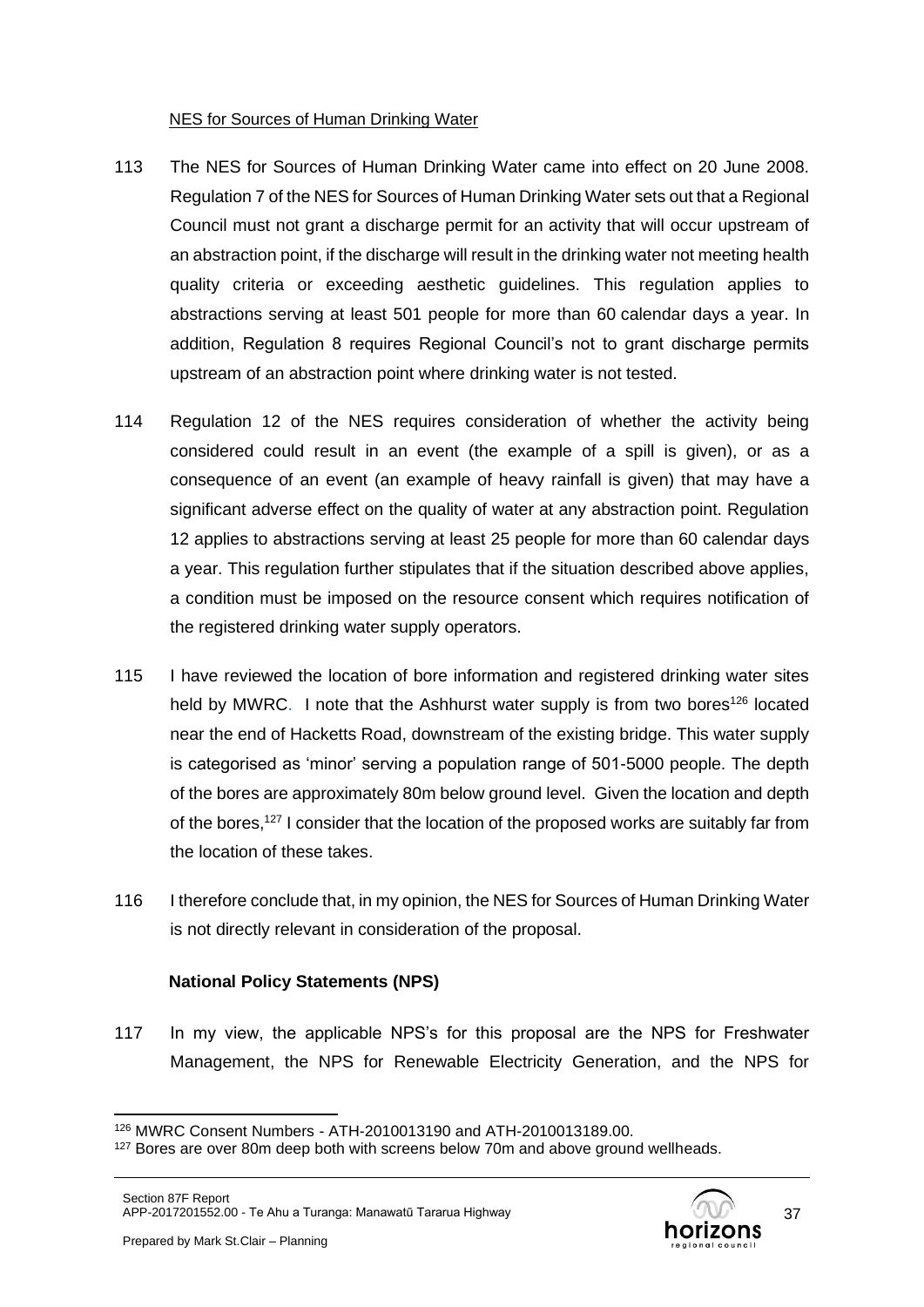NES for Sources of Human Drinking Water

113 The NES for Sources of Human Drinking Water came into effect on 20 June 2008. Regulation 7 of the NES for Sources of Human Drinking Water sets out that a Regional Council must not grant a discharge permit for an activity that will occur upstream of an abstraction point, if the discharge will result in the drinking water not meeting health quality criteria or exceeding aesthetic guidelines. This regulation applies to abstractions serving at least 501 people for more than 60 calendar days a year. In addition, Regulation 8 requires Regional Council's not to grant discharge permits upstream of an abstraction point where drinking water is not tested.

114 Regulation 12 of the NES requires consideration of whether the activity being considered could result in an event (the example of a spill is given), or as a consequence of an event (an example of heavy rainfall is given) that may have a significant adverse effect on the quality of water at any abstraction point. Regulation 12 applies to abstractions serving at least 25 people for more than 60 calendar days a year. This regulation further stipulates that if the situation described above applies, a condition must be imposed on the resource consent which requires notification of the registered drinking water supply operators.

115 I have reviewed the location of bore information and registered drinking water sites held by MWRC. I note that the Ashhurst water supply is from two bores[126] located near the end of Hacketts Road, downstream of the existing bridge. This water supply is categorised as 'minor' serving a population range of 501-5000 people. The depth of the bores are approximately 80m below ground level. Given the location and depth of the bores,[127] I consider that the location of the proposed works are suitably far from the location of these takes.

116 I therefore conclude that, in my opinion, the NES for Sources of Human Drinking Water is not directly relevant in consideration of the proposal.

**National Policy Statements (NPS)**

117 In my view, the applicable NPS's for this proposal are the NPS for Freshwater Management, the NPS for Renewable Electricity Generation, and the NPS for

[126] MWRC Consent Numbers - ATH-2010013190 and ATH-2010013189.00.

[127] Bores are over 80m deep both with screens below 70m and above ground wellheads.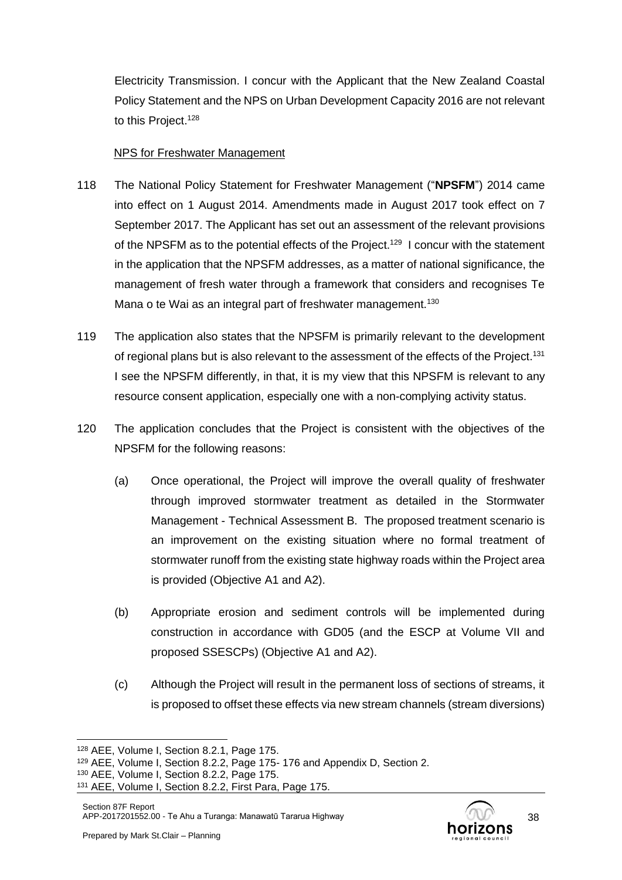Electricity Transmission. I concur with the Applicant that the New Zealand Coastal Policy Statement and the NPS on Urban Development Capacity 2016 are not relevant to this Project.[128]

NPS for Freshwater Management

118 The National Policy Statement for Freshwater Management ("**NPSFM**") 2014 came into effect on 1 August 2014. Amendments made in August 2017 took effect on 7 September 2017. The Applicant has set out an assessment of the relevant provisions of the NPSFM as to the potential effects of the Project.[129] I concur with the statement in the application that the NPSFM addresses, as a matter of national significance, the management of fresh water through a framework that considers and recognises Te Mana o te Wai as an integral part of freshwater management.[130]

119 The application also states that the NPSFM is primarily relevant to the development of regional plans but is also relevant to the assessment of the effects of the Project.[131] I see the NPSFM differently, in that, it is my view that this NPSFM is relevant to any resource consent application, especially one with a non-complying activity status.

120 The application concludes that the Project is consistent with the objectives of the NPSFM for the following reasons:

(a) Once operational, the Project will improve the overall quality of freshwater through improved stormwater treatment as detailed in the Stormwater Management - Technical Assessment B. The proposed treatment scenario is an improvement on the existing situation where no formal treatment of stormwater runoff from the existing state highway roads within the Project area is provided (Objective A1 and A2).

(b) Appropriate erosion and sediment controls will be implemented during construction in accordance with GD05 (and the ESCP at Volume VII and proposed SSESCPs) (Objective A1 and A2).

(c) Although the Project will result in the permanent loss of sections of streams, it is proposed to offset these effects via new stream channels (stream diversions)

[128] AEE, Volume I, Section 8.2.1, Page 175.
[129] AEE, Volume I, Section 8.2.2, Page 175- 176 and Appendix D, Section 2.
[130] AEE, Volume I, Section 8.2.2, Page 175.
[131] AEE, Volume I, Section 8.2.2, First Para, Page 175.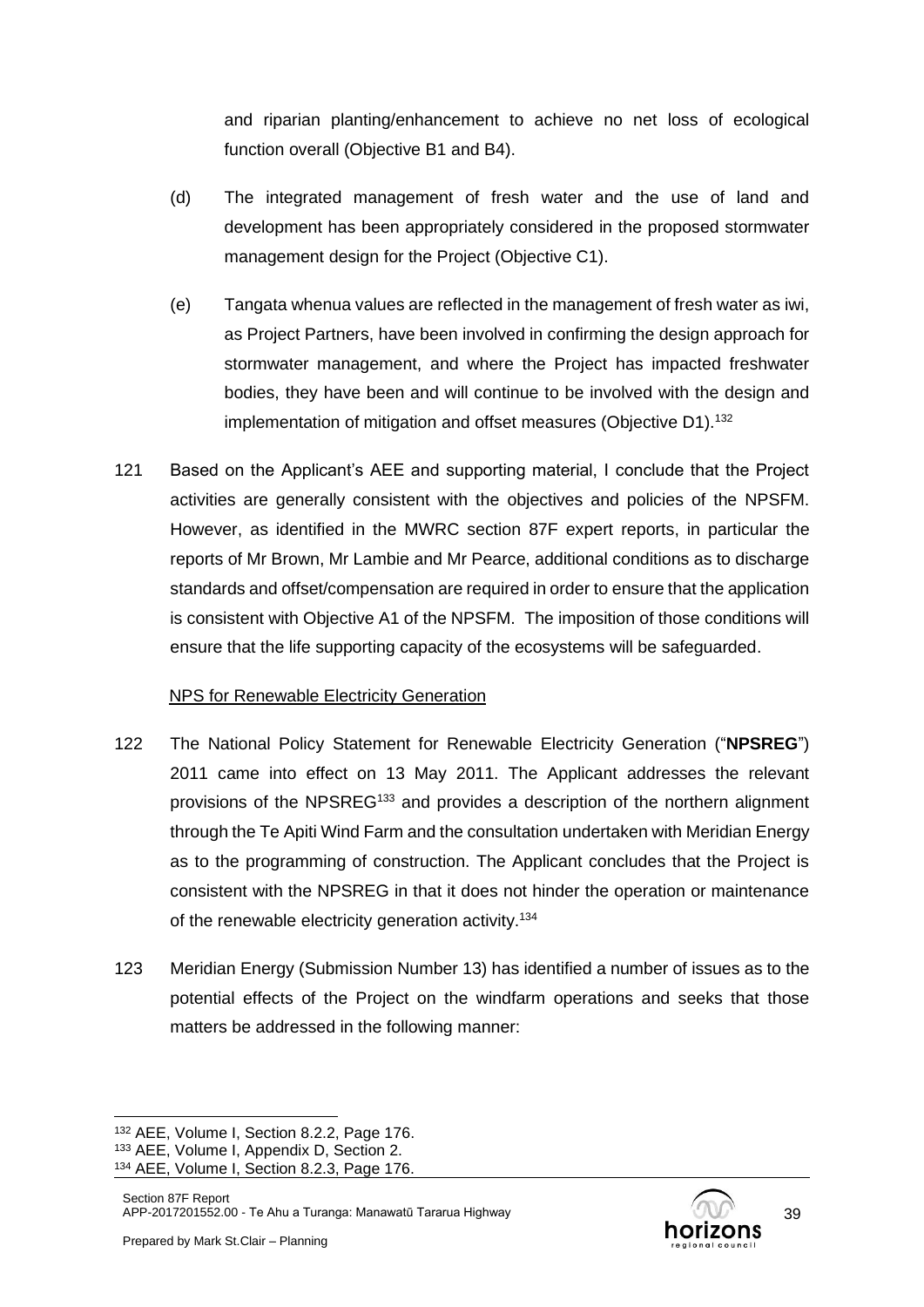and riparian planting/enhancement to achieve no net loss of ecological function overall (Objective B1 and B4).

(d) The integrated management of fresh water and the use of land and development has been appropriately considered in the proposed stormwater management design for the Project (Objective C1).

(e) Tangata whenua values are reflected in the management of fresh water as iwi, as Project Partners, have been involved in confirming the design approach for stormwater management, and where the Project has impacted freshwater bodies, they have been and will continue to be involved with the design and implementation of mitigation and offset measures (Objective D1).[132]

121 Based on the Applicant's AEE and supporting material, I conclude that the Project activities are generally consistent with the objectives and policies of the NPSFM. However, as identified in the MWRC section 87F expert reports, in particular the reports of Mr Brown, Mr Lambie and Mr Pearce, additional conditions as to discharge standards and offset/compensation are required in order to ensure that the application is consistent with Objective A1 of the NPSFM. The imposition of those conditions will ensure that the life supporting capacity of the ecosystems will be safeguarded.

NPS for Renewable Electricity Generation

122 The National Policy Statement for Renewable Electricity Generation ("**NPSREG**") 2011 came into effect on 13 May 2011. The Applicant addresses the relevant provisions of the NPSREG[133] and provides a description of the northern alignment through the Te Apiti Wind Farm and the consultation undertaken with Meridian Energy as to the programming of construction. The Applicant concludes that the Project is consistent with the NPSREG in that it does not hinder the operation or maintenance of the renewable electricity generation activity.[134]

123 Meridian Energy (Submission Number 13) has identified a number of issues as to the potential effects of the Project on the windfarm operations and seeks that those matters be addressed in the following manner:

[132] AEE, Volume I, Section 8.2.2, Page 176.
[133] AEE, Volume I, Appendix D, Section 2.
[134] AEE, Volume I, Section 8.2.3, Page 176.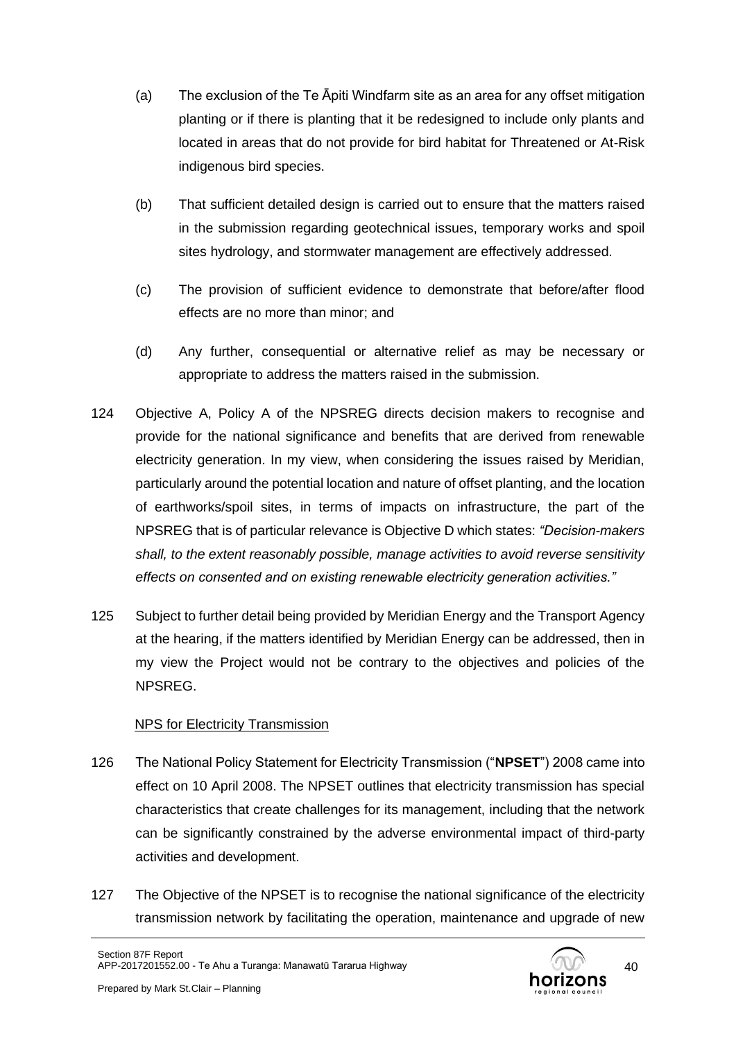(a) The exclusion of the Te Āpiti Windfarm site as an area for any offset mitigation planting or if there is planting that it be redesigned to include only plants and located in areas that do not provide for bird habitat for Threatened or At-Risk indigenous bird species.

(b) That sufficient detailed design is carried out to ensure that the matters raised in the submission regarding geotechnical issues, temporary works and spoil sites hydrology, and stormwater management are effectively addressed.

(c) The provision of sufficient evidence to demonstrate that before/after flood effects are no more than minor; and

(d) Any further, consequential or alternative relief as may be necessary or appropriate to address the matters raised in the submission.

124 Objective A, Policy A of the NPSREG directs decision makers to recognise and provide for the national significance and benefits that are derived from renewable electricity generation. In my view, when considering the issues raised by Meridian, particularly around the potential location and nature of offset planting, and the location of earthworks/spoil sites, in terms of impacts on infrastructure, the part of the NPSREG that is of particular relevance is Objective D which states: *"Decision-makers shall, to the extent reasonably possible, manage activities to avoid reverse sensitivity effects on consented and on existing renewable electricity generation activities."*

125 Subject to further detail being provided by Meridian Energy and the Transport Agency at the hearing, if the matters identified by Meridian Energy can be addressed, then in my view the Project would not be contrary to the objectives and policies of the NPSREG.

NPS for Electricity Transmission

126 The National Policy Statement for Electricity Transmission ("**NPSET**") 2008 came into effect on 10 April 2008. The NPSET outlines that electricity transmission has special characteristics that create challenges for its management, including that the network can be significantly constrained by the adverse environmental impact of third-party activities and development.

127 The Objective of the NPSET is to recognise the national significance of the electricity transmission network by facilitating the operation, maintenance and upgrade of new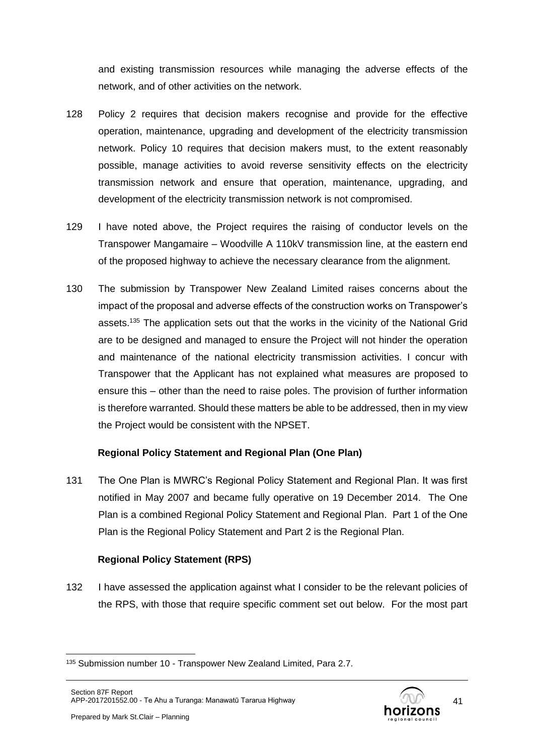and existing transmission resources while managing the adverse effects of the network, and of other activities on the network.

128 Policy 2 requires that decision makers recognise and provide for the effective operation, maintenance, upgrading and development of the electricity transmission network. Policy 10 requires that decision makers must, to the extent reasonably possible, manage activities to avoid reverse sensitivity effects on the electricity transmission network and ensure that operation, maintenance, upgrading, and development of the electricity transmission network is not compromised.

129 I have noted above, the Project requires the raising of conductor levels on the Transpower Mangamaire – Woodville A 110kV transmission line, at the eastern end of the proposed highway to achieve the necessary clearance from the alignment.

130 The submission by Transpower New Zealand Limited raises concerns about the impact of the proposal and adverse effects of the construction works on Transpower's assets.[135] The application sets out that the works in the vicinity of the National Grid are to be designed and managed to ensure the Project will not hinder the operation and maintenance of the national electricity transmission activities. I concur with Transpower that the Applicant has not explained what measures are proposed to ensure this – other than the need to raise poles. The provision of further information is therefore warranted. Should these matters be able to be addressed, then in my view the Project would be consistent with the NPSET.

**Regional Policy Statement and Regional Plan (One Plan)**

131 The One Plan is MWRC's Regional Policy Statement and Regional Plan. It was first notified in May 2007 and became fully operative on 19 December 2014. The One Plan is a combined Regional Policy Statement and Regional Plan. Part 1 of the One Plan is the Regional Policy Statement and Part 2 is the Regional Plan.

**Regional Policy Statement (RPS)**

132 I have assessed the application against what I consider to be the relevant policies of the RPS, with those that require specific comment set out below. For the most part

---

[135] Submission number 10 - Transpower New Zealand Limited, Para 2.7.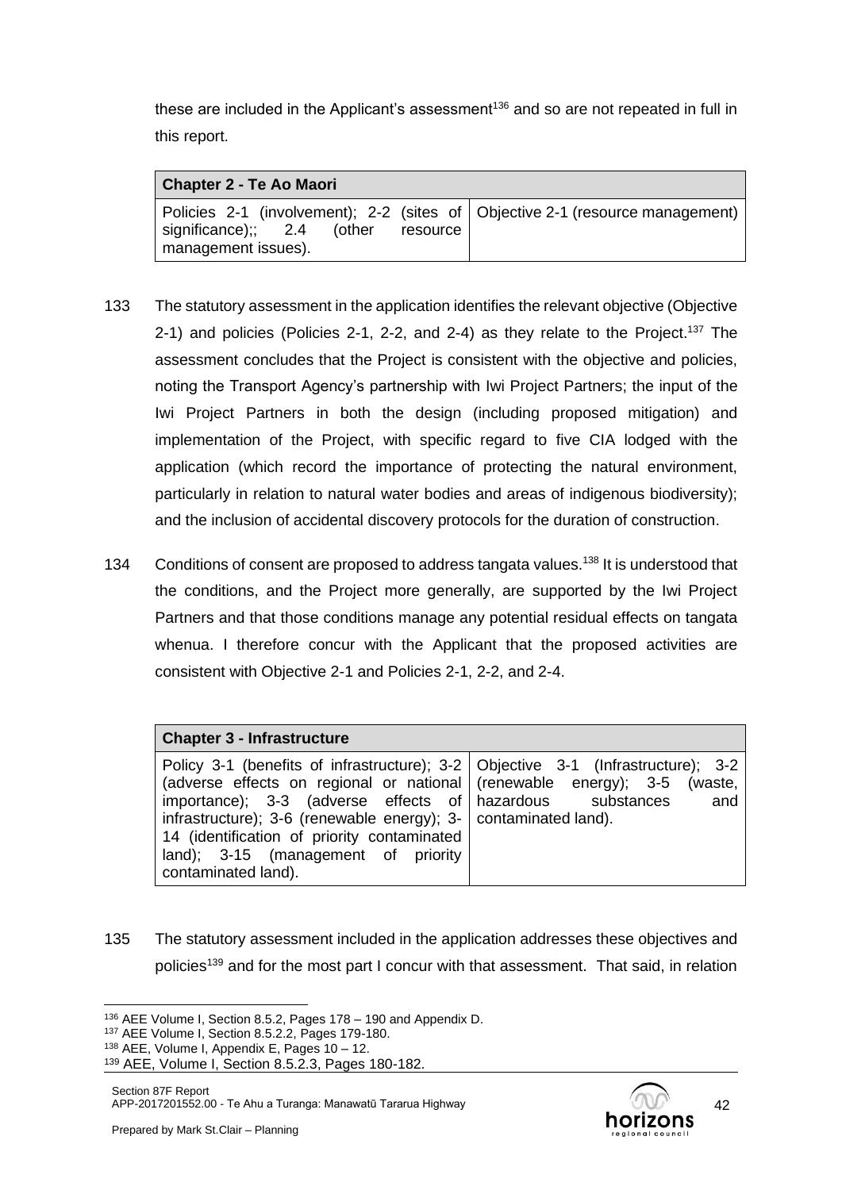these are included in the Applicant's assessment[136] and so are not repeated in full in this report.

| Chapter 2 - Te Ao Maori | |
|---|---|
| Policies 2-1 (involvement); 2-2 (sites of significance);; 2.4 (other resource management issues). | Objective 2-1 (resource management) |

133 The statutory assessment in the application identifies the relevant objective (Objective 2-1) and policies (Policies 2-1, 2-2, and 2-4) as they relate to the Project.[137] The assessment concludes that the Project is consistent with the objective and policies, noting the Transport Agency's partnership with Iwi Project Partners; the input of the Iwi Project Partners in both the design (including proposed mitigation) and implementation of the Project, with specific regard to five CIA lodged with the application (which record the importance of protecting the natural environment, particularly in relation to natural water bodies and areas of indigenous biodiversity); and the inclusion of accidental discovery protocols for the duration of construction.

134 Conditions of consent are proposed to address tangata values.[138] It is understood that the conditions, and the Project more generally, are supported by the Iwi Project Partners and that those conditions manage any potential residual effects on tangata whenua. I therefore concur with the Applicant that the proposed activities are consistent with Objective 2-1 and Policies 2-1, 2-2, and 2-4.

| Chapter 3 - Infrastructure | |
|---|---|
| Policy 3-1 (benefits of infrastructure); 3-2 (adverse effects on regional or national importance); 3-3 (adverse effects of infrastructure); 3-6 (renewable energy); 3-14 (identification of priority contaminated land); 3-15 (management of priority contaminated land). | Objective 3-1 (Infrastructure); 3-2 (renewable energy); 3-5 (waste, hazardous substances and contaminated land). |

135 The statutory assessment included in the application addresses these objectives and policies[139] and for the most part I concur with that assessment. That said, in relation

[136] AEE Volume I, Section 8.5.2, Pages 178 – 190 and Appendix D.

[137] AEE Volume I, Section 8.5.2.2, Pages 179-180.

[138] AEE, Volume I, Appendix E, Pages 10 – 12.

[139] AEE, Volume I, Section 8.5.2.3, Pages 180-182.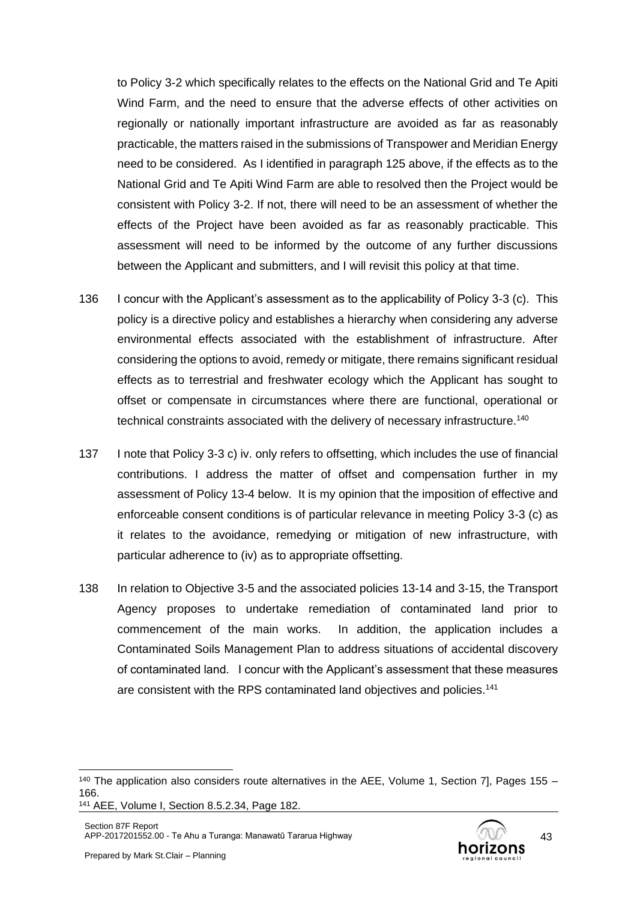to Policy 3-2 which specifically relates to the effects on the National Grid and Te Apiti Wind Farm, and the need to ensure that the adverse effects of other activities on regionally or nationally important infrastructure are avoided as far as reasonably practicable, the matters raised in the submissions of Transpower and Meridian Energy need to be considered. As I identified in paragraph 125 above, if the effects as to the National Grid and Te Apiti Wind Farm are able to resolved then the Project would be consistent with Policy 3-2. If not, there will need to be an assessment of whether the effects of the Project have been avoided as far as reasonably practicable. This assessment will need to be informed by the outcome of any further discussions between the Applicant and submitters, and I will revisit this policy at that time.

136 I concur with the Applicant's assessment as to the applicability of Policy 3-3 (c). This policy is a directive policy and establishes a hierarchy when considering any adverse environmental effects associated with the establishment of infrastructure. After considering the options to avoid, remedy or mitigate, there remains significant residual effects as to terrestrial and freshwater ecology which the Applicant has sought to offset or compensate in circumstances where there are functional, operational or technical constraints associated with the delivery of necessary infrastructure.[140]

137 I note that Policy 3-3 c) iv. only refers to offsetting, which includes the use of financial contributions. I address the matter of offset and compensation further in my assessment of Policy 13-4 below. It is my opinion that the imposition of effective and enforceable consent conditions is of particular relevance in meeting Policy 3-3 (c) as it relates to the avoidance, remedying or mitigation of new infrastructure, with particular adherence to (iv) as to appropriate offsetting.

138 In relation to Objective 3-5 and the associated policies 13-14 and 3-15, the Transport Agency proposes to undertake remediation of contaminated land prior to commencement of the main works. In addition, the application includes a Contaminated Soils Management Plan to address situations of accidental discovery of contaminated land. I concur with the Applicant's assessment that these measures are consistent with the RPS contaminated land objectives and policies.[141]

---

[140] The application also considers route alternatives in the AEE, Volume 1, Section 7], Pages 155 – 166.

[141] AEE, Volume I, Section 8.5.2.34, Page 182.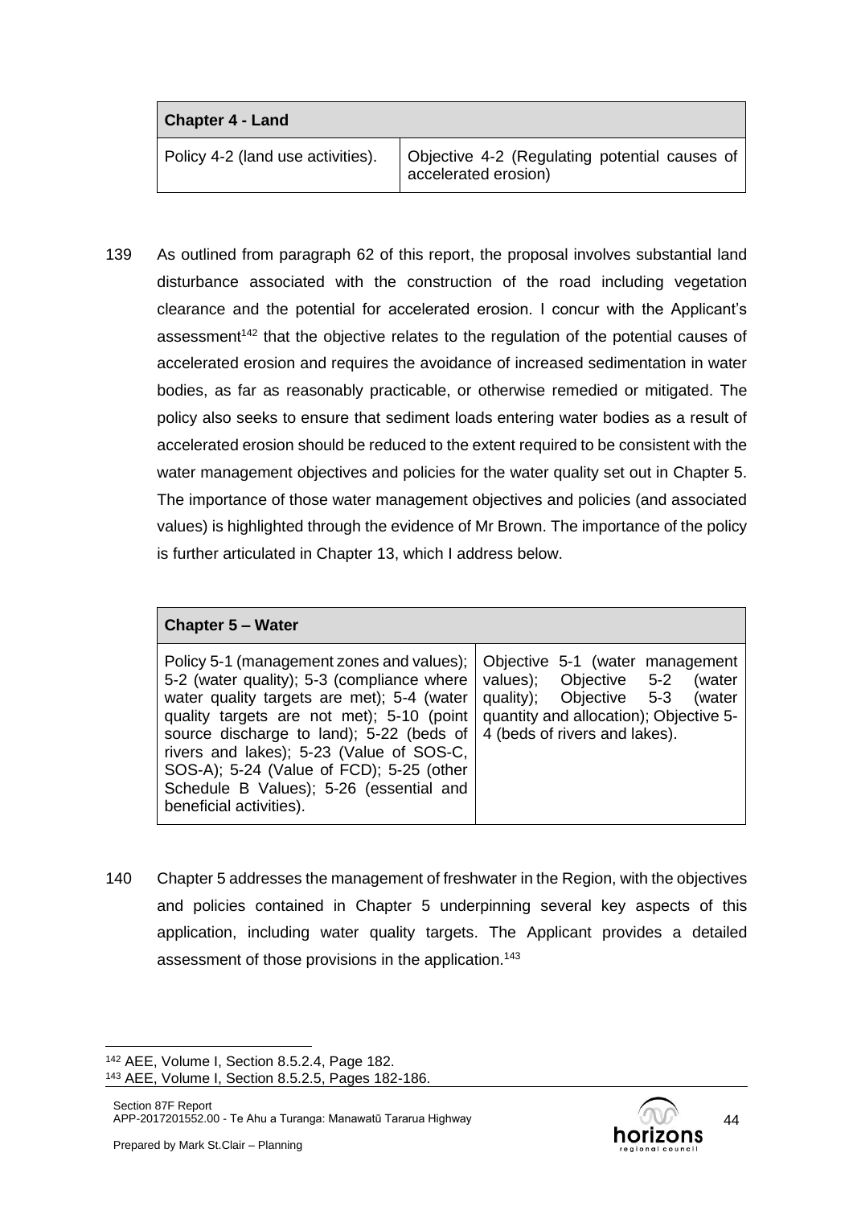| Chapter 4 - Land | |
|---|---|
| Policy 4-2 (land use activities). | Objective 4-2 (Regulating potential causes of accelerated erosion) |

139 As outlined from paragraph 62 of this report, the proposal involves substantial land disturbance associated with the construction of the road including vegetation clearance and the potential for accelerated erosion. I concur with the Applicant's assessment[142] that the objective relates to the regulation of the potential causes of accelerated erosion and requires the avoidance of increased sedimentation in water bodies, as far as reasonably practicable, or otherwise remedied or mitigated. The policy also seeks to ensure that sediment loads entering water bodies as a result of accelerated erosion should be reduced to the extent required to be consistent with the water management objectives and policies for the water quality set out in Chapter 5. The importance of those water management objectives and policies (and associated values) is highlighted through the evidence of Mr Brown. The importance of the policy is further articulated in Chapter 13, which I address below.

| Chapter 5 – Water | |
|---|---|
| Policy 5-1 (management zones and values); 5-2 (water quality); 5-3 (compliance where water quality targets are met); 5-4 (water quality targets are not met); 5-10 (point source discharge to land); 5-22 (beds of rivers and lakes); 5-23 (Value of SOS-C, SOS-A); 5-24 (Value of FCD); 5-25 (other Schedule B Values); 5-26 (essential and beneficial activities). | Objective 5-1 (water management values); Objective 5-2 (water quality); Objective 5-3 (water quantity and allocation); Objective 5-4 (beds of rivers and lakes). |

140 Chapter 5 addresses the management of freshwater in the Region, with the objectives and policies contained in Chapter 5 underpinning several key aspects of this application, including water quality targets. The Applicant provides a detailed assessment of those provisions in the application.[143]

[142] AEE, Volume I, Section 8.5.2.4, Page 182.
[143] AEE, Volume I, Section 8.5.2.5, Pages 182-186.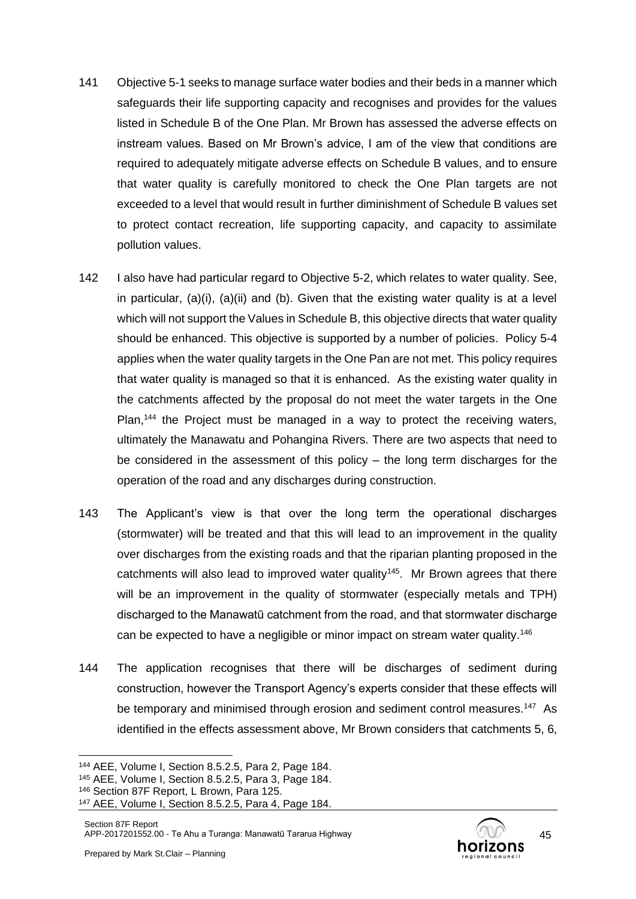141 Objective 5-1 seeks to manage surface water bodies and their beds in a manner which safeguards their life supporting capacity and recognises and provides for the values listed in Schedule B of the One Plan. Mr Brown has assessed the adverse effects on instream values. Based on Mr Brown's advice, I am of the view that conditions are required to adequately mitigate adverse effects on Schedule B values, and to ensure that water quality is carefully monitored to check the One Plan targets are not exceeded to a level that would result in further diminishment of Schedule B values set to protect contact recreation, life supporting capacity, and capacity to assimilate pollution values.

142 I also have had particular regard to Objective 5-2, which relates to water quality. See, in particular, (a)(i), (a)(ii) and (b). Given that the existing water quality is at a level which will not support the Values in Schedule B, this objective directs that water quality should be enhanced. This objective is supported by a number of policies. Policy 5-4 applies when the water quality targets in the One Pan are not met. This policy requires that water quality is managed so that it is enhanced. As the existing water quality in the catchments affected by the proposal do not meet the water targets in the One Plan,[144] the Project must be managed in a way to protect the receiving waters, ultimately the Manawatu and Pohangina Rivers. There are two aspects that need to be considered in the assessment of this policy – the long term discharges for the operation of the road and any discharges during construction.

143 The Applicant's view is that over the long term the operational discharges (stormwater) will be treated and that this will lead to an improvement in the quality over discharges from the existing roads and that the riparian planting proposed in the catchments will also lead to improved water quality[145]. Mr Brown agrees that there will be an improvement in the quality of stormwater (especially metals and TPH) discharged to the Manawatū catchment from the road, and that stormwater discharge can be expected to have a negligible or minor impact on stream water quality.[146]

144 The application recognises that there will be discharges of sediment during construction, however the Transport Agency's experts consider that these effects will be temporary and minimised through erosion and sediment control measures.[147] As identified in the effects assessment above, Mr Brown considers that catchments 5, 6,

---

[144] AEE, Volume I, Section 8.5.2.5, Para 2, Page 184.

[145] AEE, Volume I, Section 8.5.2.5, Para 3, Page 184.

[146] Section 87F Report, L Brown, Para 125.

[147] AEE, Volume I, Section 8.5.2.5, Para 4, Page 184.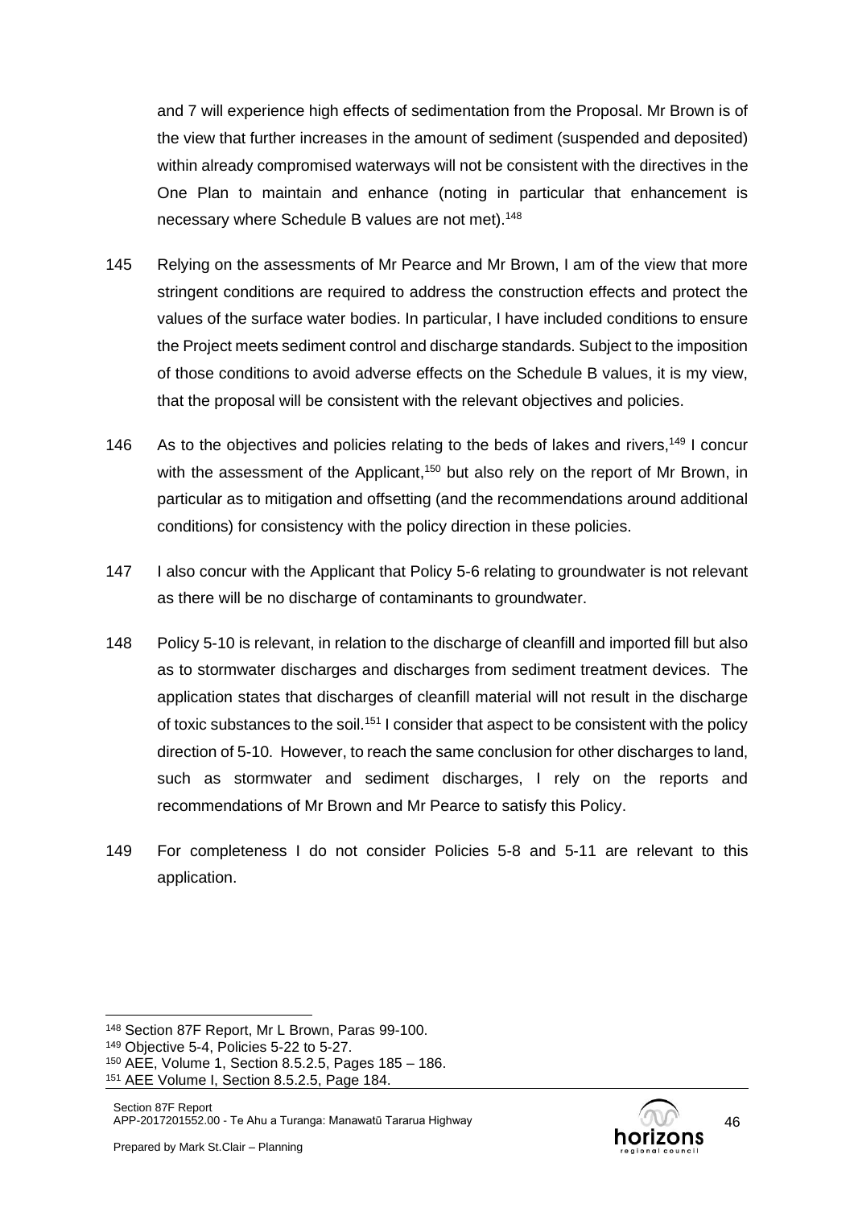and 7 will experience high effects of sedimentation from the Proposal. Mr Brown is of the view that further increases in the amount of sediment (suspended and deposited) within already compromised waterways will not be consistent with the directives in the One Plan to maintain and enhance (noting in particular that enhancement is necessary where Schedule B values are not met).[148]

145 Relying on the assessments of Mr Pearce and Mr Brown, I am of the view that more stringent conditions are required to address the construction effects and protect the values of the surface water bodies. In particular, I have included conditions to ensure the Project meets sediment control and discharge standards. Subject to the imposition of those conditions to avoid adverse effects on the Schedule B values, it is my view, that the proposal will be consistent with the relevant objectives and policies.

146 As to the objectives and policies relating to the beds of lakes and rivers,[149] I concur with the assessment of the Applicant,[150] but also rely on the report of Mr Brown, in particular as to mitigation and offsetting (and the recommendations around additional conditions) for consistency with the policy direction in these policies.

147 I also concur with the Applicant that Policy 5-6 relating to groundwater is not relevant as there will be no discharge of contaminants to groundwater.

148 Policy 5-10 is relevant, in relation to the discharge of cleanfill and imported fill but also as to stormwater discharges and discharges from sediment treatment devices. The application states that discharges of cleanfill material will not result in the discharge of toxic substances to the soil.[151] I consider that aspect to be consistent with the policy direction of 5-10. However, to reach the same conclusion for other discharges to land, such as stormwater and sediment discharges, I rely on the reports and recommendations of Mr Brown and Mr Pearce to satisfy this Policy.

149 For completeness I do not consider Policies 5-8 and 5-11 are relevant to this application.

---

[148] Section 87F Report, Mr L Brown, Paras 99-100.

[149] Objective 5-4, Policies 5-22 to 5-27.

[150] AEE, Volume 1, Section 8.5.2.5, Pages 185 – 186.

[151] AEE Volume I, Section 8.5.2.5, Page 184.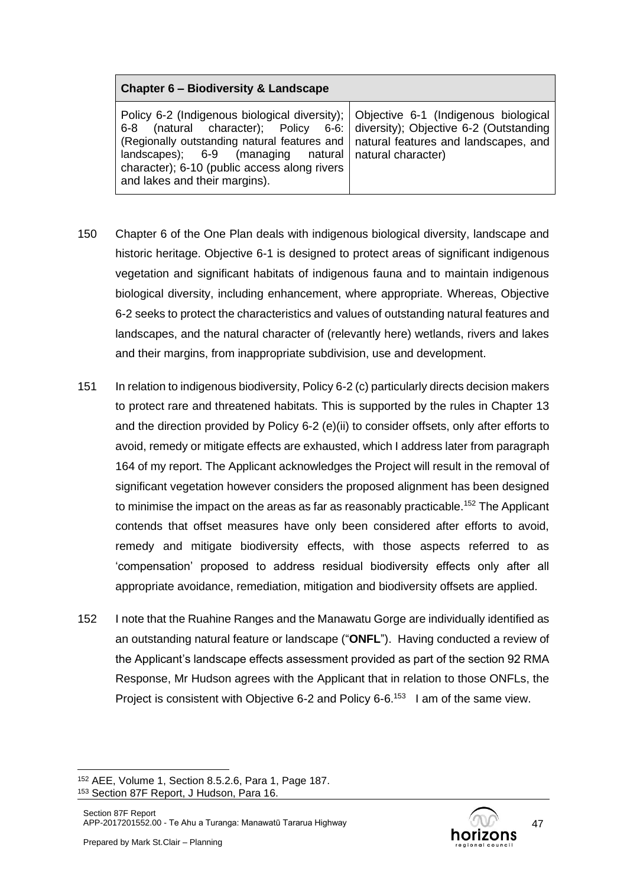| Chapter 6 – Biodiversity & Landscape | |
|---|---|
| Policy 6-2 (Indigenous biological diversity); 6-8 (natural character); Policy 6-6: (Regionally outstanding natural features and landscapes); 6-9 (managing natural character); 6-10 (public access along rivers and lakes and their margins). | Objective 6-1 (Indigenous biological diversity); Objective 6-2 (Outstanding natural features and landscapes, and natural character) |

150 Chapter 6 of the One Plan deals with indigenous biological diversity, landscape and historic heritage. Objective 6-1 is designed to protect areas of significant indigenous vegetation and significant habitats of indigenous fauna and to maintain indigenous biological diversity, including enhancement, where appropriate. Whereas, Objective 6-2 seeks to protect the characteristics and values of outstanding natural features and landscapes, and the natural character of (relevantly here) wetlands, rivers and lakes and their margins, from inappropriate subdivision, use and development.

151 In relation to indigenous biodiversity, Policy 6-2 (c) particularly directs decision makers to protect rare and threatened habitats. This is supported by the rules in Chapter 13 and the direction provided by Policy 6-2 (e)(ii) to consider offsets, only after efforts to avoid, remedy or mitigate effects are exhausted, which I address later from paragraph 164 of my report. The Applicant acknowledges the Project will result in the removal of significant vegetation however considers the proposed alignment has been designed to minimise the impact on the areas as far as reasonably practicable.[152] The Applicant contends that offset measures have only been considered after efforts to avoid, remedy and mitigate biodiversity effects, with those aspects referred to as 'compensation' proposed to address residual biodiversity effects only after all appropriate avoidance, remediation, mitigation and biodiversity offsets are applied.

152 I note that the Ruahine Ranges and the Manawatu Gorge are individually identified as an outstanding natural feature or landscape ("**ONFL**"). Having conducted a review of the Applicant's landscape effects assessment provided as part of the section 92 RMA Response, Mr Hudson agrees with the Applicant that in relation to those ONFLs, the Project is consistent with Objective 6-2 and Policy 6-6.[153] I am of the same view.

---

[152] AEE, Volume 1, Section 8.5.2.6, Para 1, Page 187.
[153] Section 87F Report, J Hudson, Para 16.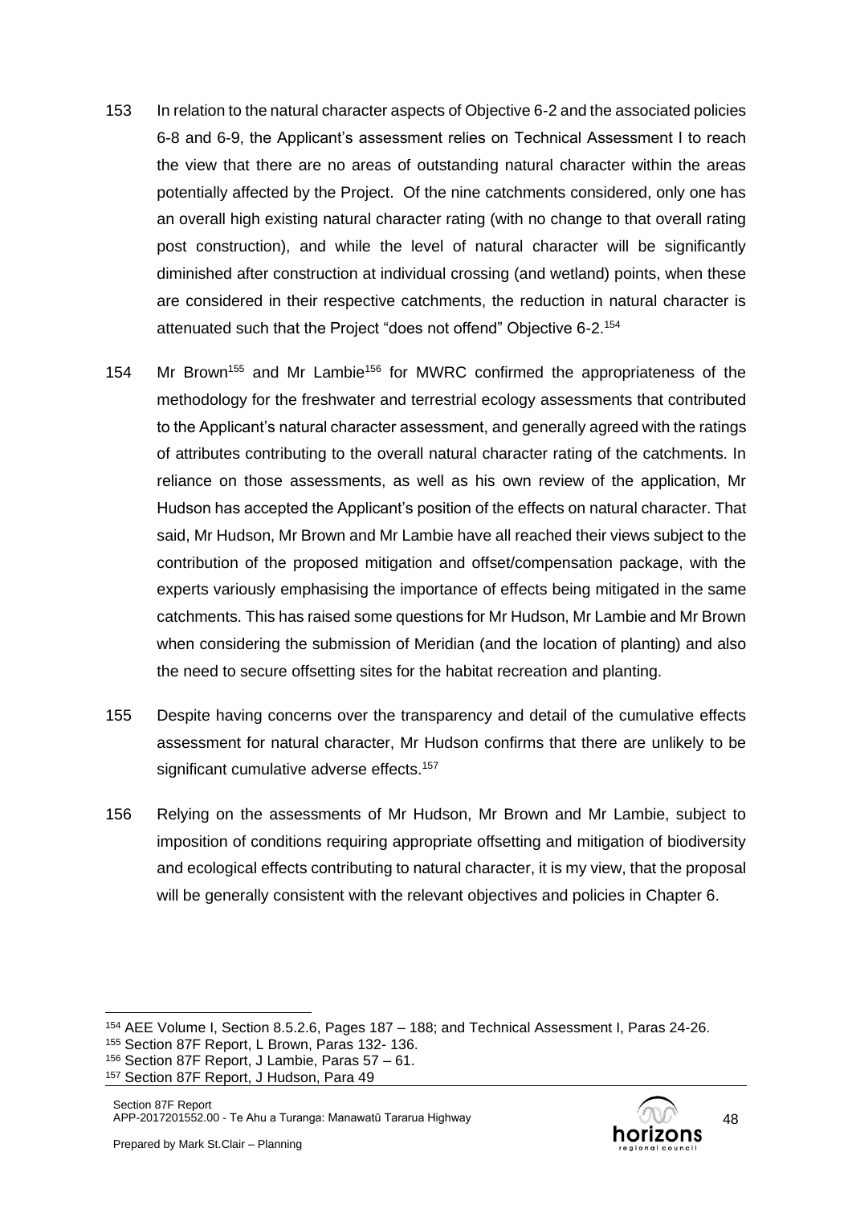153 In relation to the natural character aspects of Objective 6-2 and the associated policies 6-8 and 6-9, the Applicant's assessment relies on Technical Assessment I to reach the view that there are no areas of outstanding natural character within the areas potentially affected by the Project. Of the nine catchments considered, only one has an overall high existing natural character rating (with no change to that overall rating post construction), and while the level of natural character will be significantly diminished after construction at individual crossing (and wetland) points, when these are considered in their respective catchments, the reduction in natural character is attenuated such that the Project "does not offend" Objective 6-2.[154]

154 Mr Brown[155] and Mr Lambie[156] for MWRC confirmed the appropriateness of the methodology for the freshwater and terrestrial ecology assessments that contributed to the Applicant's natural character assessment, and generally agreed with the ratings of attributes contributing to the overall natural character rating of the catchments. In reliance on those assessments, as well as his own review of the application, Mr Hudson has accepted the Applicant's position of the effects on natural character. That said, Mr Hudson, Mr Brown and Mr Lambie have all reached their views subject to the contribution of the proposed mitigation and offset/compensation package, with the experts variously emphasising the importance of effects being mitigated in the same catchments. This has raised some questions for Mr Hudson, Mr Lambie and Mr Brown when considering the submission of Meridian (and the location of planting) and also the need to secure offsetting sites for the habitat recreation and planting.

155 Despite having concerns over the transparency and detail of the cumulative effects assessment for natural character, Mr Hudson confirms that there are unlikely to be significant cumulative adverse effects.[157]

156 Relying on the assessments of Mr Hudson, Mr Brown and Mr Lambie, subject to imposition of conditions requiring appropriate offsetting and mitigation of biodiversity and ecological effects contributing to natural character, it is my view, that the proposal will be generally consistent with the relevant objectives and policies in Chapter 6.

---

[154] AEE Volume I, Section 8.5.2.6, Pages 187 – 188; and Technical Assessment I, Paras 24-26.

[155] Section 87F Report, L Brown, Paras 132- 136.

[156] Section 87F Report, J Lambie, Paras 57 – 61.

[157] Section 87F Report, J Hudson, Para 49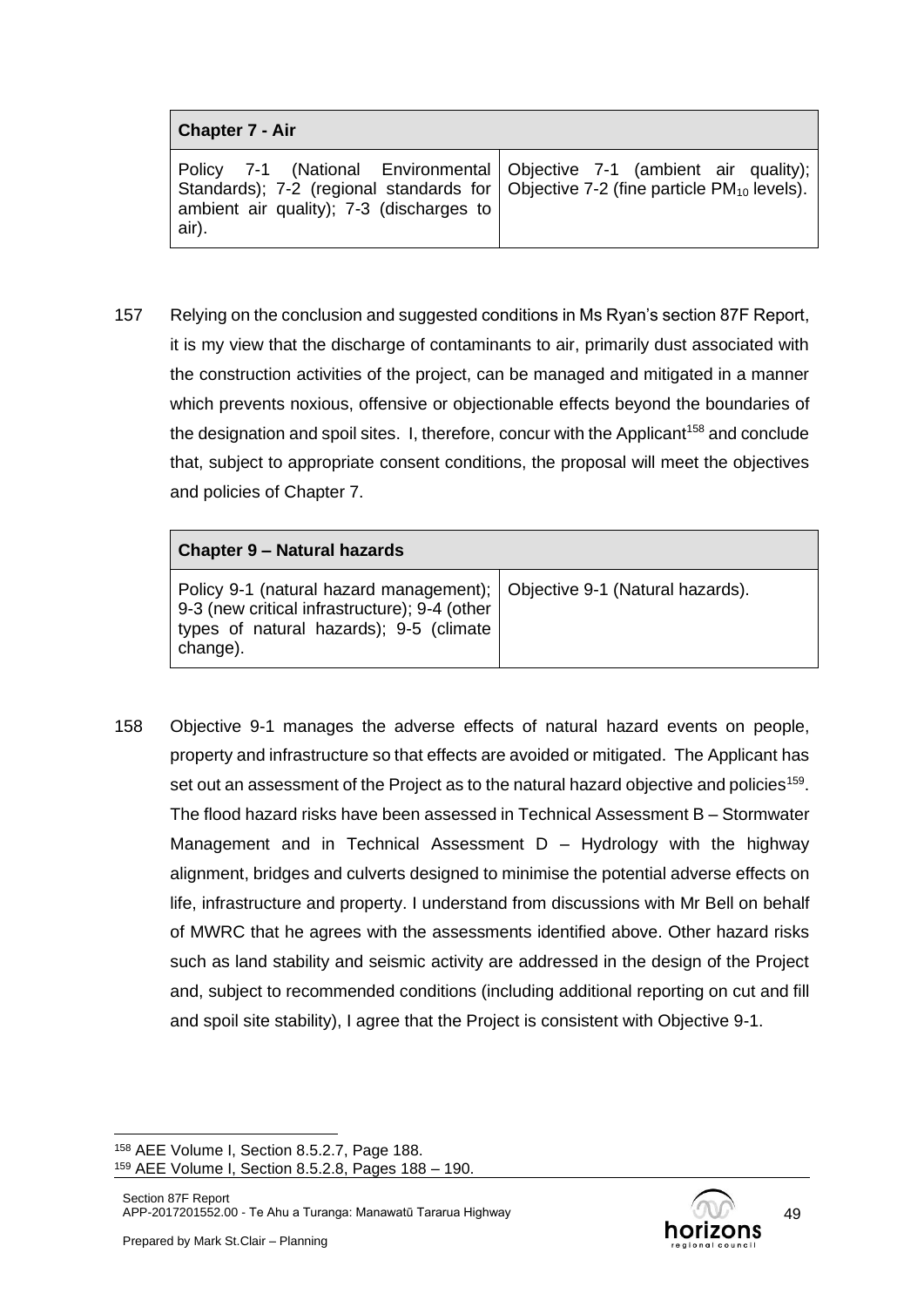| Chapter 7 - Air | |
|---|---|
| Policy 7-1 (National Environmental Standards); 7-2 (regional standards for ambient air quality); 7-3 (discharges to air). | Objective 7-1 (ambient air quality); Objective 7-2 (fine particle $PM_{10}$ levels). |

157 Relying on the conclusion and suggested conditions in Ms Ryan's section 87F Report, it is my view that the discharge of contaminants to air, primarily dust associated with the construction activities of the project, can be managed and mitigated in a manner which prevents noxious, offensive or objectionable effects beyond the boundaries of the designation and spoil sites. I, therefore, concur with the Applicant[158] and conclude that, subject to appropriate consent conditions, the proposal will meet the objectives and policies of Chapter 7.

| Chapter 9 – Natural hazards | |
|---|---|
| Policy 9-1 (natural hazard management); 9-3 (new critical infrastructure); 9-4 (other types of natural hazards); 9-5 (climate change). | Objective 9-1 (Natural hazards). |

158 Objective 9-1 manages the adverse effects of natural hazard events on people, property and infrastructure so that effects are avoided or mitigated. The Applicant has set out an assessment of the Project as to the natural hazard objective and policies[159]. The flood hazard risks have been assessed in Technical Assessment B – Stormwater Management and in Technical Assessment D – Hydrology with the highway alignment, bridges and culverts designed to minimise the potential adverse effects on life, infrastructure and property. I understand from discussions with Mr Bell on behalf of MWRC that he agrees with the assessments identified above. Other hazard risks such as land stability and seismic activity are addressed in the design of the Project and, subject to recommended conditions (including additional reporting on cut and fill and spoil site stability), I agree that the Project is consistent with Objective 9-1.

[158] AEE Volume I, Section 8.5.2.7, Page 188.
[159] AEE Volume I, Section 8.5.2.8, Pages 188 – 190.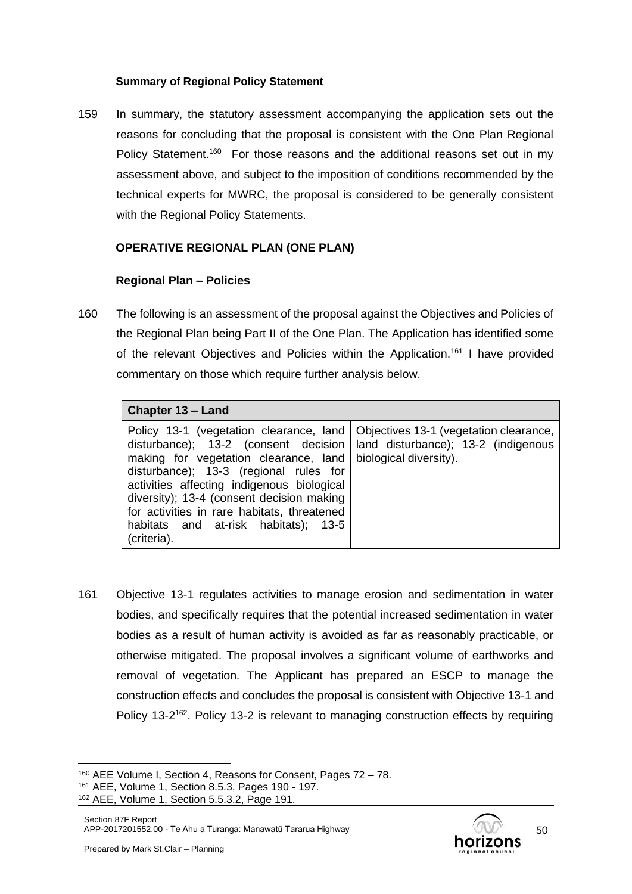### Summary of Regional Policy Statement

159 In summary, the statutory assessment accompanying the application sets out the reasons for concluding that the proposal is consistent with the One Plan Regional Policy Statement.[160] For those reasons and the additional reasons set out in my assessment above, and subject to the imposition of conditions recommended by the technical experts for MWRC, the proposal is considered to be generally consistent with the Regional Policy Statements.

## OPERATIVE REGIONAL PLAN (ONE PLAN)

### Regional Plan – Policies

160 The following is an assessment of the proposal against the Objectives and Policies of the Regional Plan being Part II of the One Plan. The Application has identified some of the relevant Objectives and Policies within the Application.[161] I have provided commentary on those which require further analysis below.

| Chapter 13 – Land | |
|---|---|
| Policy 13-1 (vegetation clearance, land disturbance); 13-2 (consent decision making for vegetation clearance, land disturbance); 13-3 (regional rules for activities affecting indigenous biological diversity); 13-4 (consent decision making for activities in rare habitats, threatened habitats and at-risk habitats); 13-5 (criteria). | Objectives 13-1 (vegetation clearance, land disturbance); 13-2 (indigenous biological diversity). |

161 Objective 13-1 regulates activities to manage erosion and sedimentation in water bodies, and specifically requires that the potential increased sedimentation in water bodies as a result of human activity is avoided as far as reasonably practicable, or otherwise mitigated. The proposal involves a significant volume of earthworks and removal of vegetation. The Applicant has prepared an ESCP to manage the construction effects and concludes the proposal is consistent with Objective 13-1 and Policy 13-2[162]. Policy 13-2 is relevant to managing construction effects by requiring

[160] AEE Volume I, Section 4, Reasons for Consent, Pages 72 – 78.
[161] AEE, Volume 1, Section 8.5.3, Pages 190 - 197.
[162] AEE, Volume 1, Section 5.5.3.2, Page 191.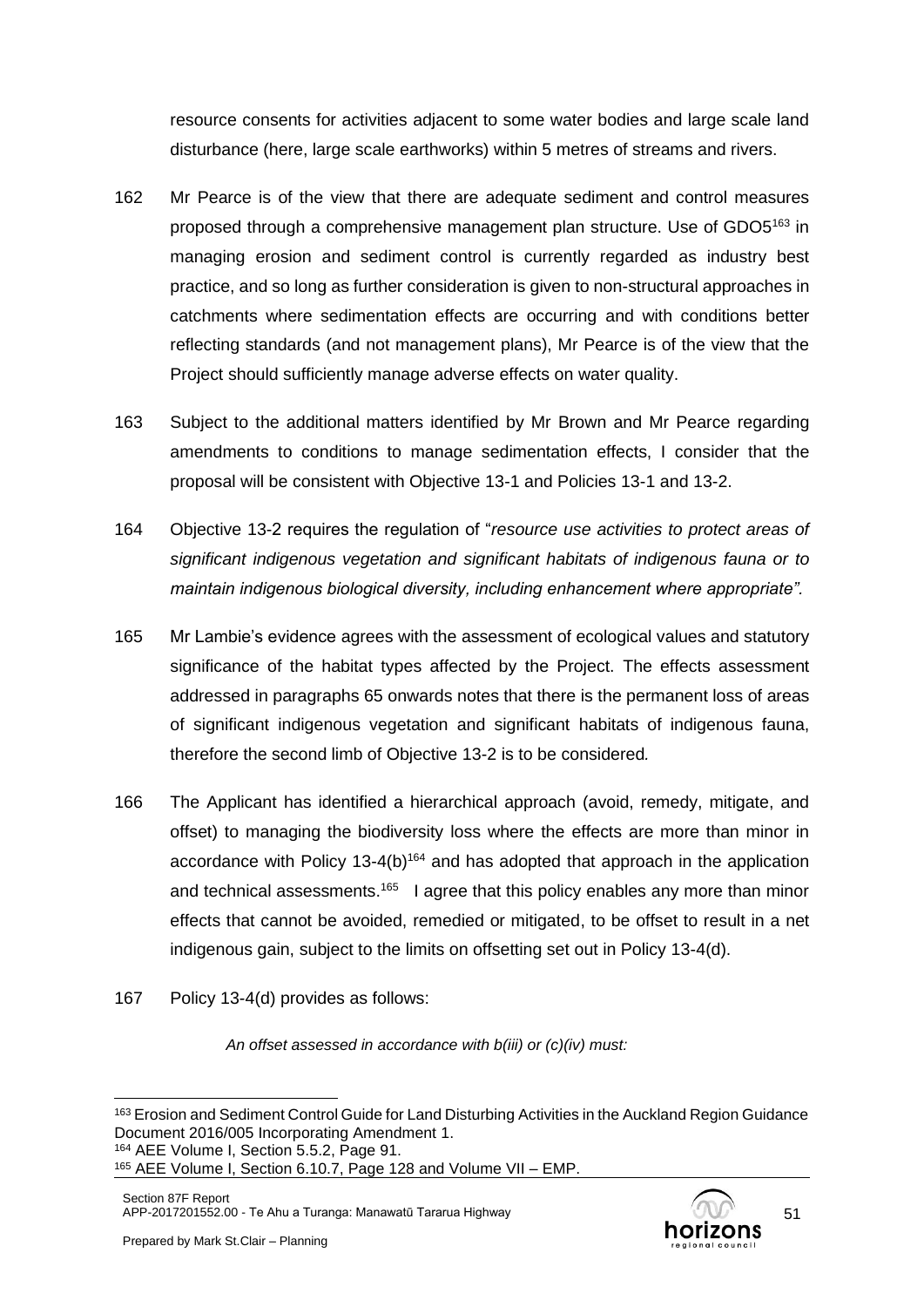resource consents for activities adjacent to some water bodies and large scale land disturbance (here, large scale earthworks) within 5 metres of streams and rivers.

162 Mr Pearce is of the view that there are adequate sediment and control measures proposed through a comprehensive management plan structure. Use of GDO5[163] in managing erosion and sediment control is currently regarded as industry best practice, and so long as further consideration is given to non-structural approaches in catchments where sedimentation effects are occurring and with conditions better reflecting standards (and not management plans), Mr Pearce is of the view that the Project should sufficiently manage adverse effects on water quality.

163 Subject to the additional matters identified by Mr Brown and Mr Pearce regarding amendments to conditions to manage sedimentation effects, I consider that the proposal will be consistent with Objective 13-1 and Policies 13-1 and 13-2.

164 Objective 13-2 requires the regulation of "*resource use activities to protect areas of significant indigenous vegetation and significant habitats of indigenous fauna or to maintain indigenous biological diversity, including enhancement where appropriate".*

165 Mr Lambie's evidence agrees with the assessment of ecological values and statutory significance of the habitat types affected by the Project. The effects assessment addressed in paragraphs 65 onwards notes that there is the permanent loss of areas of significant indigenous vegetation and significant habitats of indigenous fauna, therefore the second limb of Objective 13-2 is to be considered.

166 The Applicant has identified a hierarchical approach (avoid, remedy, mitigate, and offset) to managing the biodiversity loss where the effects are more than minor in accordance with Policy 13-4(b)[164] and has adopted that approach in the application and technical assessments.[165] I agree that this policy enables any more than minor effects that cannot be avoided, remedied or mitigated, to be offset to result in a net indigenous gain, subject to the limits on offsetting set out in Policy 13-4(d).

167 Policy 13-4(d) provides as follows:

*An offset assessed in accordance with b(iii) or (c)(iv) must:*

---

[163] Erosion and Sediment Control Guide for Land Disturbing Activities in the Auckland Region Guidance Document 2016/005 Incorporating Amendment 1.

[164] AEE Volume I, Section 5.5.2, Page 91.

[165] AEE Volume I, Section 6.10.7, Page 128 and Volume VII – EMP.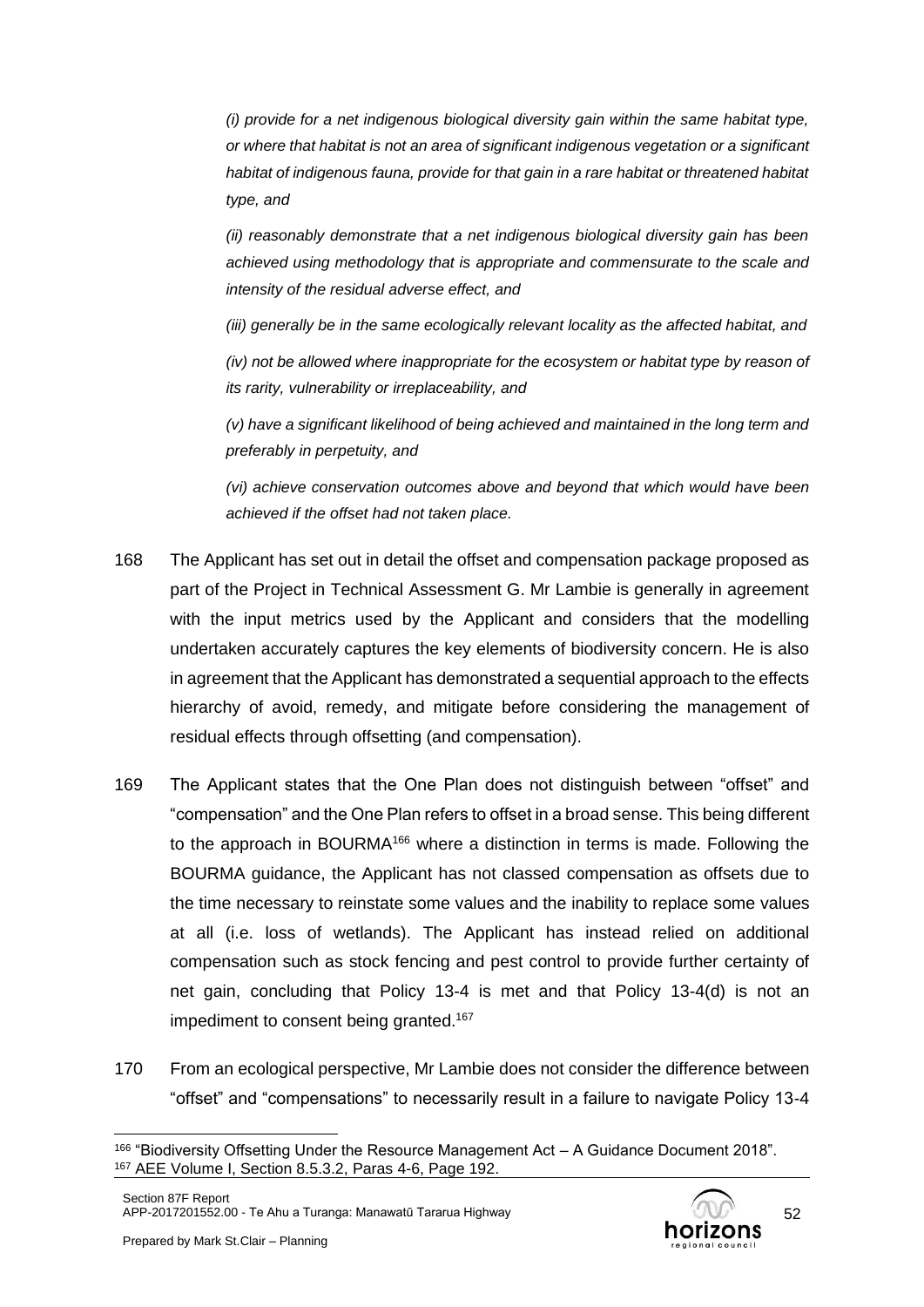*(i) provide for a net indigenous biological diversity gain within the same habitat type, or where that habitat is not an area of significant indigenous vegetation or a significant habitat of indigenous fauna, provide for that gain in a rare habitat or threatened habitat type, and*

*(ii) reasonably demonstrate that a net indigenous biological diversity gain has been achieved using methodology that is appropriate and commensurate to the scale and intensity of the residual adverse effect, and*

*(iii) generally be in the same ecologically relevant locality as the affected habitat, and*

*(iv) not be allowed where inappropriate for the ecosystem or habitat type by reason of its rarity, vulnerability or irreplaceability, and*

*(v) have a significant likelihood of being achieved and maintained in the long term and preferably in perpetuity, and*

*(vi) achieve conservation outcomes above and beyond that which would have been achieved if the offset had not taken place.*

168 The Applicant has set out in detail the offset and compensation package proposed as part of the Project in Technical Assessment G. Mr Lambie is generally in agreement with the input metrics used by the Applicant and considers that the modelling undertaken accurately captures the key elements of biodiversity concern. He is also in agreement that the Applicant has demonstrated a sequential approach to the effects hierarchy of avoid, remedy, and mitigate before considering the management of residual effects through offsetting (and compensation).

169 The Applicant states that the One Plan does not distinguish between "offset" and "compensation" and the One Plan refers to offset in a broad sense. This being different to the approach in BOURMA[166] where a distinction in terms is made. Following the BOURMA guidance, the Applicant has not classed compensation as offsets due to the time necessary to reinstate some values and the inability to replace some values at all (i.e. loss of wetlands). The Applicant has instead relied on additional compensation such as stock fencing and pest control to provide further certainty of net gain, concluding that Policy 13-4 is met and that Policy 13-4(d) is not an impediment to consent being granted.[167]

170 From an ecological perspective, Mr Lambie does not consider the difference between "offset" and "compensations" to necessarily result in a failure to navigate Policy 13-4

[166] "Biodiversity Offsetting Under the Resource Management Act – A Guidance Document 2018".
[167] AEE Volume I, Section 8.5.3.2, Paras 4-6, Page 192.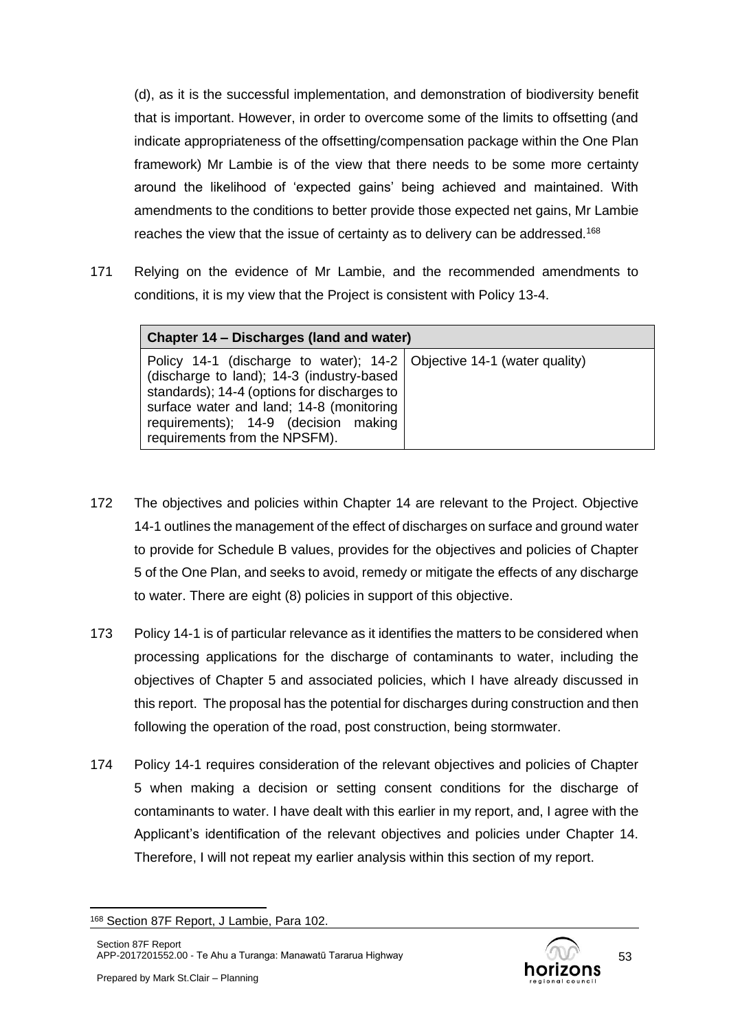(d), as it is the successful implementation, and demonstration of biodiversity benefit that is important. However, in order to overcome some of the limits to offsetting (and indicate appropriateness of the offsetting/compensation package within the One Plan framework) Mr Lambie is of the view that there needs to be some more certainty around the likelihood of 'expected gains' being achieved and maintained. With amendments to the conditions to better provide those expected net gains, Mr Lambie reaches the view that the issue of certainty as to delivery can be addressed.[168]

171 Relying on the evidence of Mr Lambie, and the recommended amendments to conditions, it is my view that the Project is consistent with Policy 13-4.

| **Chapter 14 – Discharges (land and water)** | |
|---|---|
| Policy 14-1 (discharge to water); 14-2 (discharge to land); 14-3 (industry-based standards); 14-4 (options for discharges to surface water and land; 14-8 (monitoring requirements); 14-9 (decision making requirements from the NPSFM). | Objective 14-1 (water quality) |

172 The objectives and policies within Chapter 14 are relevant to the Project. Objective 14-1 outlines the management of the effect of discharges on surface and ground water to provide for Schedule B values, provides for the objectives and policies of Chapter 5 of the One Plan, and seeks to avoid, remedy or mitigate the effects of any discharge to water. There are eight (8) policies in support of this objective.

173 Policy 14-1 is of particular relevance as it identifies the matters to be considered when processing applications for the discharge of contaminants to water, including the objectives of Chapter 5 and associated policies, which I have already discussed in this report. The proposal has the potential for discharges during construction and then following the operation of the road, post construction, being stormwater.

174 Policy 14-1 requires consideration of the relevant objectives and policies of Chapter 5 when making a decision or setting consent conditions for the discharge of contaminants to water. I have dealt with this earlier in my report, and, I agree with the Applicant's identification of the relevant objectives and policies under Chapter 14. Therefore, I will not repeat my earlier analysis within this section of my report.

[168] Section 87F Report, J Lambie, Para 102.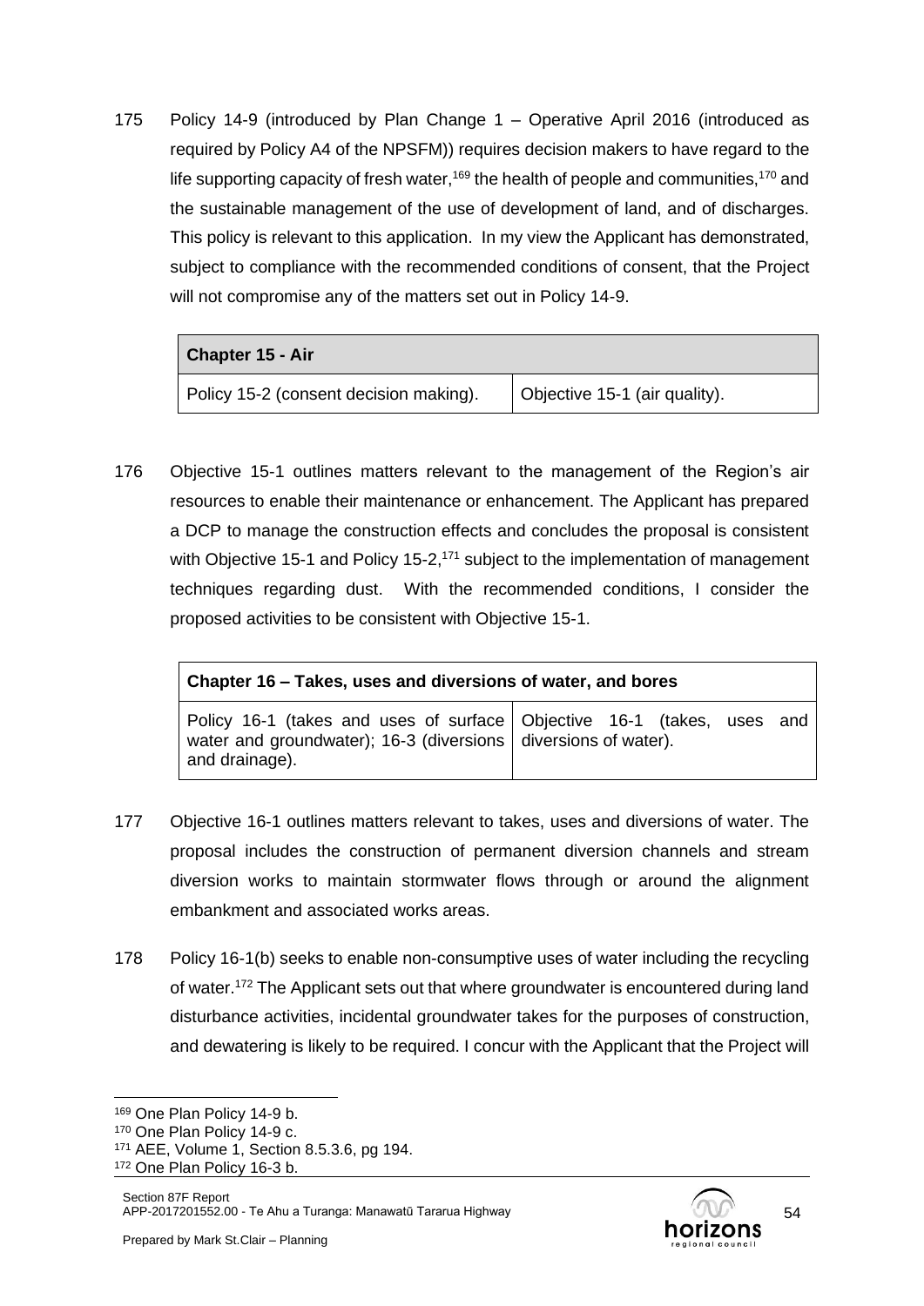175 Policy 14-9 (introduced by Plan Change 1 – Operative April 2016 (introduced as required by Policy A4 of the NPSFM)) requires decision makers to have regard to the life supporting capacity of fresh water,[169] the health of people and communities,[170] and the sustainable management of the use of development of land, and of discharges. This policy is relevant to this application. In my view the Applicant has demonstrated, subject to compliance with the recommended conditions of consent, that the Project will not compromise any of the matters set out in Policy 14-9.

| **Chapter 15 - Air** | |
|---|---|
| Policy 15-2 (consent decision making). | Objective 15-1 (air quality). |

176 Objective 15-1 outlines matters relevant to the management of the Region's air resources to enable their maintenance or enhancement. The Applicant has prepared a DCP to manage the construction effects and concludes the proposal is consistent with Objective 15-1 and Policy 15-2,[171] subject to the implementation of management techniques regarding dust. With the recommended conditions, I consider the proposed activities to be consistent with Objective 15-1.

| **Chapter 16 – Takes, uses and diversions of water, and bores** | |
|---|---|
| Policy 16-1 (takes and uses of surface water and groundwater); 16-3 (diversions and drainage). | Objective 16-1 (takes, uses and diversions of water). |

177 Objective 16-1 outlines matters relevant to takes, uses and diversions of water. The proposal includes the construction of permanent diversion channels and stream diversion works to maintain stormwater flows through or around the alignment embankment and associated works areas.

178 Policy 16-1(b) seeks to enable non-consumptive uses of water including the recycling of water.[172] The Applicant sets out that where groundwater is encountered during land disturbance activities, incidental groundwater takes for the purposes of construction, and dewatering is likely to be required. I concur with the Applicant that the Project will

---

[169] One Plan Policy 14-9 b.

[170] One Plan Policy 14-9 c.

[171] AEE, Volume 1, Section 8.5.3.6, pg 194.

[172] One Plan Policy 16-3 b.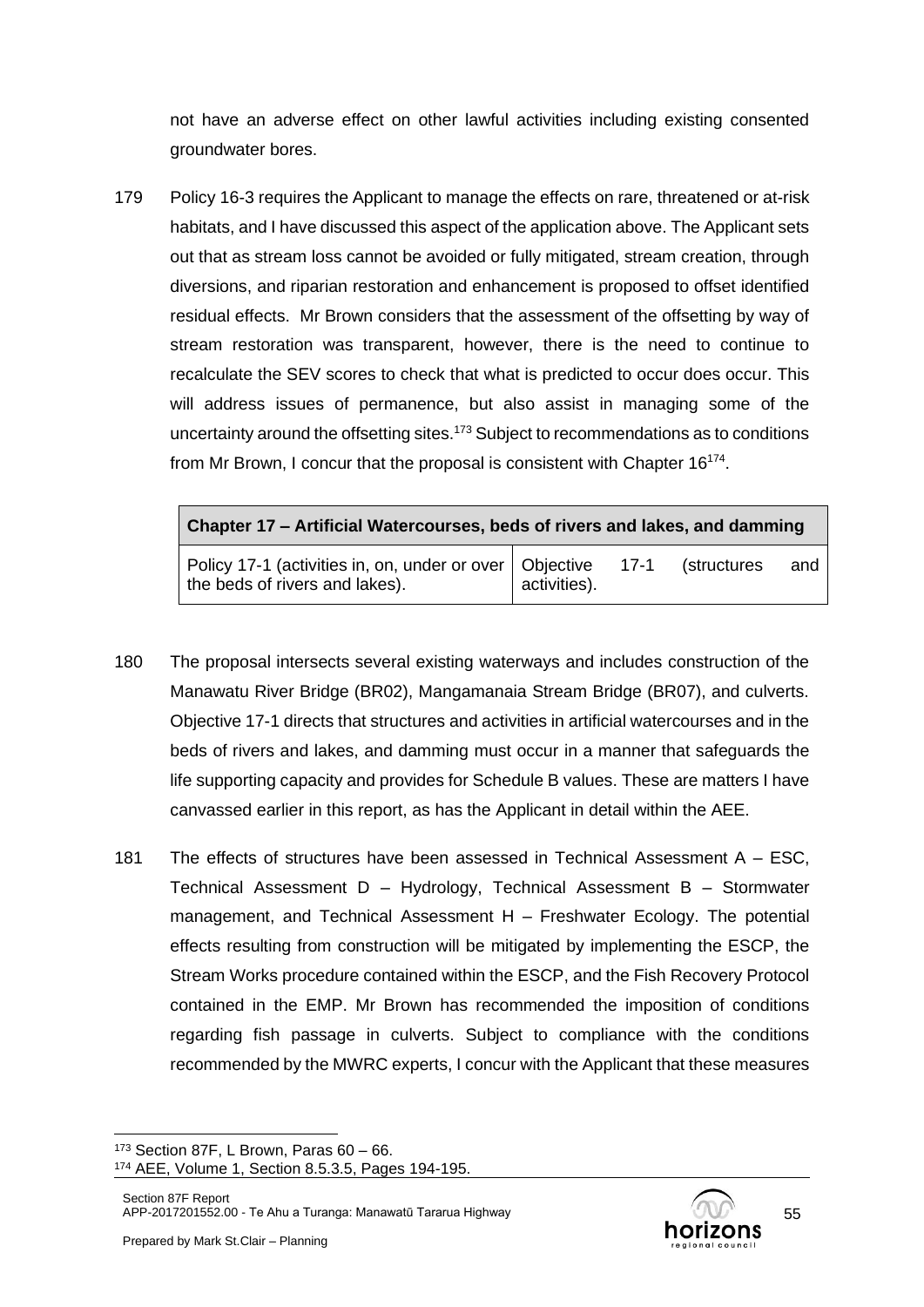not have an adverse effect on other lawful activities including existing consented groundwater bores.

179 Policy 16-3 requires the Applicant to manage the effects on rare, threatened or at-risk habitats, and I have discussed this aspect of the application above. The Applicant sets out that as stream loss cannot be avoided or fully mitigated, stream creation, through diversions, and riparian restoration and enhancement is proposed to offset identified residual effects. Mr Brown considers that the assessment of the offsetting by way of stream restoration was transparent, however, there is the need to continue to recalculate the SEV scores to check that what is predicted to occur does occur. This will address issues of permanence, but also assist in managing some of the uncertainty around the offsetting sites.[173] Subject to recommendations as to conditions from Mr Brown, I concur that the proposal is consistent with Chapter 16[174].

| **Chapter 17 – Artificial Watercourses, beds of rivers and lakes, and damming** | |
|---|---|
| Policy 17-1 (activities in, on, under or over the beds of rivers and lakes). | Objective 17-1 (structures and activities). |

180 The proposal intersects several existing waterways and includes construction of the Manawatu River Bridge (BR02), Mangamanaia Stream Bridge (BR07), and culverts. Objective 17-1 directs that structures and activities in artificial watercourses and in the beds of rivers and lakes, and damming must occur in a manner that safeguards the life supporting capacity and provides for Schedule B values. These are matters I have canvassed earlier in this report, as has the Applicant in detail within the AEE.

181 The effects of structures have been assessed in Technical Assessment A – ESC, Technical Assessment D – Hydrology, Technical Assessment B – Stormwater management, and Technical Assessment H – Freshwater Ecology. The potential effects resulting from construction will be mitigated by implementing the ESCP, the Stream Works procedure contained within the ESCP, and the Fish Recovery Protocol contained in the EMP. Mr Brown has recommended the imposition of conditions regarding fish passage in culverts. Subject to compliance with the conditions recommended by the MWRC experts, I concur with the Applicant that these measures

---

[173] Section 87F, L Brown, Paras 60 – 66.

[174] AEE, Volume 1, Section 8.5.3.5, Pages 194-195.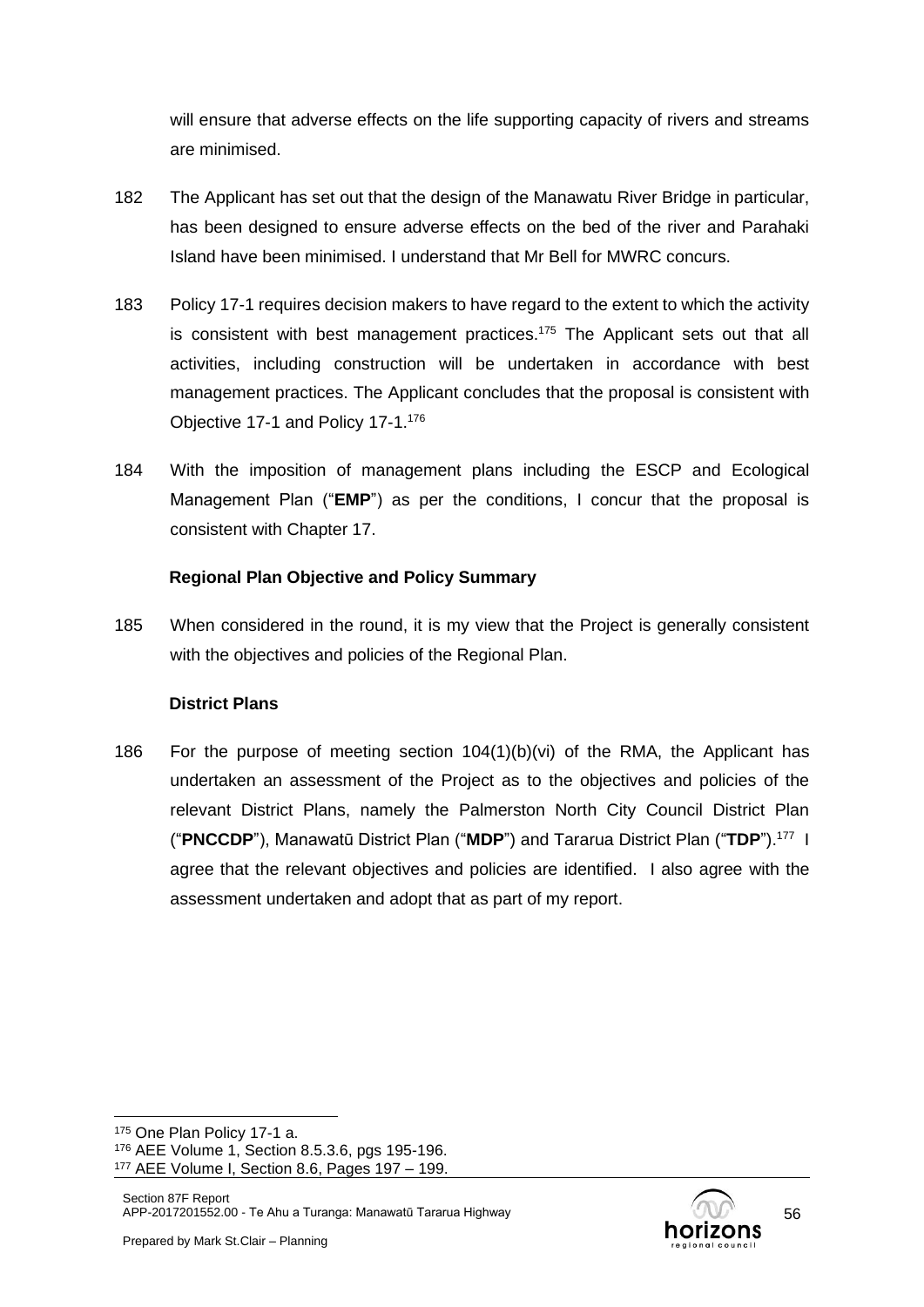will ensure that adverse effects on the life supporting capacity of rivers and streams are minimised.

182 The Applicant has set out that the design of the Manawatu River Bridge in particular, has been designed to ensure adverse effects on the bed of the river and Parahaki Island have been minimised. I understand that Mr Bell for MWRC concurs.

183 Policy 17-1 requires decision makers to have regard to the extent to which the activity is consistent with best management practices.[175] The Applicant sets out that all activities, including construction will be undertaken in accordance with best management practices. The Applicant concludes that the proposal is consistent with Objective 17-1 and Policy 17-1.[176]

184 With the imposition of management plans including the ESCP and Ecological Management Plan ("**EMP**") as per the conditions, I concur that the proposal is consistent with Chapter 17.

**Regional Plan Objective and Policy Summary**

185 When considered in the round, it is my view that the Project is generally consistent with the objectives and policies of the Regional Plan.

**District Plans**

186 For the purpose of meeting section 104(1)(b)(vi) of the RMA, the Applicant has undertaken an assessment of the Project as to the objectives and policies of the relevant District Plans, namely the Palmerston North City Council District Plan ("**PNCCDP**"), Manawatū District Plan ("**MDP**") and Tararua District Plan ("**TDP**").[177] I agree that the relevant objectives and policies are identified. I also agree with the assessment undertaken and adopt that as part of my report.

---

[175] One Plan Policy 17-1 a.

[176] AEE Volume 1, Section 8.5.3.6, pgs 195-196.

[177] AEE Volume I, Section 8.6, Pages 197 – 199.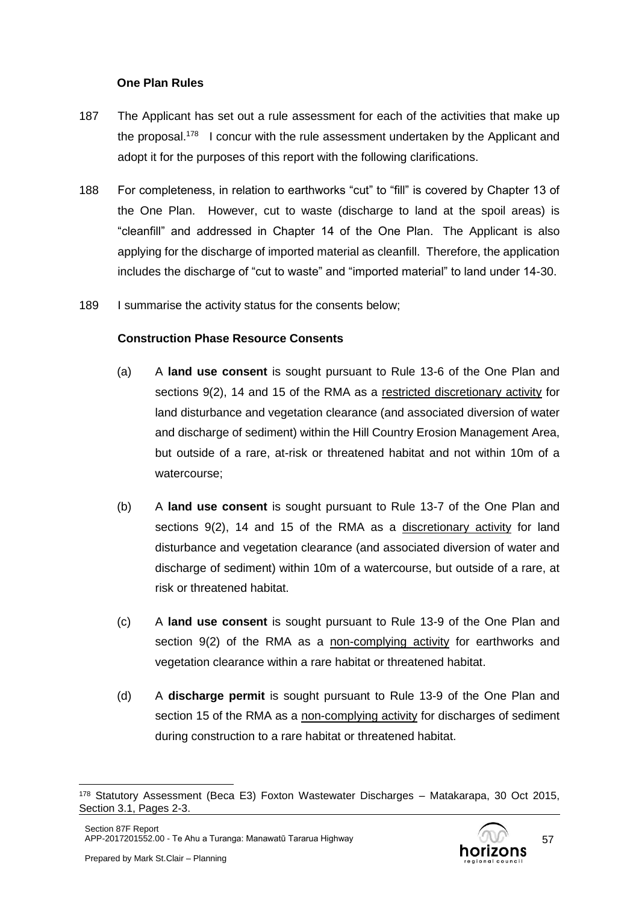### One Plan Rules

187 The Applicant has set out a rule assessment for each of the activities that make up the proposal.[178] I concur with the rule assessment undertaken by the Applicant and adopt it for the purposes of this report with the following clarifications.

188 For completeness, in relation to earthworks "cut" to "fill" is covered by Chapter 13 of the One Plan. However, cut to waste (discharge to land at the spoil areas) is "cleanfill" and addressed in Chapter 14 of the One Plan. The Applicant is also applying for the discharge of imported material as cleanfill. Therefore, the application includes the discharge of "cut to waste" and "imported material" to land under 14-30.

189 I summarise the activity status for the consents below;

### Construction Phase Resource Consents

(a) A **land use consent** is sought pursuant to Rule 13-6 of the One Plan and sections 9(2), 14 and 15 of the RMA as a restricted discretionary activity for land disturbance and vegetation clearance (and associated diversion of water and discharge of sediment) within the Hill Country Erosion Management Area, but outside of a rare, at-risk or threatened habitat and not within 10m of a watercourse;

(b) A **land use consent** is sought pursuant to Rule 13-7 of the One Plan and sections 9(2), 14 and 15 of the RMA as a discretionary activity for land disturbance and vegetation clearance (and associated diversion of water and discharge of sediment) within 10m of a watercourse, but outside of a rare, at risk or threatened habitat.

(c) A **land use consent** is sought pursuant to Rule 13-9 of the One Plan and section 9(2) of the RMA as a non-complying activity for earthworks and vegetation clearance within a rare habitat or threatened habitat.

(d) A **discharge permit** is sought pursuant to Rule 13-9 of the One Plan and section 15 of the RMA as a non-complying activity for discharges of sediment during construction to a rare habitat or threatened habitat.

---

[178] Statutory Assessment (Beca E3) Foxton Wastewater Discharges – Matakarapa, 30 Oct 2015, Section 3.1, Pages 2-3.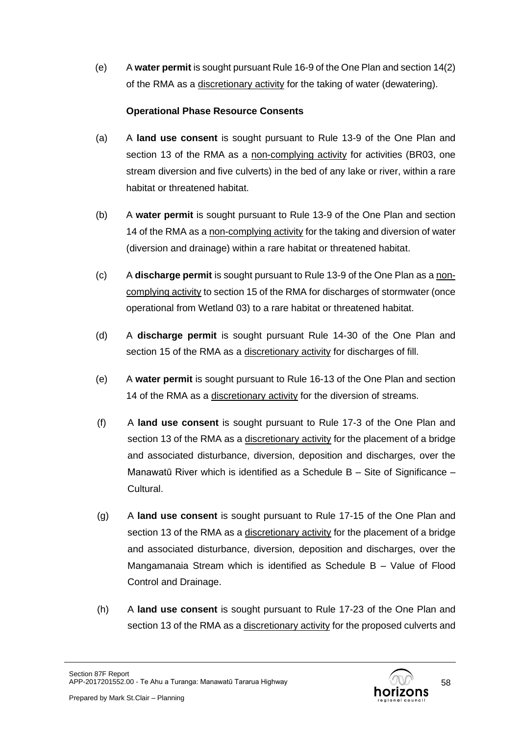(e) A **water permit** is sought pursuant Rule 16-9 of the One Plan and section 14(2) of the RMA as a <u>discretionary activity</u> for the taking of water (dewatering).

**Operational Phase Resource Consents**

(a) A **land use consent** is sought pursuant to Rule 13-9 of the One Plan and section 13 of the RMA as a <u>non-complying activity</u> for activities (BR03, one stream diversion and five culverts) in the bed of any lake or river, within a rare habitat or threatened habitat.

(b) A **water permit** is sought pursuant to Rule 13-9 of the One Plan and section 14 of the RMA as a <u>non-complying activity</u> for the taking and diversion of water (diversion and drainage) within a rare habitat or threatened habitat.

(c) A **discharge permit** is sought pursuant to Rule 13-9 of the One Plan as a <u>non-complying activity</u> to section 15 of the RMA for discharges of stormwater (once operational from Wetland 03) to a rare habitat or threatened habitat.

(d) A **discharge permit** is sought pursuant Rule 14-30 of the One Plan and section 15 of the RMA as a <u>discretionary activity</u> for discharges of fill.

(e) A **water permit** is sought pursuant to Rule 16-13 of the One Plan and section 14 of the RMA as a <u>discretionary activity</u> for the diversion of streams.

(f) A **land use consent** is sought pursuant to Rule 17-3 of the One Plan and section 13 of the RMA as a <u>discretionary activity</u> for the placement of a bridge and associated disturbance, diversion, deposition and discharges, over the Manawatū River which is identified as a Schedule B – Site of Significance – Cultural.

(g) A **land use consent** is sought pursuant to Rule 17-15 of the One Plan and section 13 of the RMA as a <u>discretionary activity</u> for the placement of a bridge and associated disturbance, diversion, deposition and discharges, over the Mangamanaia Stream which is identified as Schedule B – Value of Flood Control and Drainage.

(h) A **land use consent** is sought pursuant to Rule 17-23 of the One Plan and section 13 of the RMA as a <u>discretionary activity</u> for the proposed culverts and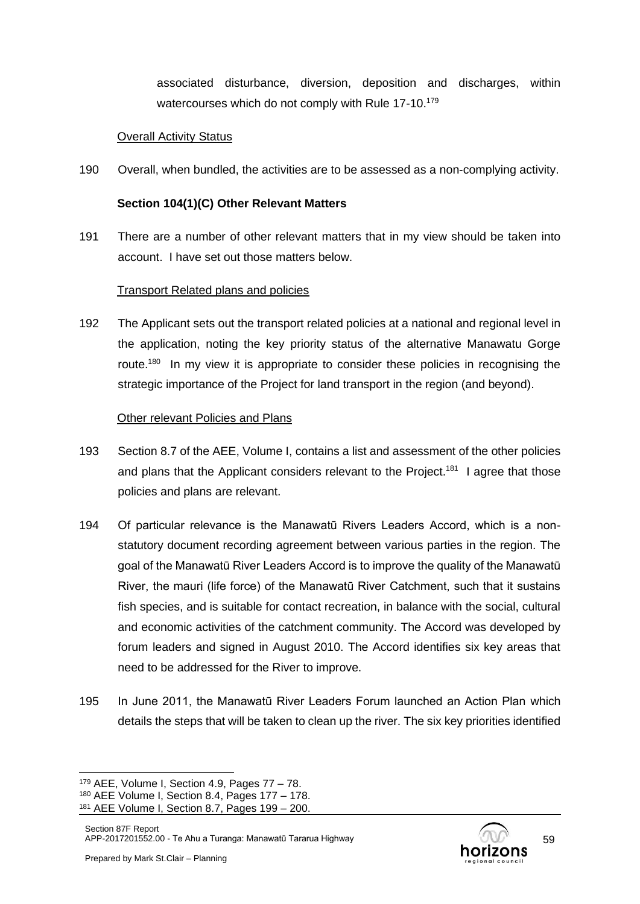associated disturbance, diversion, deposition and discharges, within watercourses which do not comply with Rule 17-10.[179]

Overall Activity Status

190 Overall, when bundled, the activities are to be assessed as a non-complying activity.

**Section 104(1)(C) Other Relevant Matters**

191 There are a number of other relevant matters that in my view should be taken into account. I have set out those matters below.

Transport Related plans and policies

192 The Applicant sets out the transport related policies at a national and regional level in the application, noting the key priority status of the alternative Manawatu Gorge route.[180] In my view it is appropriate to consider these policies in recognising the strategic importance of the Project for land transport in the region (and beyond).

Other relevant Policies and Plans

193 Section 8.7 of the AEE, Volume I, contains a list and assessment of the other policies and plans that the Applicant considers relevant to the Project.[181] I agree that those policies and plans are relevant.

194 Of particular relevance is the Manawatū Rivers Leaders Accord, which is a non-statutory document recording agreement between various parties in the region. The goal of the Manawatū River Leaders Accord is to improve the quality of the Manawatū River, the mauri (life force) of the Manawatū River Catchment, such that it sustains fish species, and is suitable for contact recreation, in balance with the social, cultural and economic activities of the catchment community. The Accord was developed by forum leaders and signed in August 2010. The Accord identifies six key areas that need to be addressed for the River to improve.

195 In June 2011, the Manawatū River Leaders Forum launched an Action Plan which details the steps that will be taken to clean up the river. The six key priorities identified

[179] AEE, Volume I, Section 4.9, Pages 77 – 78.
[180] AEE Volume I, Section 8.4, Pages 177 – 178.
[181] AEE Volume I, Section 8.7, Pages 199 – 200.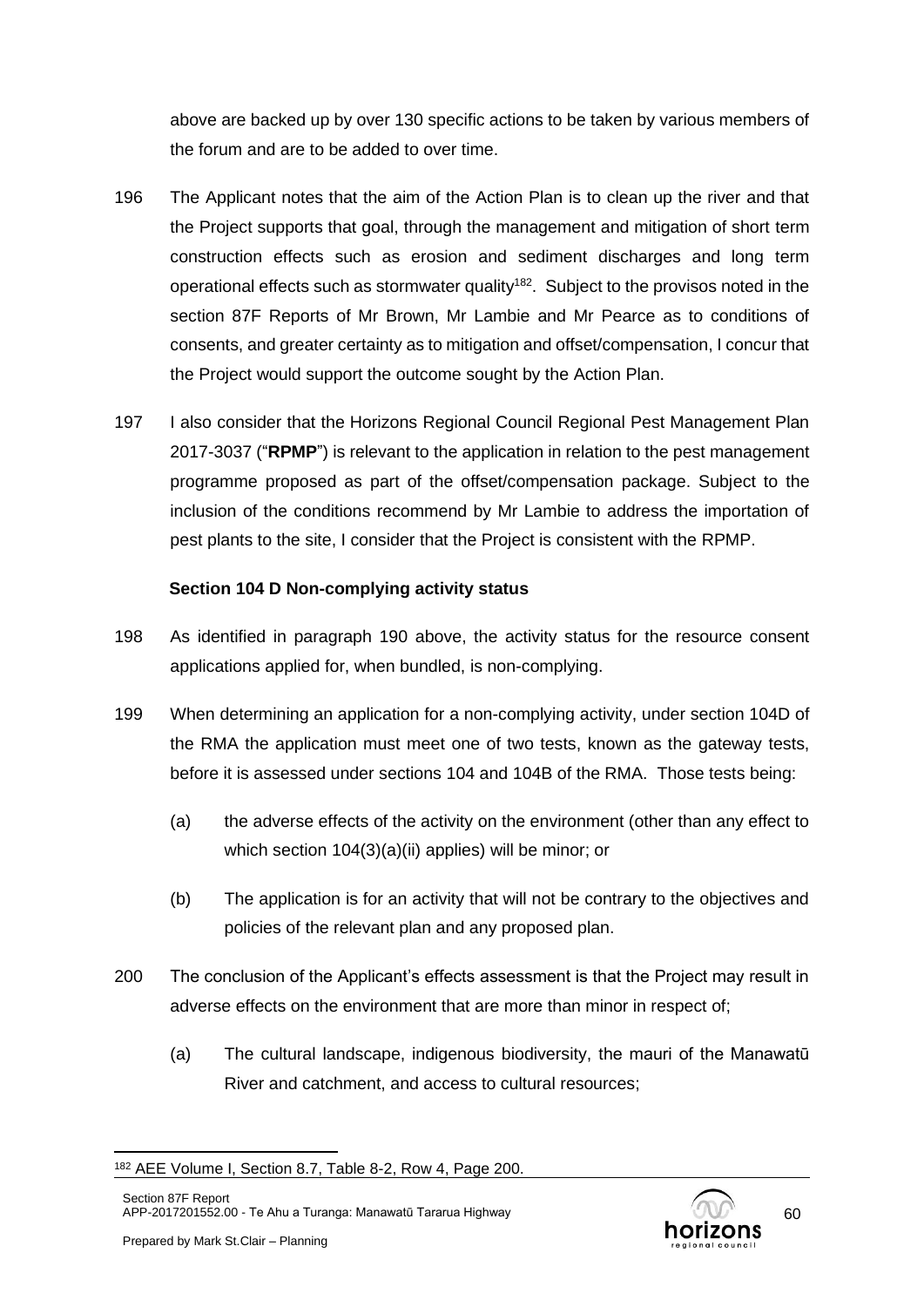above are backed up by over 130 specific actions to be taken by various members of the forum and are to be added to over time.

196 The Applicant notes that the aim of the Action Plan is to clean up the river and that the Project supports that goal, through the management and mitigation of short term construction effects such as erosion and sediment discharges and long term operational effects such as stormwater quality[182]. Subject to the provisos noted in the section 87F Reports of Mr Brown, Mr Lambie and Mr Pearce as to conditions of consents, and greater certainty as to mitigation and offset/compensation, I concur that the Project would support the outcome sought by the Action Plan.

197 I also consider that the Horizons Regional Council Regional Pest Management Plan 2017-3037 ("**RPMP**") is relevant to the application in relation to the pest management programme proposed as part of the offset/compensation package. Subject to the inclusion of the conditions recommend by Mr Lambie to address the importation of pest plants to the site, I consider that the Project is consistent with the RPMP.

**Section 104 D Non-complying activity status**

198 As identified in paragraph 190 above, the activity status for the resource consent applications applied for, when bundled, is non-complying.

199 When determining an application for a non-complying activity, under section 104D of the RMA the application must meet one of two tests, known as the gateway tests, before it is assessed under sections 104 and 104B of the RMA. Those tests being:

(a) the adverse effects of the activity on the environment (other than any effect to which section 104(3)(a)(ii) applies) will be minor; or

(b) The application is for an activity that will not be contrary to the objectives and policies of the relevant plan and any proposed plan.

200 The conclusion of the Applicant's effects assessment is that the Project may result in adverse effects on the environment that are more than minor in respect of;

(a) The cultural landscape, indigenous biodiversity, the mauri of the Manawatū River and catchment, and access to cultural resources;

[182] AEE Volume I, Section 8.7, Table 8-2, Row 4, Page 200.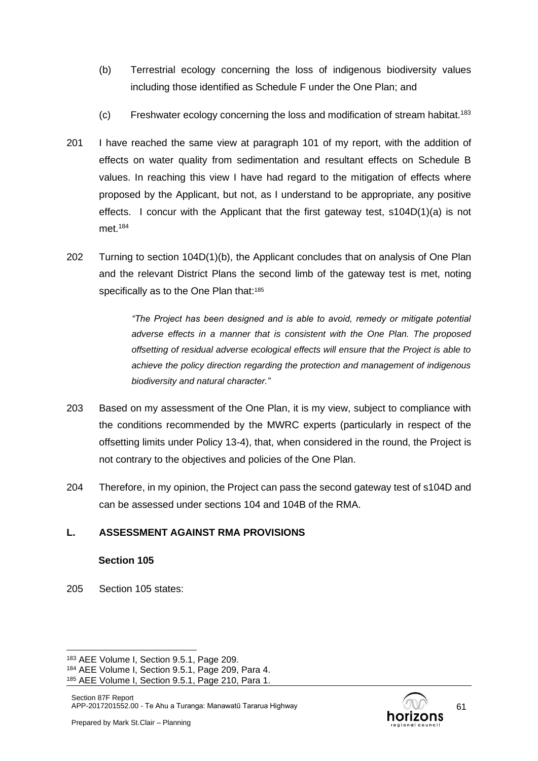(b) Terrestrial ecology concerning the loss of indigenous biodiversity values including those identified as Schedule F under the One Plan; and

(c) Freshwater ecology concerning the loss and modification of stream habitat.[183]

201 I have reached the same view at paragraph 101 of my report, with the addition of effects on water quality from sedimentation and resultant effects on Schedule B values. In reaching this view I have had regard to the mitigation of effects where proposed by the Applicant, but not, as I understand to be appropriate, any positive effects. I concur with the Applicant that the first gateway test, s104D(1)(a) is not met.[184]

202 Turning to section 104D(1)(b), the Applicant concludes that on analysis of One Plan and the relevant District Plans the second limb of the gateway test is met, noting specifically as to the One Plan that:[185]

> *"The Project has been designed and is able to avoid, remedy or mitigate potential adverse effects in a manner that is consistent with the One Plan. The proposed offsetting of residual adverse ecological effects will ensure that the Project is able to achieve the policy direction regarding the protection and management of indigenous biodiversity and natural character."*

203 Based on my assessment of the One Plan, it is my view, subject to compliance with the conditions recommended by the MWRC experts (particularly in respect of the offsetting limits under Policy 13-4), that, when considered in the round, the Project is not contrary to the objectives and policies of the One Plan.

204 Therefore, in my opinion, the Project can pass the second gateway test of s104D and can be assessed under sections 104 and 104B of the RMA.

## L. ASSESSMENT AGAINST RMA PROVISIONS

### Section 105

205 Section 105 states:

---

[183] AEE Volume I, Section 9.5.1, Page 209.
[184] AEE Volume I, Section 9.5.1, Page 209, Para 4.
[185] AEE Volume I, Section 9.5.1, Page 210, Para 1.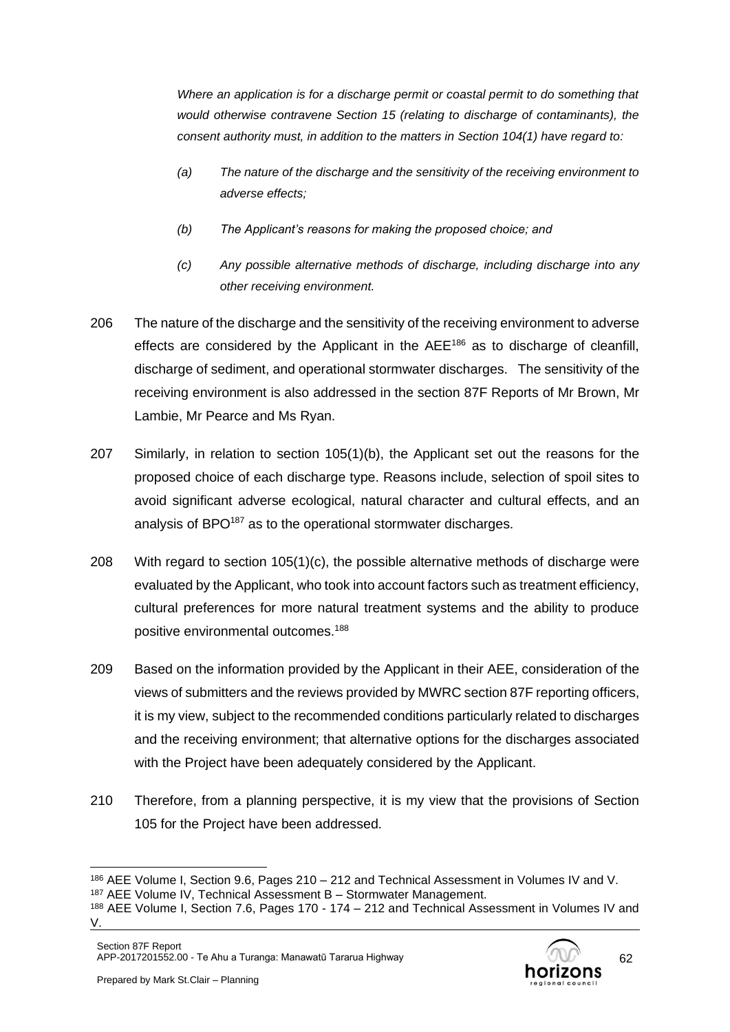*Where an application is for a discharge permit or coastal permit to do something that would otherwise contravene Section 15 (relating to discharge of contaminants), the consent authority must, in addition to the matters in Section 104(1) have regard to:*

*(a) The nature of the discharge and the sensitivity of the receiving environment to adverse effects;*

*(b) The Applicant's reasons for making the proposed choice; and*

*(c) Any possible alternative methods of discharge, including discharge into any other receiving environment.*

206 The nature of the discharge and the sensitivity of the receiving environment to adverse effects are considered by the Applicant in the AEE[186] as to discharge of cleanfill, discharge of sediment, and operational stormwater discharges. The sensitivity of the receiving environment is also addressed in the section 87F Reports of Mr Brown, Mr Lambie, Mr Pearce and Ms Ryan.

207 Similarly, in relation to section 105(1)(b), the Applicant set out the reasons for the proposed choice of each discharge type. Reasons include, selection of spoil sites to avoid significant adverse ecological, natural character and cultural effects, and an analysis of BPO[187] as to the operational stormwater discharges.

208 With regard to section 105(1)(c), the possible alternative methods of discharge were evaluated by the Applicant, who took into account factors such as treatment efficiency, cultural preferences for more natural treatment systems and the ability to produce positive environmental outcomes.[188]

209 Based on the information provided by the Applicant in their AEE, consideration of the views of submitters and the reviews provided by MWRC section 87F reporting officers, it is my view, subject to the recommended conditions particularly related to discharges and the receiving environment; that alternative options for the discharges associated with the Project have been adequately considered by the Applicant.

210 Therefore, from a planning perspective, it is my view that the provisions of Section 105 for the Project have been addressed.

---

[186] AEE Volume I, Section 9.6, Pages 210 – 212 and Technical Assessment in Volumes IV and V.

[187] AEE Volume IV, Technical Assessment B – Stormwater Management.

[188] AEE Volume I, Section 7.6, Pages 170 - 174 – 212 and Technical Assessment in Volumes IV and V.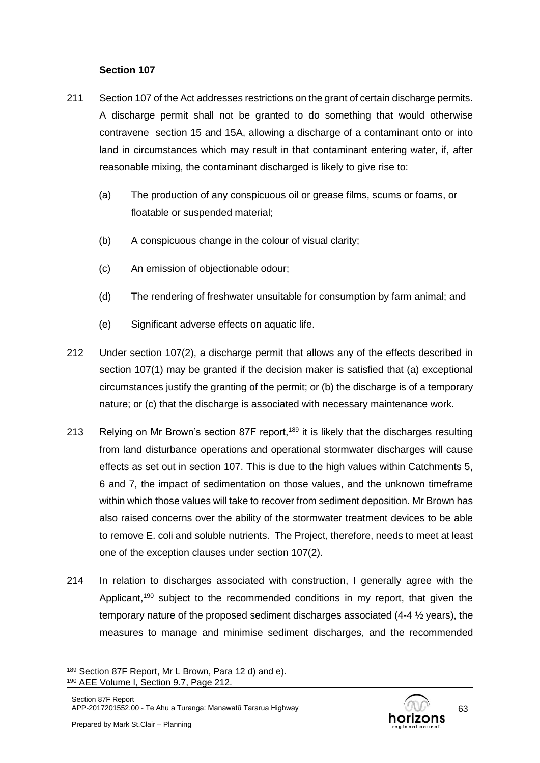**Section 107**

211 Section 107 of the Act addresses restrictions on the grant of certain discharge permits. A discharge permit shall not be granted to do something that would otherwise contravene section 15 and 15A, allowing a discharge of a contaminant onto or into land in circumstances which may result in that contaminant entering water, if, after reasonable mixing, the contaminant discharged is likely to give rise to:

(a) The production of any conspicuous oil or grease films, scums or foams, or floatable or suspended material;

(b) A conspicuous change in the colour of visual clarity;

(c) An emission of objectionable odour;

(d) The rendering of freshwater unsuitable for consumption by farm animal; and

(e) Significant adverse effects on aquatic life.

212 Under section 107(2), a discharge permit that allows any of the effects described in section 107(1) may be granted if the decision maker is satisfied that (a) exceptional circumstances justify the granting of the permit; or (b) the discharge is of a temporary nature; or (c) that the discharge is associated with necessary maintenance work.

213 Relying on Mr Brown's section 87F report,[189] it is likely that the discharges resulting from land disturbance operations and operational stormwater discharges will cause effects as set out in section 107. This is due to the high values within Catchments 5, 6 and 7, the impact of sedimentation on those values, and the unknown timeframe within which those values will take to recover from sediment deposition. Mr Brown has also raised concerns over the ability of the stormwater treatment devices to be able to remove E. coli and soluble nutrients. The Project, therefore, needs to meet at least one of the exception clauses under section 107(2).

214 In relation to discharges associated with construction, I generally agree with the Applicant,[190] subject to the recommended conditions in my report, that given the temporary nature of the proposed sediment discharges associated (4-4 ½ years), the measures to manage and minimise sediment discharges, and the recommended

[189] Section 87F Report, Mr L Brown, Para 12 d) and e).
[190] AEE Volume I, Section 9.7, Page 212.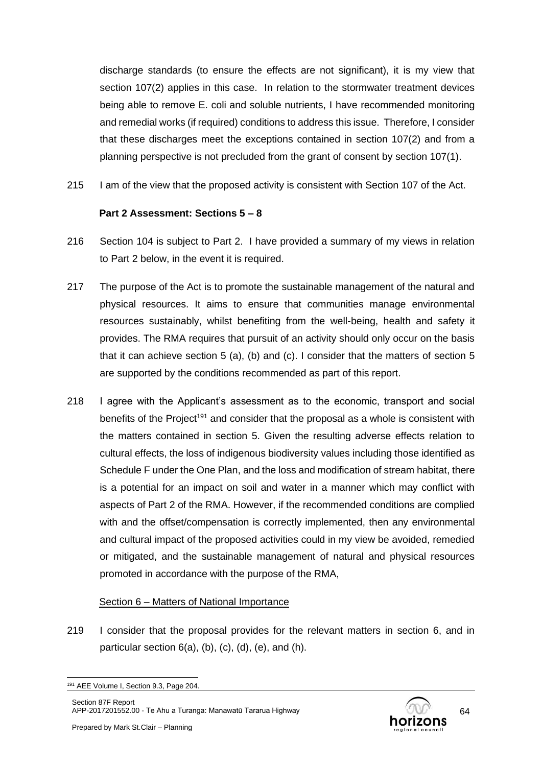discharge standards (to ensure the effects are not significant), it is my view that section 107(2) applies in this case. In relation to the stormwater treatment devices being able to remove E. coli and soluble nutrients, I have recommended monitoring and remedial works (if required) conditions to address this issue. Therefore, I consider that these discharges meet the exceptions contained in section 107(2) and from a planning perspective is not precluded from the grant of consent by section 107(1).

215 I am of the view that the proposed activity is consistent with Section 107 of the Act.

**Part 2 Assessment: Sections 5 – 8**

216 Section 104 is subject to Part 2. I have provided a summary of my views in relation to Part 2 below, in the event it is required.

217 The purpose of the Act is to promote the sustainable management of the natural and physical resources. It aims to ensure that communities manage environmental resources sustainably, whilst benefiting from the well-being, health and safety it provides. The RMA requires that pursuit of an activity should only occur on the basis that it can achieve section 5 (a), (b) and (c). I consider that the matters of section 5 are supported by the conditions recommended as part of this report.

218 I agree with the Applicant's assessment as to the economic, transport and social benefits of the Project[191] and consider that the proposal as a whole is consistent with the matters contained in section 5. Given the resulting adverse effects relation to cultural effects, the loss of indigenous biodiversity values including those identified as Schedule F under the One Plan, and the loss and modification of stream habitat, there is a potential for an impact on soil and water in a manner which may conflict with aspects of Part 2 of the RMA. However, if the recommended conditions are complied with and the offset/compensation is correctly implemented, then any environmental and cultural impact of the proposed activities could in my view be avoided, remedied or mitigated, and the sustainable management of natural and physical resources promoted in accordance with the purpose of the RMA,

Section 6 – Matters of National Importance

219 I consider that the proposal provides for the relevant matters in section 6, and in particular section 6(a), (b), (c), (d), (e), and (h).

[191] AEE Volume I, Section 9.3, Page 204.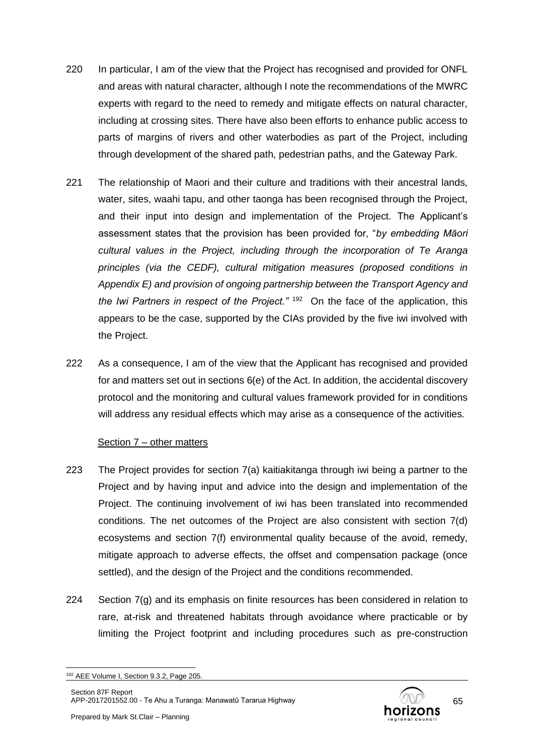220 In particular, I am of the view that the Project has recognised and provided for ONFL and areas with natural character, although I note the recommendations of the MWRC experts with regard to the need to remedy and mitigate effects on natural character, including at crossing sites. There have also been efforts to enhance public access to parts of margins of rivers and other waterbodies as part of the Project, including through development of the shared path, pedestrian paths, and the Gateway Park.

221 The relationship of Maori and their culture and traditions with their ancestral lands, water, sites, waahi tapu, and other taonga has been recognised through the Project, and their input into design and implementation of the Project. The Applicant's assessment states that the provision has been provided for, "*by embedding Māori cultural values in the Project, including through the incorporation of Te Aranga principles (via the CEDF), cultural mitigation measures (proposed conditions in Appendix E) and provision of ongoing partnership between the Transport Agency and the Iwi Partners in respect of the Project.*" [192] On the face of the application, this appears to be the case, supported by the CIAs provided by the five iwi involved with the Project.

222 As a consequence, I am of the view that the Applicant has recognised and provided for and matters set out in sections 6(e) of the Act. In addition, the accidental discovery protocol and the monitoring and cultural values framework provided for in conditions will address any residual effects which may arise as a consequence of the activities.

Section 7 – other matters

223 The Project provides for section 7(a) kaitiakitanga through iwi being a partner to the Project and by having input and advice into the design and implementation of the Project. The continuing involvement of iwi has been translated into recommended conditions. The net outcomes of the Project are also consistent with section 7(d) ecosystems and section 7(f) environmental quality because of the avoid, remedy, mitigate approach to adverse effects, the offset and compensation package (once settled), and the design of the Project and the conditions recommended.

224 Section 7(g) and its emphasis on finite resources has been considered in relation to rare, at-risk and threatened habitats through avoidance where practicable or by limiting the Project footprint and including procedures such as pre-construction

[192] AEE Volume I, Section 9.3.2, Page 205.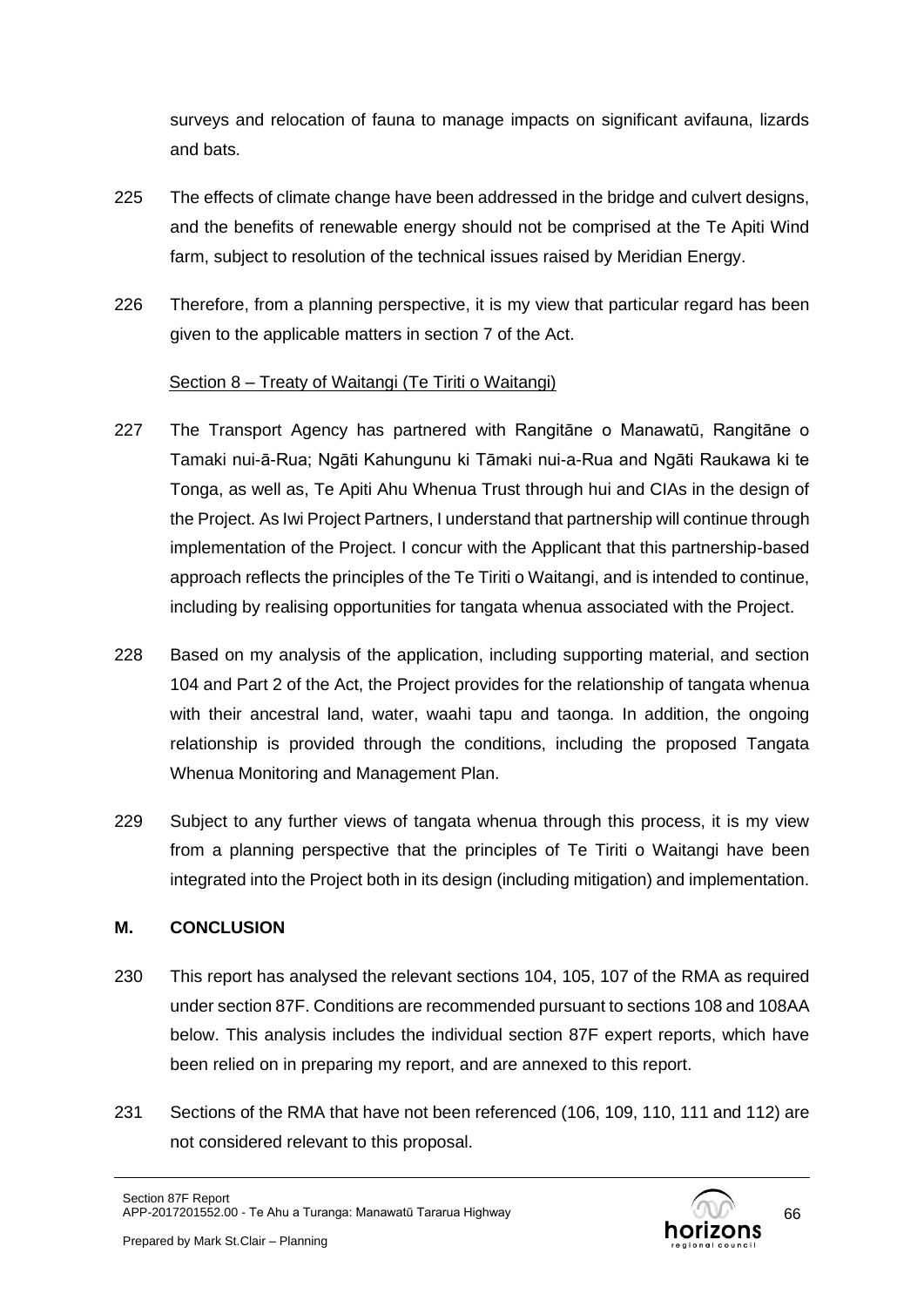surveys and relocation of fauna to manage impacts on significant avifauna, lizards and bats.

225 The effects of climate change have been addressed in the bridge and culvert designs, and the benefits of renewable energy should not be comprised at the Te Apiti Wind farm, subject to resolution of the technical issues raised by Meridian Energy.

226 Therefore, from a planning perspective, it is my view that particular regard has been given to the applicable matters in section 7 of the Act.

Section 8 – Treaty of Waitangi (Te Tiriti o Waitangi)

227 The Transport Agency has partnered with Rangitāne o Manawatū, Rangitāne o Tamaki nui-ā-Rua; Ngāti Kahungunu ki Tāmaki nui-a-Rua and Ngāti Raukawa ki te Tonga, as well as, Te Apiti Ahu Whenua Trust through hui and CIAs in the design of the Project. As Iwi Project Partners, I understand that partnership will continue through implementation of the Project. I concur with the Applicant that this partnership-based approach reflects the principles of the Te Tiriti o Waitangi, and is intended to continue, including by realising opportunities for tangata whenua associated with the Project.

228 Based on my analysis of the application, including supporting material, and section 104 and Part 2 of the Act, the Project provides for the relationship of tangata whenua with their ancestral land, water, waahi tapu and taonga. In addition, the ongoing relationship is provided through the conditions, including the proposed Tangata Whenua Monitoring and Management Plan.

229 Subject to any further views of tangata whenua through this process, it is my view from a planning perspective that the principles of Te Tiriti o Waitangi have been integrated into the Project both in its design (including mitigation) and implementation.

## M. CONCLUSION

230 This report has analysed the relevant sections 104, 105, 107 of the RMA as required under section 87F. Conditions are recommended pursuant to sections 108 and 108AA below. This analysis includes the individual section 87F expert reports, which have been relied on in preparing my report, and are annexed to this report.

231 Sections of the RMA that have not been referenced (106, 109, 110, 111 and 112) are not considered relevant to this proposal.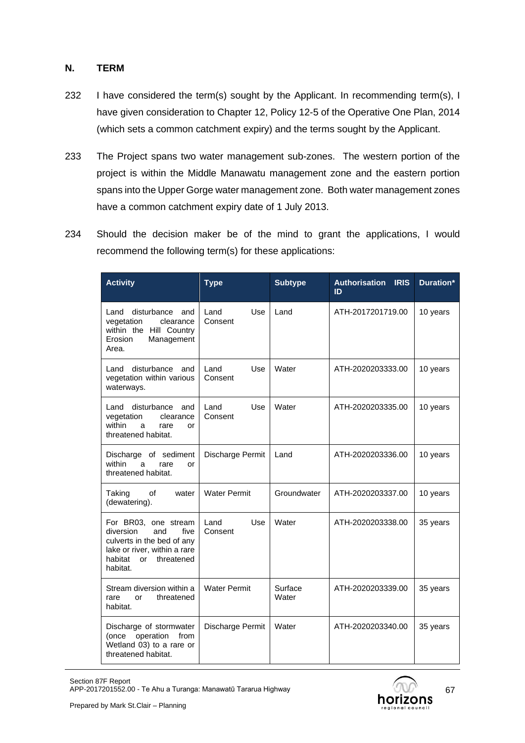## N. TERM

232 I have considered the term(s) sought by the Applicant. In recommending term(s), I have given consideration to Chapter 12, Policy 12-5 of the Operative One Plan, 2014 (which sets a common catchment expiry) and the terms sought by the Applicant.

233 The Project spans two water management sub-zones. The western portion of the project is within the Middle Manawatu management zone and the eastern portion spans into the Upper Gorge water management zone. Both water management zones have a common catchment expiry date of 1 July 2013.

234 Should the decision maker be of the mind to grant the applications, I would recommend the following term(s) for these applications:

| Activity | Type | Subtype | Authorisation IRIS ID | Duration* |
|---|---|---|---|---|
| Land disturbance and vegetation clearance within the Hill Country Erosion Management Area. | Land Use Consent | Land | ATH-2017201719.00 | 10 years |
| Land disturbance and vegetation within various waterways. | Land Use Consent | Water | ATH-2020203333.00 | 10 years |
| Land disturbance and vegetation clearance within a rare or threatened habitat. | Land Use Consent | Water | ATH-2020203335.00 | 10 years |
| Discharge of sediment within a rare or threatened habitat. | Discharge Permit | Land | ATH-2020203336.00 | 10 years |
| Taking of water (dewatering). | Water Permit | Groundwater | ATH-2020203337.00 | 10 years |
| For BR03, one stream diversion and five culverts in the bed of any lake or river, within a rare habitat or threatened habitat. | Land Use Consent | Water | ATH-2020203338.00 | 35 years |
| Stream diversion within a rare or threatened habitat. | Water Permit | Surface Water | ATH-2020203339.00 | 35 years |
| Discharge of stormwater (once operation from Wetland 03) to a rare or threatened habitat. | Discharge Permit | Water | ATH-2020203340.00 | 35 years |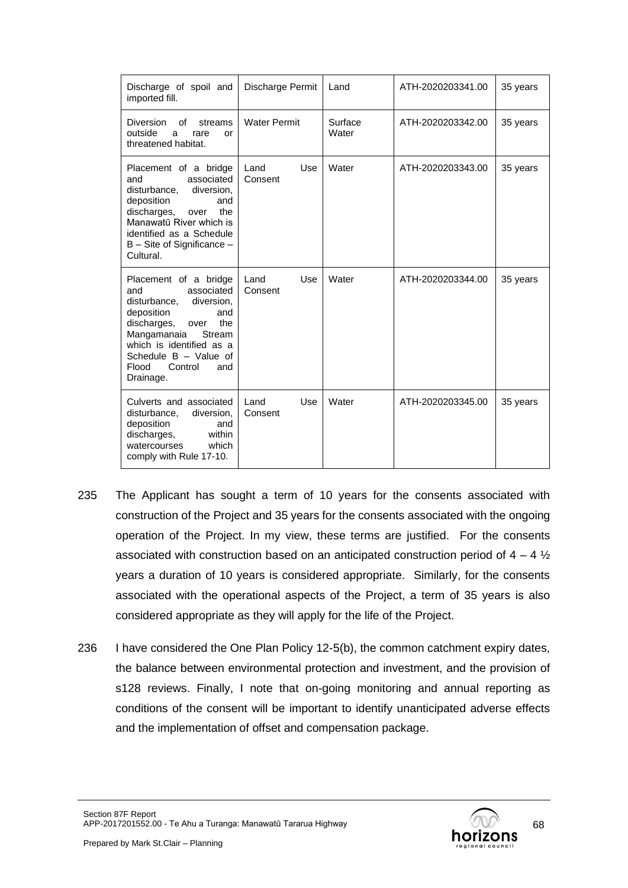| | | | | |
|---|---|---|---|---|
| Discharge of spoil and imported fill. | Discharge Permit | Land | ATH-2020203341.00 | 35 years |
| Diversion of streams outside a rare or threatened habitat. | Water Permit | Surface Water | ATH-2020203342.00 | 35 years |
| Placement of a bridge and associated disturbance, diversion, deposition and discharges, over the Manawatū River which is identified as a Schedule B – Site of Significance – Cultural. | Land Use Consent | Water | ATH-2020203343.00 | 35 years |
| Placement of a bridge and associated disturbance, diversion, deposition and discharges, over the Mangamanaia Stream which is identified as a Schedule B – Value of Flood Control and Drainage. | Land Use Consent | Water | ATH-2020203344.00 | 35 years |
| Culverts and associated disturbance, diversion, deposition and discharges, within watercourses which comply with Rule 17-10. | Land Use Consent | Water | ATH-2020203345.00 | 35 years |

235 The Applicant has sought a term of 10 years for the consents associated with construction of the Project and 35 years for the consents associated with the ongoing operation of the Project. In my view, these terms are justified. For the consents associated with construction based on an anticipated construction period of 4 – 4 ½ years a duration of 10 years is considered appropriate. Similarly, for the consents associated with the operational aspects of the Project, a term of 35 years is also considered appropriate as they will apply for the life of the Project.

236 I have considered the One Plan Policy 12-5(b), the common catchment expiry dates, the balance between environmental protection and investment, and the provision of s128 reviews. Finally, I note that on-going monitoring and annual reporting as conditions of the consent will be important to identify unanticipated adverse effects and the implementation of offset and compensation package.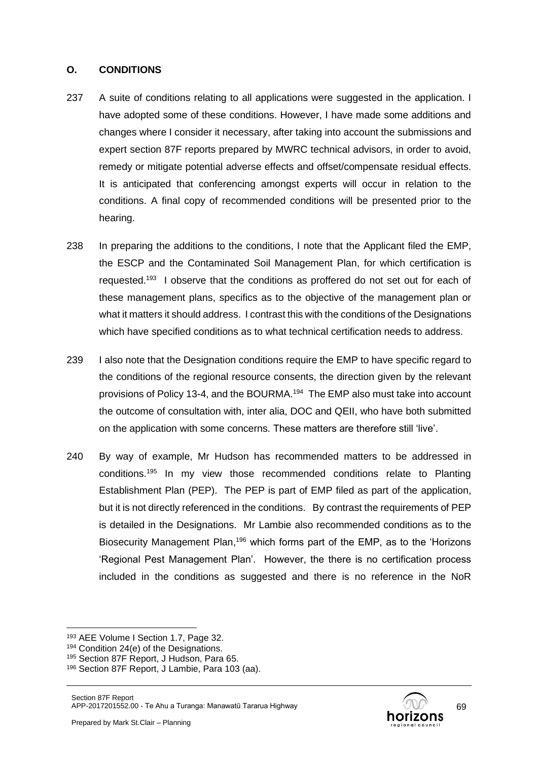## O. CONDITIONS

237 A suite of conditions relating to all applications were suggested in the application. I have adopted some of these conditions. However, I have made some additions and changes where I consider it necessary, after taking into account the submissions and expert section 87F reports prepared by MWRC technical advisors, in order to avoid, remedy or mitigate potential adverse effects and offset/compensate residual effects. It is anticipated that conferencing amongst experts will occur in relation to the conditions. A final copy of recommended conditions will be presented prior to the hearing.

238 In preparing the additions to the conditions, I note that the Applicant filed the EMP, the ESCP and the Contaminated Soil Management Plan, for which certification is requested.[193] I observe that the conditions as proffered do not set out for each of these management plans, specifics as to the objective of the management plan or what it matters it should address. I contrast this with the conditions of the Designations which have specified conditions as to what technical certification needs to address.

239 I also note that the Designation conditions require the EMP to have specific regard to the conditions of the regional resource consents, the direction given by the relevant provisions of Policy 13-4, and the BOURMA.[194] The EMP also must take into account the outcome of consultation with, inter alia, DOC and QEII, who have both submitted on the application with some concerns. These matters are therefore still 'live'.

240 By way of example, Mr Hudson has recommended matters to be addressed in conditions.[195] In my view those recommended conditions relate to Planting Establishment Plan (PEP). The PEP is part of EMP filed as part of the application, but it is not directly referenced in the conditions. By contrast the requirements of PEP is detailed in the Designations. Mr Lambie also recommended conditions as to the Biosecurity Management Plan,[196] which forms part of the EMP, as to the 'Horizons 'Regional Pest Management Plan'. However, the there is no certification process included in the conditions as suggested and there is no reference in the NoR

[193] AEE Volume I Section 1.7, Page 32.
[194] Condition 24(e) of the Designations.
[195] Section 87F Report, J Hudson, Para 65.
[196] Section 87F Report, J Lambie, Para 103 (aa).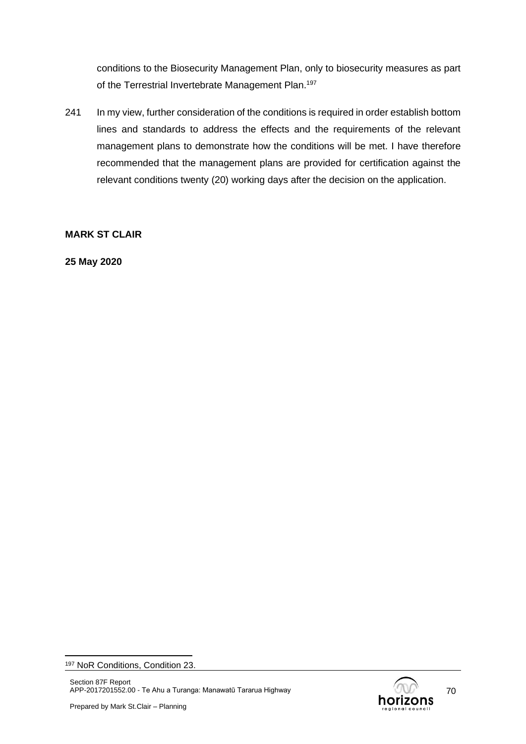conditions to the Biosecurity Management Plan, only to biosecurity measures as part of the Terrestrial Invertebrate Management Plan.[197]

241 In my view, further consideration of the conditions is required in order establish bottom lines and standards to address the effects and the requirements of the relevant management plans to demonstrate how the conditions will be met. I have therefore recommended that the management plans are provided for certification against the relevant conditions twenty (20) working days after the decision on the application.

**MARK ST CLAIR**

**25 May 2020**

[197] NoR Conditions, Condition 23.